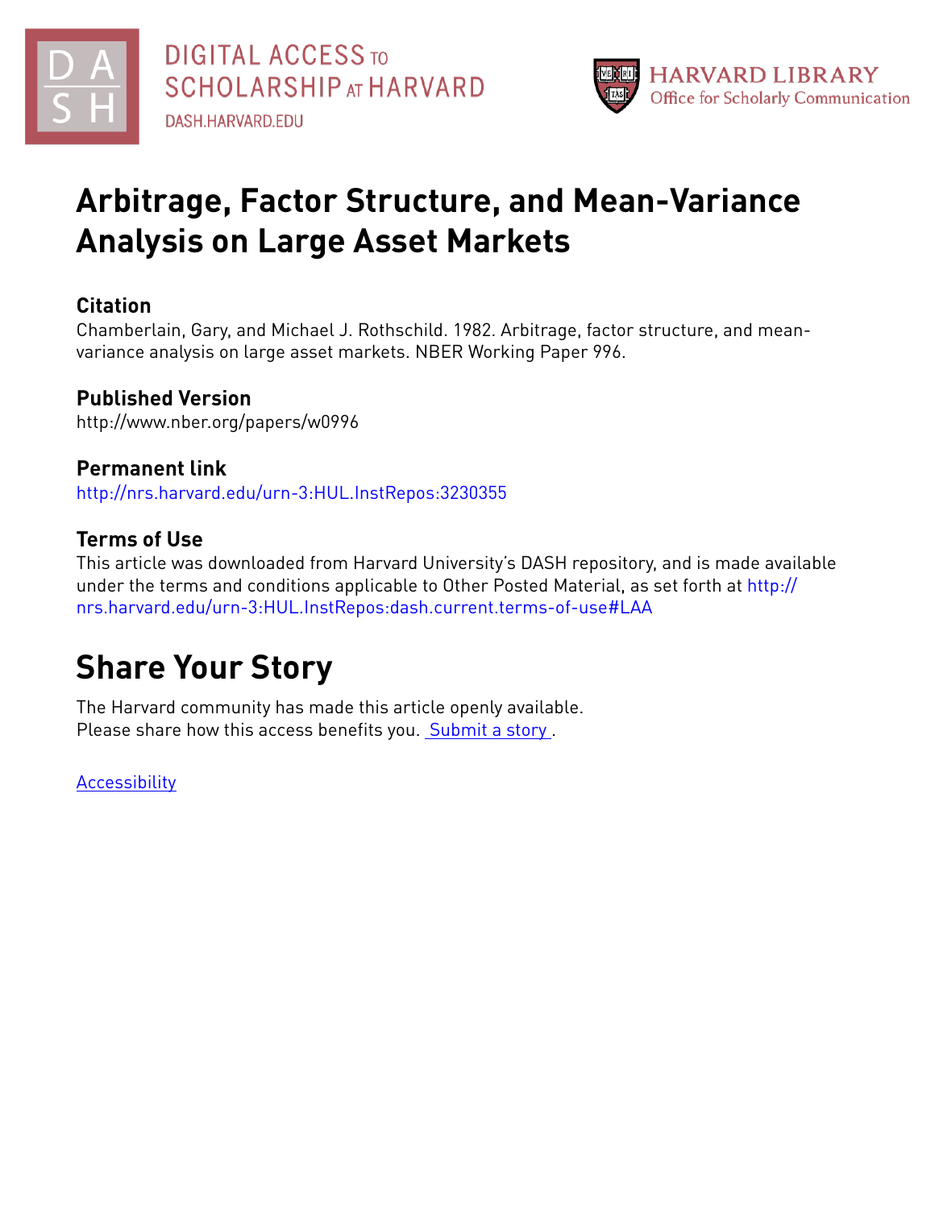DIGITAL ACCESS TO SCHOLARSHIP AT HARVARD

DASH.HARVARD.EDU

HARVARD LIBRARY
Office for Scholarly Communication

# Arbitrage, Factor Structure, and Mean-Variance Analysis on Large Asset Markets

## Citation

Chamberlain, Gary, and Michael J. Rothschild. 1982. Arbitrage, factor structure, and mean-variance analysis on large asset markets. NBER Working Paper 996.

## Published Version

http://www.nber.org/papers/w0996

## Permanent link

http://nrs.harvard.edu/urn-3:HUL.InstRepos:3230355

## Terms of Use

This article was downloaded from Harvard University's DASH repository, and is made available under the terms and conditions applicable to Other Posted Material, as set forth at http://nrs.harvard.edu/urn-3:HUL.InstRepos:dash.current.terms-of-use#LAA

# Share Your Story

The Harvard community has made this article openly available.
Please share how this access benefits you. Submit a story .

Accessibility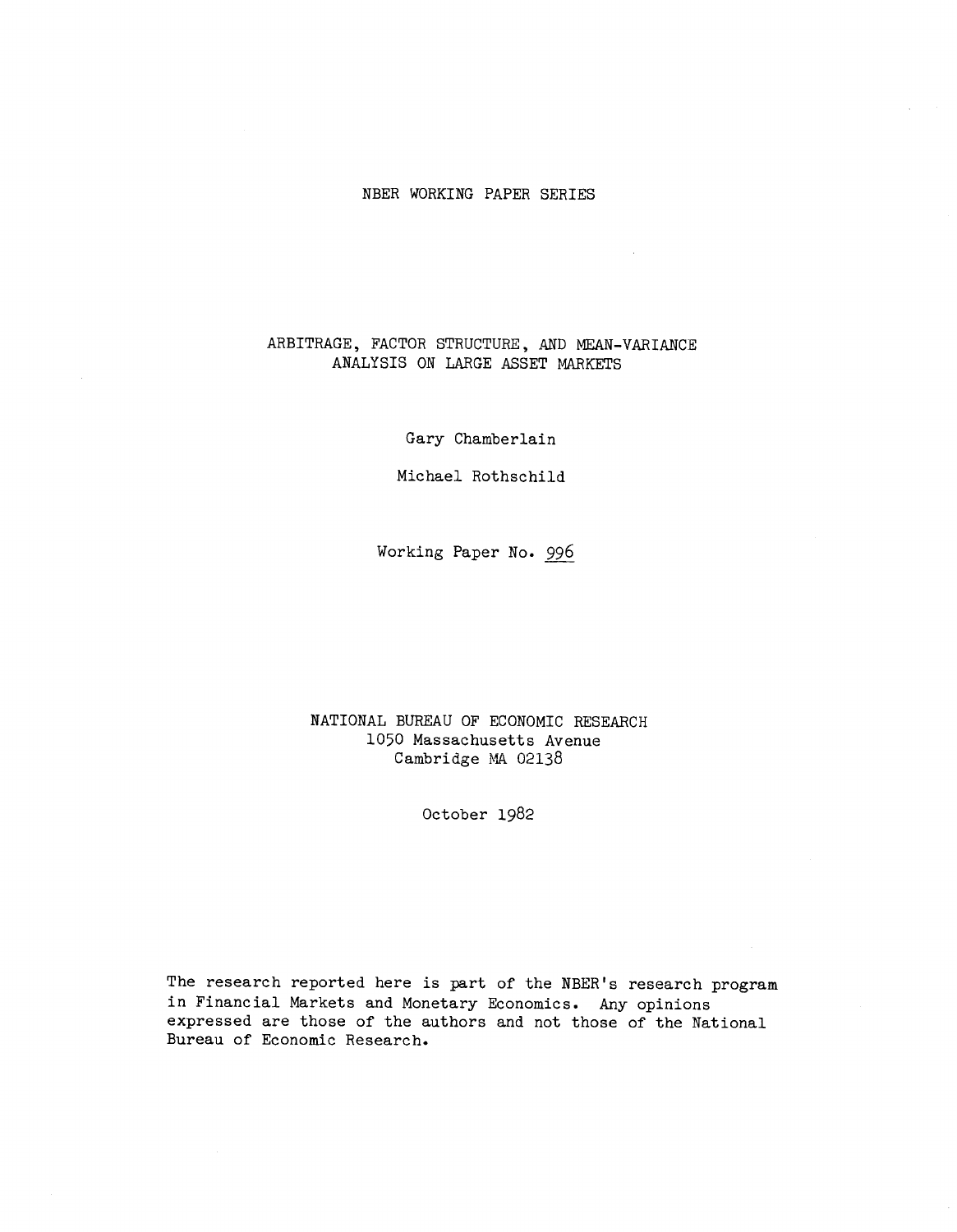NBER WORKING PAPER SERIES

# ARBITRAGE, FACTOR STRUCTURE, AND MEAN-VARIANCE ANALYSIS ON LARGE ASSET MARKETS

Gary Chamberlain

Michael Rothschild

Working Paper No. 996

NATIONAL BUREAU OF ECONOMIC RESEARCH
1050 Massachusetts Avenue
Cambridge MA 02138

October 1982

The research reported here is part of the NBER's research program in Financial Markets and Monetary Economics. Any opinions expressed are those of the authors and not those of the National Bureau of Economic Research.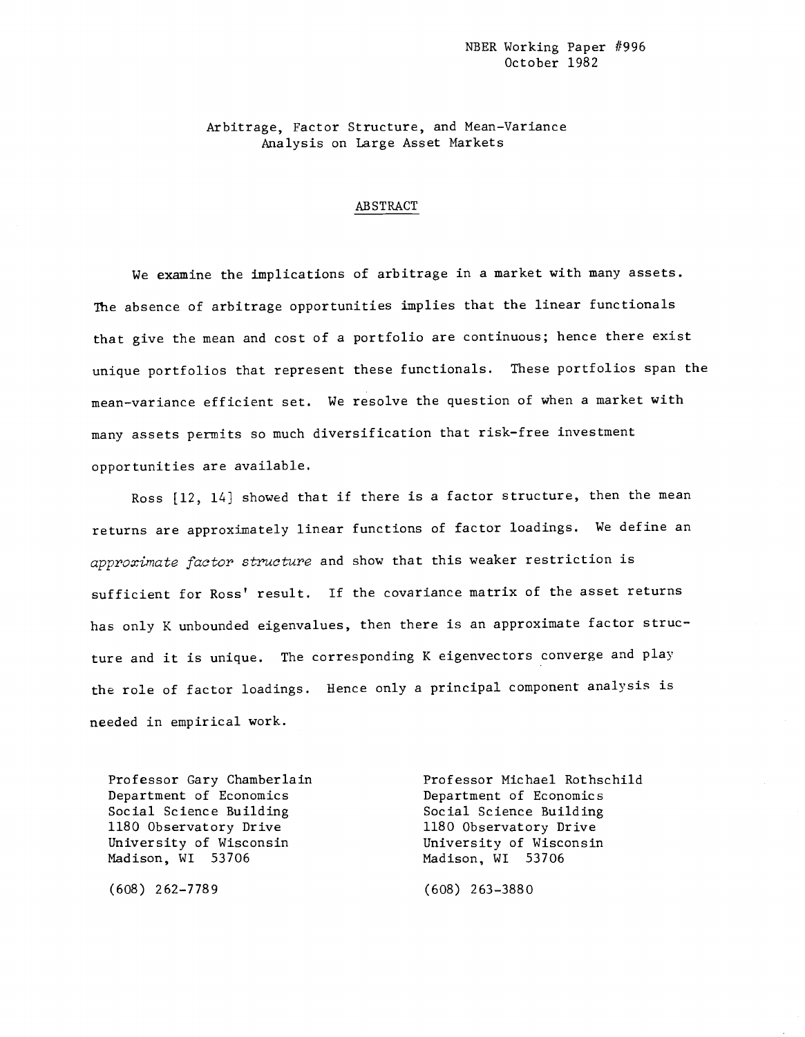NBER Working Paper #996
October 1982

# Arbitrage, Factor Structure, and Mean-Variance Analysis on Large Asset Markets

## ABSTRACT

We examine the implications of arbitrage in a market with many assets. The absence of arbitrage opportunities implies that the linear functionals that give the mean and cost of a portfolio are continuous; hence there exist unique portfolios that represent these functionals. These portfolios span the mean-variance efficient set. We resolve the question of when a market with many assets permits so much diversification that risk-free investment opportunities are available.

Ross [12, 14] showed that if there is a factor structure, then the mean returns are approximately linear functions of factor loadings. We define an *approximate factor structure* and show that this weaker restriction is sufficient for Ross' result. If the covariance matrix of the asset returns has only K unbounded eigenvalues, then there is an approximate factor structure and it is unique. The corresponding K eigenvectors converge and play the role of factor loadings. Hence only a principal component analysis is needed in empirical work.

Professor Gary Chamberlain
Department of Economics
Social Science Building
1180 Observatory Drive
University of Wisconsin
Madison, WI 53706

(608) 262-7789

Professor Michael Rothschild
Department of Economics
Social Science Building
1180 Observatory Drive
University of Wisconsin
Madison, WI 53706

(608) 263-3880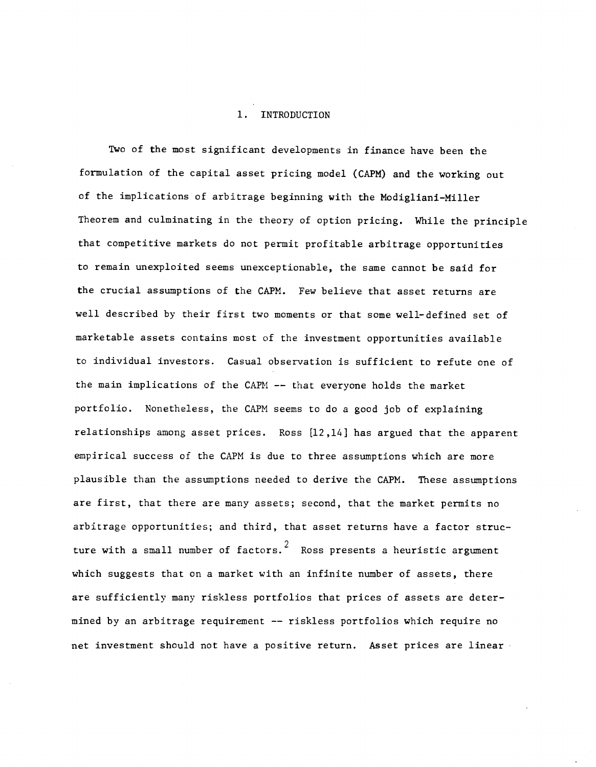## 1. INTRODUCTION

Two of the most significant developments in finance have been the formulation of the capital asset pricing model (CAPM) and the working out of the implications of arbitrage beginning with the Modigliani-Miller Theorem and culminating in the theory of option pricing. While the principle that competitive markets do not permit profitable arbitrage opportunities to remain unexploited seems unexceptionable, the same cannot be said for the crucial assumptions of the CAPM. Few believe that asset returns are well described by their first two moments or that some well-defined set of marketable assets contains most of the investment opportunities available to individual investors. Casual observation is sufficient to refute one of the main implications of the CAPM -- that everyone holds the market portfolio. Nonetheless, the CAPM seems to do a good job of explaining relationships among asset prices. Ross [12,14] has argued that the apparent empirical success of the CAPM is due to three assumptions which are more plausible than the assumptions needed to derive the CAPM. These assumptions are first, that there are many assets; second, that the market permits no arbitrage opportunities; and third, that asset returns have a factor structure with a small number of factors.[2] Ross presents a heuristic argument which suggests that on a market with an infinite number of assets, there are sufficiently many riskless portfolios that prices of assets are determined by an arbitrage requirement -- riskless portfolios which require no net investment should not have a positive return. Asset prices are linear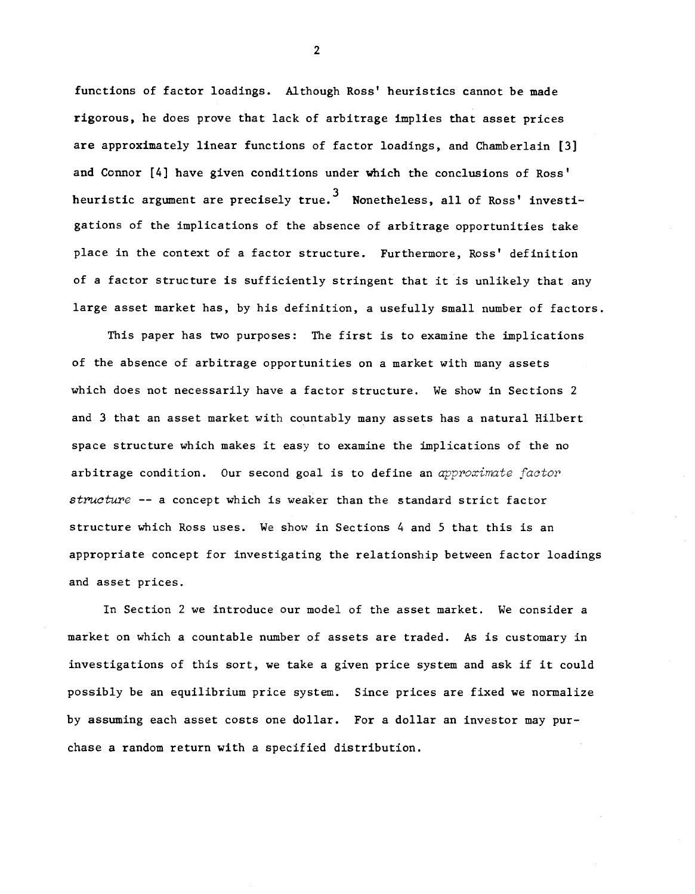functions of factor loadings. Although Ross' heuristics cannot be made rigorous, he does prove that lack of arbitrage implies that asset prices are approximately linear functions of factor loadings, and Chamberlain [3] and Connor [4] have given conditions under which the conclusions of Ross' heuristic argument are precisely true.[3] Nonetheless, all of Ross' investigations of the implications of the absence of arbitrage opportunities take place in the context of a factor structure. Furthermore, Ross' definition of a factor structure is sufficiently stringent that it is unlikely that any large asset market has, by his definition, a usefully small number of factors.

This paper has two purposes: The first is to examine the implications of the absence of arbitrage opportunities on a market with many assets which does not necessarily have a factor structure. We show in Sections 2 and 3 that an asset market with countably many assets has a natural Hilbert space structure which makes it easy to examine the implications of the no arbitrage condition. Our second goal is to define an *approximate factor structure* -- a concept which is weaker than the standard strict factor structure which Ross uses. We show in Sections 4 and 5 that this is an appropriate concept for investigating the relationship between factor loadings and asset prices.

In Section 2 we introduce our model of the asset market. We consider a market on which a countable number of assets are traded. As is customary in investigations of this sort, we take a given price system and ask if it could possibly be an equilibrium price system. Since prices are fixed we normalize by assuming each asset costs one dollar. For a dollar an investor may purchase a random return with a specified distribution.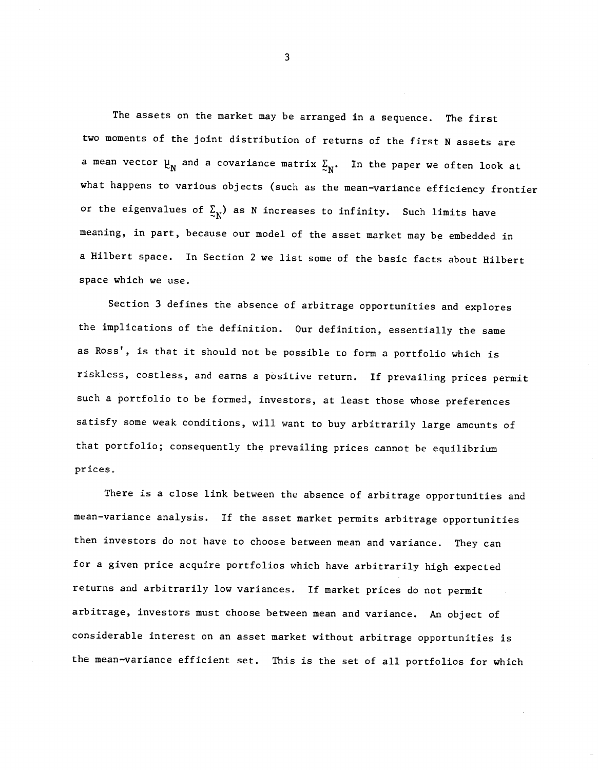The assets on the market may be arranged in a sequence. The first two moments of the joint distribution of returns of the first N assets are a mean vector $\underset{\sim}{\mu}_N$ and a covariance matrix $\underset{\sim}{\Sigma}_N$. In the paper we often look at what happens to various objects (such as the mean-variance efficiency frontier or the eigenvalues of $\underset{\sim}{\Sigma}_N$) as N increases to infinity. Such limits have meaning, in part, because our model of the asset market may be embedded in a Hilbert space. In Section 2 we list some of the basic facts about Hilbert space which we use.

Section 3 defines the absence of arbitrage opportunities and explores the implications of the definition. Our definition, essentially the same as Ross', is that it should not be possible to form a portfolio which is riskless, costless, and earns a positive return. If prevailing prices permit such a portfolio to be formed, investors, at least those whose preferences satisfy some weak conditions, will want to buy arbitrarily large amounts of that portfolio; consequently the prevailing prices cannot be equilibrium prices.

There is a close link between the absence of arbitrage opportunities and mean-variance analysis. If the asset market permits arbitrage opportunities then investors do not have to choose between mean and variance. They can for a given price acquire portfolios which have arbitrarily high expected returns and arbitrarily low variances. If market prices do not permit arbitrage, investors must choose between mean and variance. An object of considerable interest on an asset market without arbitrage opportunities is the mean-variance efficient set. This is the set of all portfolios for which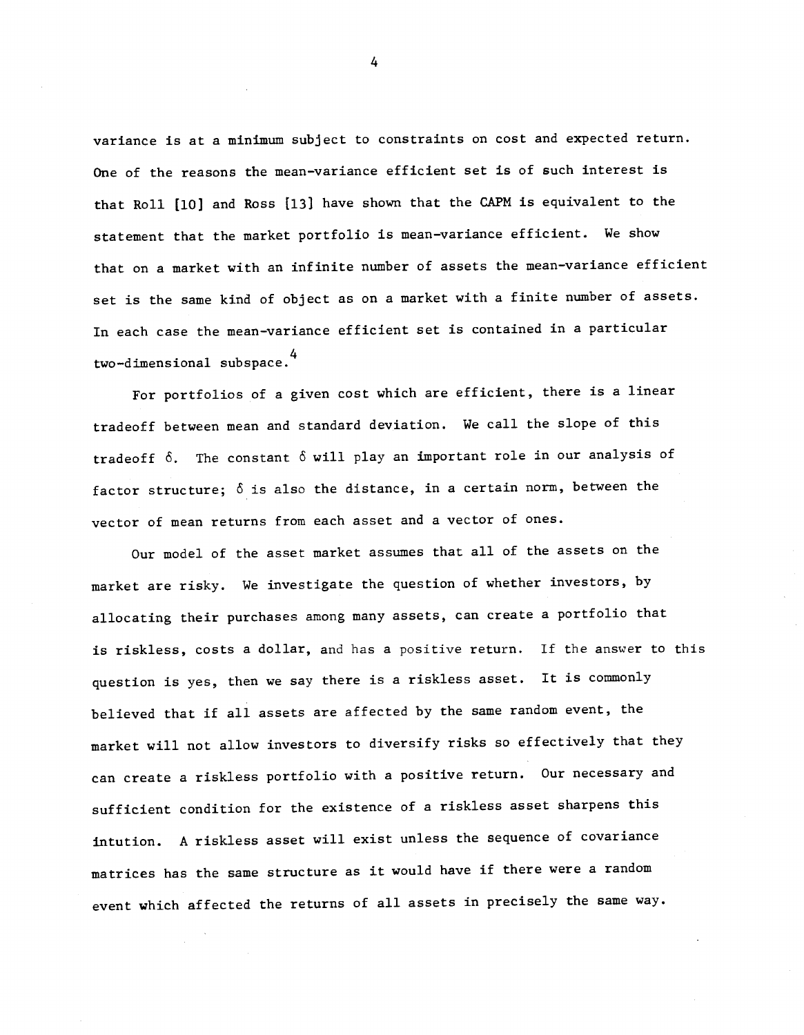variance is at a minimum subject to constraints on cost and expected return. One of the reasons the mean-variance efficient set is of such interest is that Roll [10] and Ross [13] have shown that the CAPM is equivalent to the statement that the market portfolio is mean-variance efficient. We show that on a market with an infinite number of assets the mean-variance efficient set is the same kind of object as on a market with a finite number of assets. In each case the mean-variance efficient set is contained in a particular two-dimensional subspace.[4]

For portfolios of a given cost which are efficient, there is a linear tradeoff between mean and standard deviation. We call the slope of this tradeoff $\delta$. The constant $\delta$ will play an important role in our analysis of factor structure; $\delta$ is also the distance, in a certain norm, between the vector of mean returns from each asset and a vector of ones.

Our model of the asset market assumes that all of the assets on the market are risky. We investigate the question of whether investors, by allocating their purchases among many assets, can create a portfolio that is riskless, costs a dollar, and has a positive return. If the answer to this question is yes, then we say there is a riskless asset. It is commonly believed that if all assets are affected by the same random event, the market will not allow investors to diversify risks so effectively that they can create a riskless portfolio with a positive return. Our necessary and sufficient condition for the existence of a riskless asset sharpens this intution. A riskless asset will exist unless the sequence of covariance matrices has the same structure as it would have if there were a random event which affected the returns of all assets in precisely the same way.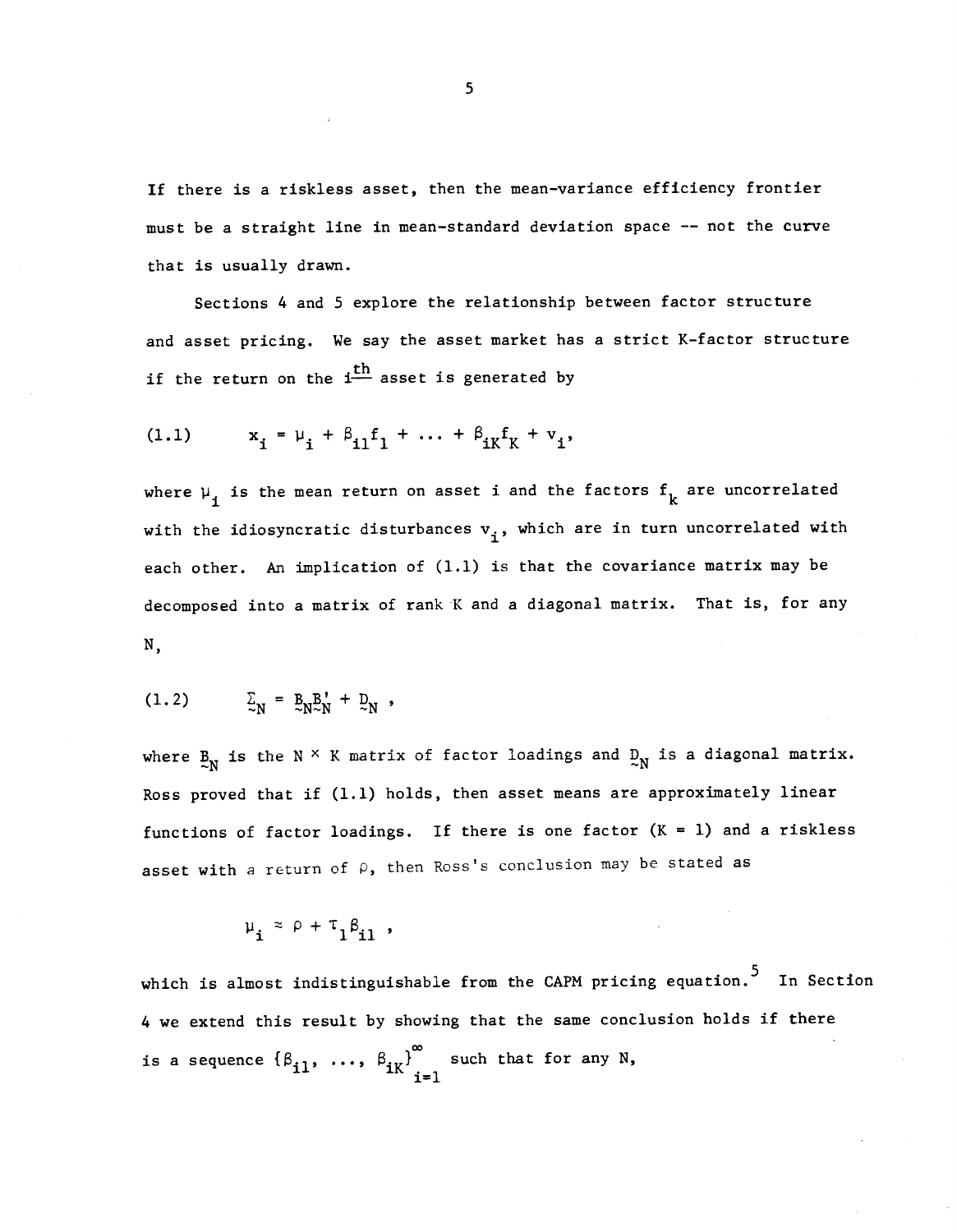If there is a riskless asset, then the mean-variance efficiency frontier must be a straight line in mean-standard deviation space -- not the curve that is usually drawn.

Sections 4 and 5 explore the relationship between factor structure and asset pricing. We say the asset market has a strict K-factor structure if the return on the $i^{\text{th}}$ asset is generated by

$$x_i = \mu_i + \beta_{i1}f_1 + \dots + \beta_{iK}f_K + v_i, \tag{1.1}$$

where $\mu_i$ is the mean return on asset i and the factors $f_k$ are uncorrelated with the idiosyncratic disturbances $v_i$, which are in turn uncorrelated with each other. An implication of (1.1) is that the covariance matrix may be decomposed into a matrix of rank K and a diagonal matrix. That is, for any N,

$$\underset{\sim}{\Sigma}_N = \underset{\sim}{B}_N\underset{\sim}{B}_N' + \underset{\sim}{D}_N , \tag{1.2}$$

where $\underset{\sim}{B}_N$ is the $N \times K$ matrix of factor loadings and $\underset{\sim}{D}_N$ is a diagonal matrix. Ross proved that if (1.1) holds, then asset means are approximately linear functions of factor loadings. If there is one factor ($K = 1$) and a riskless asset with a return of $\rho$, then Ross's conclusion may be stated as

$$\mu_i \approx \rho + \tau_1\beta_{i1} ,$$

which is almost indistinguishable from the CAPM pricing equation.[5] In Section 4 we extend this result by showing that the same conclusion holds if there is a sequence $\{\beta_{i1}, \dots, \beta_{iK}\}_{i=1}^{\infty}$ such that for any N,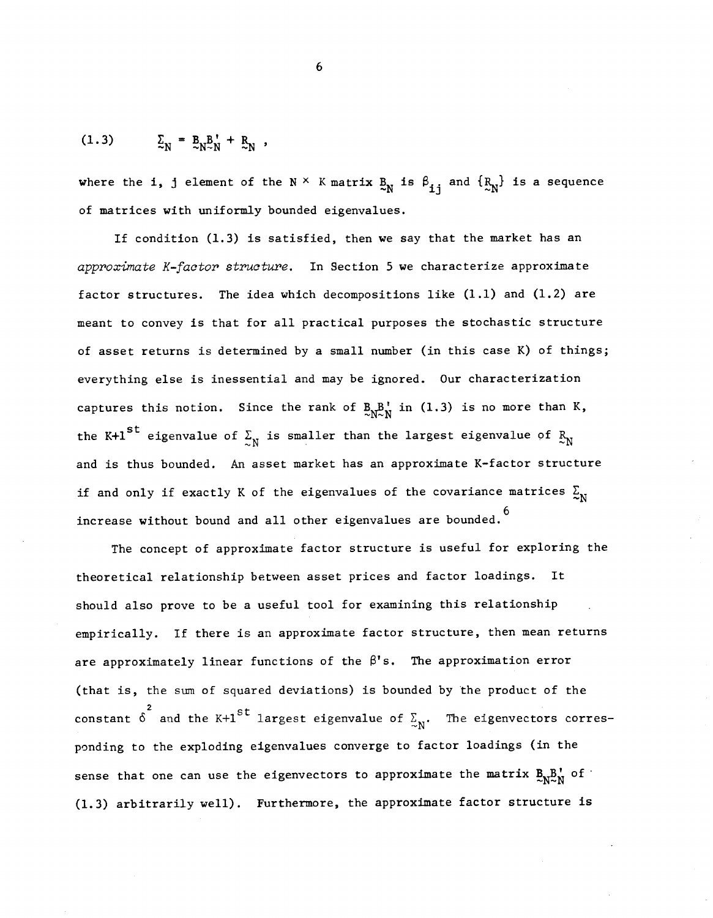$$(1.3) \qquad \underset{\sim}{\Sigma}_N = \underset{\sim}{B}_N \underset{\sim}{B}_N' + \underset{\sim}{R}_N ,$$

where the i, j element of the N $\times$ K matrix $\underset{\sim}{B}_N$ is $\beta_{ij}$ and $\{\underset{\sim}{R}_N\}$ is a sequence of matrices with uniformly bounded eigenvalues.

If condition (1.3) is satisfied, then we say that the market has an *approximate K-factor structure*. In Section 5 we characterize approximate factor structures. The idea which decompositions like (1.1) and (1.2) are meant to convey is that for all practical purposes the stochastic structure of asset returns is determined by a small number (in this case K) of things; everything else is inessential and may be ignored. Our characterization captures this notion. Since the rank of $\underset{\sim}{B}_N \underset{\sim}{B}_N'$ in (1.3) is no more than K, the K+1[st] eigenvalue of $\underset{\sim}{\Sigma}_N$ is smaller than the largest eigenvalue of $\underset{\sim}{R}_N$ and is thus bounded. An asset market has an approximate K-factor structure if and only if exactly K of the eigenvalues of the covariance matrices $\underset{\sim}{\Sigma}_N$ increase without bound and all other eigenvalues are bounded.[6]

The concept of approximate factor structure is useful for exploring the theoretical relationship between asset prices and factor loadings. It should also prove to be a useful tool for examining this relationship empirically. If there is an approximate factor structure, then mean returns are approximately linear functions of the $\beta$'s. The approximation error (that is, the sum of squared deviations) is bounded by the product of the constant $\delta^2$ and the K+1[st] largest eigenvalue of $\underset{\sim}{\Sigma}_N$. The eigenvectors corresponding to the exploding eigenvalues converge to factor loadings (in the sense that one can use the eigenvectors to approximate the matrix $\underset{\sim}{B}_N \underset{\sim}{B}_N'$ of (1.3) arbitrarily well). Furthermore, the approximate factor structure is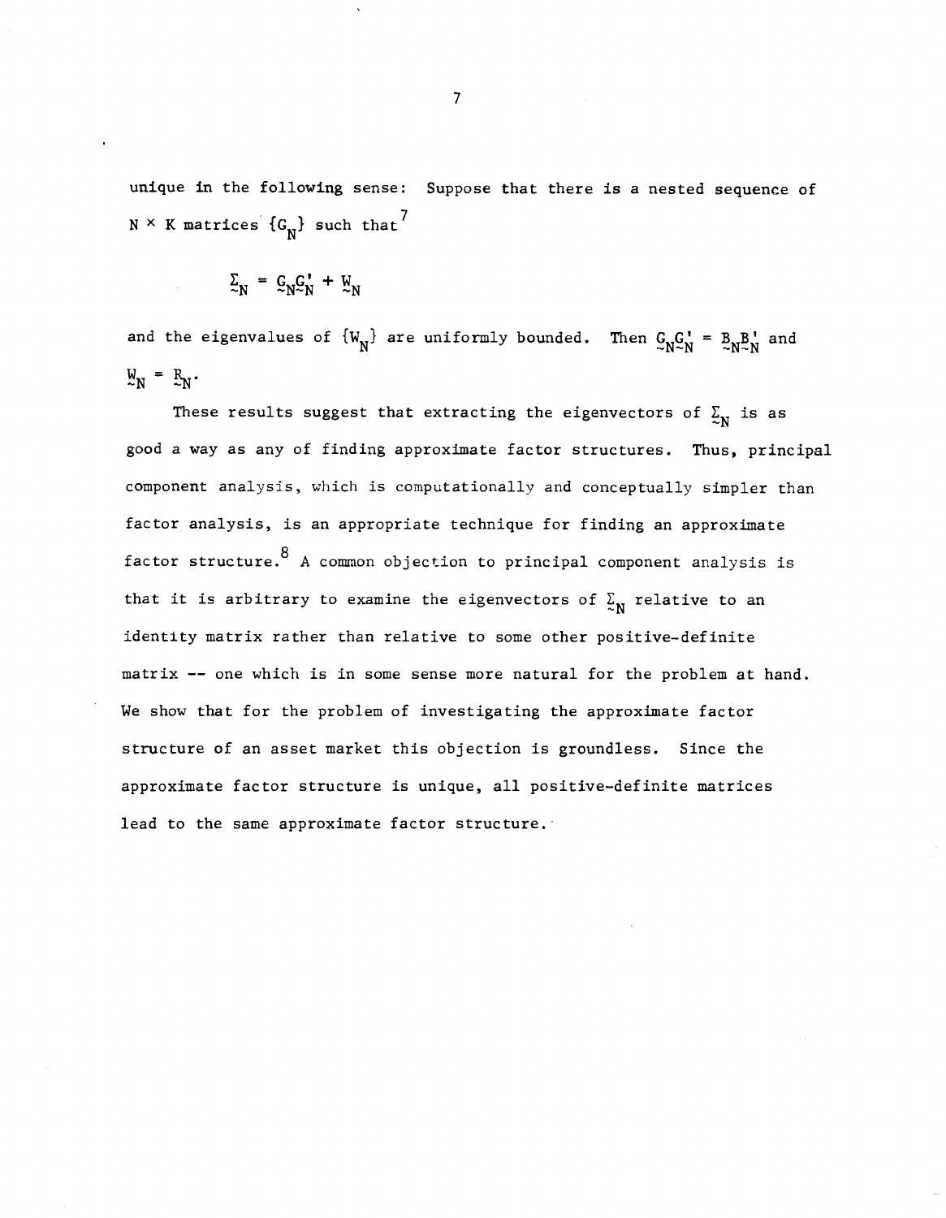unique in the following sense: Suppose that there is a nested sequence of $N \times K$ matrices $\{G_N\}$ such that[7]

$$\underset{\sim}{\Sigma}_N = \underset{\sim}{G}_N \underset{\sim}{G}_N' + \underset{\sim}{W}_N$$

and the eigenvalues of $\{W_N\}$ are uniformly bounded. Then $\underset{\sim}{G}_N \underset{\sim}{G}_N' = \underset{\sim}{B}_N \underset{\sim}{B}_N'$ and $\underset{\sim}{W}_N = \underset{\sim}{R}_N$.

These results suggest that extracting the eigenvectors of $\underset{\sim}{\Sigma}_N$ is as good a way as any of finding approximate factor structures. Thus, principal component analysis, which is computationally and conceptually simpler than factor analysis, is an appropriate technique for finding an approximate factor structure.[8] A common objection to principal component analysis is that it is arbitrary to examine the eigenvectors of $\underset{\sim}{\Sigma}_N$ relative to an identity matrix rather than relative to some other positive-definite matrix -- one which is in some sense more natural for the problem at hand. We show that for the problem of investigating the approximate factor structure of an asset market this objection is groundless. Since the approximate factor structure is unique, all positive-definite matrices lead to the same approximate factor structure.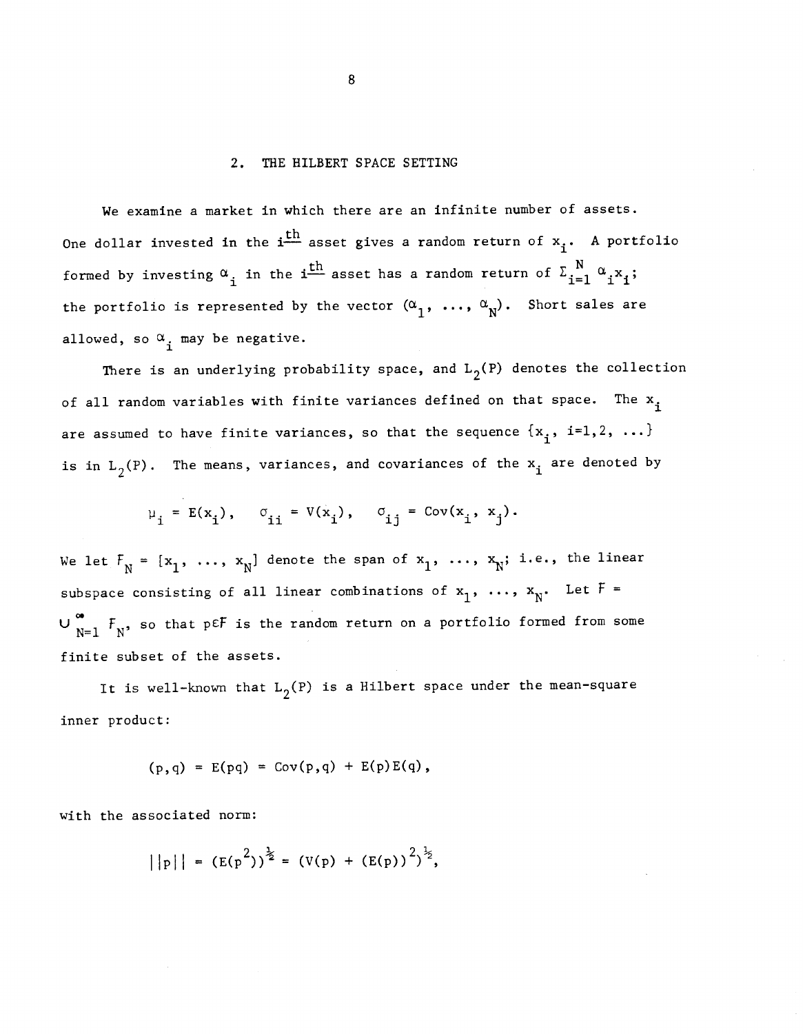## 2. THE HILBERT SPACE SETTING

We examine a market in which there are an infinite number of assets. One dollar invested in the $i^{\underline{th}}$ asset gives a random return of $x_i$. A portfolio formed by investing $\alpha_i$ in the $i^{\underline{th}}$ asset has a random return of $\Sigma_{i=1}^{N} \alpha_i x_i$; the portfolio is represented by the vector $(\alpha_1, \ldots, \alpha_N)$. Short sales are allowed, so $\alpha_i$ may be negative.

There is an underlying probability space, and $L_2(P)$ denotes the collection of all random variables with finite variances defined on that space. The $x_i$ are assumed to have finite variances, so that the sequence $\{x_i, i=1,2, \ldots\}$ is in $L_2(P)$. The means, variances, and covariances of the $x_i$ are denoted by

$$\mu_i = E(x_i), \quad \sigma_{ii} = V(x_i), \quad \sigma_{ij} = \text{Cov}(x_i, x_j).$$

We let $F_N = [x_1, \ldots, x_N]$ denote the span of $x_1, \ldots, x_N$; i.e., the linear subspace consisting of all linear combinations of $x_1, \ldots, x_N$. Let $F = \cup_{N=1}^{\infty} F_N$, so that $p \in F$ is the random return on a portfolio formed from some finite subset of the assets.

It is well-known that $L_2(P)$ is a Hilbert space under the mean-square inner product:

$$(p,q) = E(pq) = \text{Cov}(p,q) + E(p)E(q),$$

with the associated norm:

$$||p|| = (E(p^2))^{\frac{1}{2}} = (V(p) + (E(p))^2)^{\frac{1}{2}},$$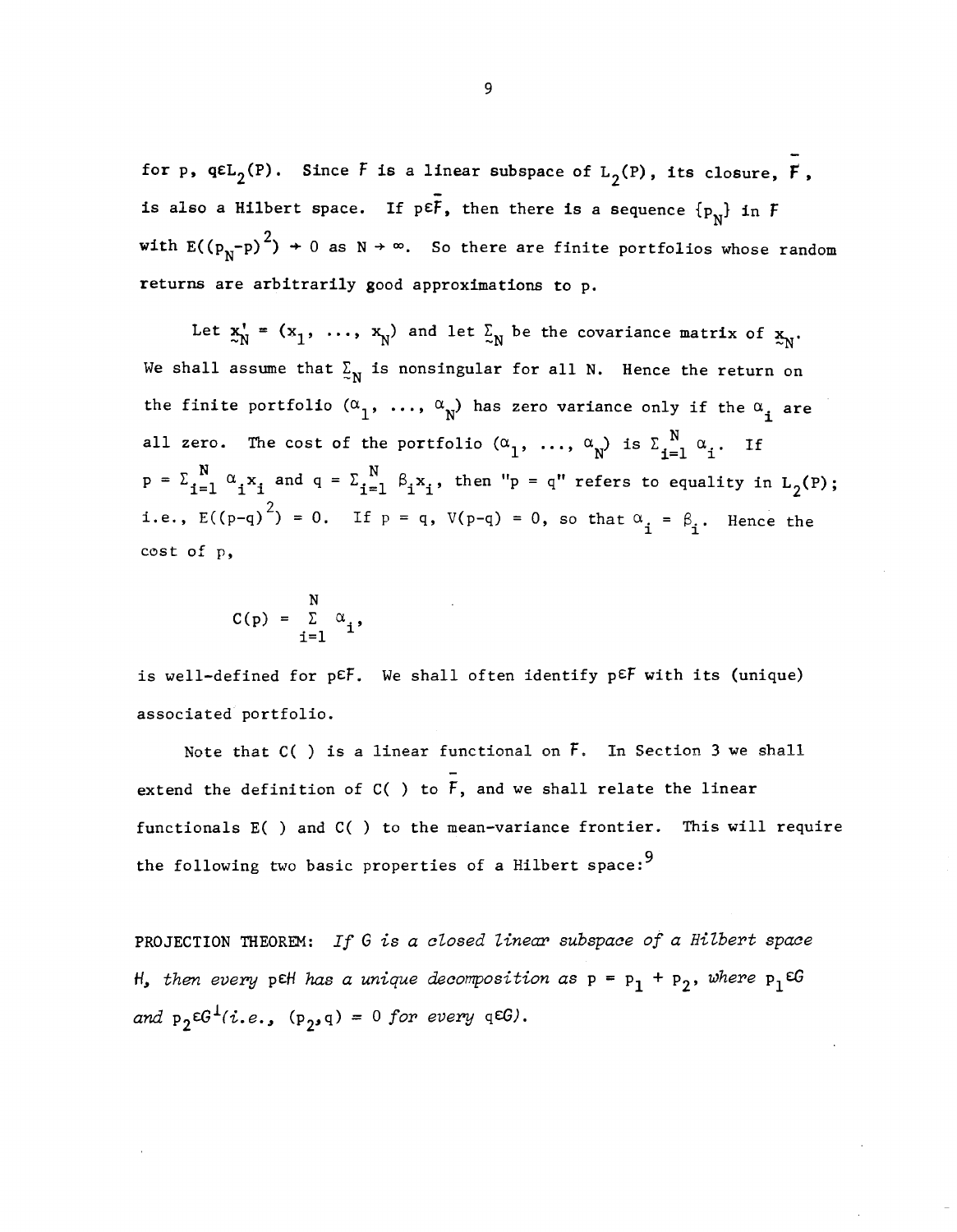for $p, q \in L_2(P)$. Since $F$ is a linear subspace of $L_2(P)$, its closure, $\bar{F}$, is also a Hilbert space. If $p \in \bar{F}$, then there is a sequence $\{p_N\}$ in $F$ with $E((p_N - p)^2) \to 0$ as $N \to \infty$. So there are finite portfolios whose random returns are arbitrarily good approximations to $p$.

Let $\underset{\sim}{x}'_N = (x_1, \ldots, x_N)$ and let $\underset{\sim}{\Sigma}_N$ be the covariance matrix of $\underset{\sim}{x}_N$. We shall assume that $\underset{\sim}{\Sigma}_N$ is nonsingular for all N. Hence the return on the finite portfolio $(\alpha_1, \ldots, \alpha_N)$ has zero variance only if the $\alpha_i$ are all zero. The cost of the portfolio $(\alpha_1, \ldots, \alpha_N)$ is $\Sigma_{i=1}^N \alpha_i$. If $p = \Sigma_{i=1}^N \alpha_i x_i$ and $q = \Sigma_{i=1}^N \beta_i x_i$, then "$p = q$" refers to equality in $L_2(P)$; i.e., $E((p-q)^2) = 0$. If $p = q$, $V(p-q) = 0$, so that $\alpha_i = \beta_i$. Hence the cost of $p$,

$$C(p) = \sum_{i=1}^{N} \alpha_i,$$

is well-defined for $p \in F$. We shall often identify $p \in F$ with its (unique) associated portfolio.

Note that $C(\ )$ is a linear functional on $F$. In Section 3 we shall extend the definition of $C(\ )$ to $\bar{F}$, and we shall relate the linear functionals $E(\ )$ and $C(\ )$ to the mean-variance frontier. This will require the following two basic properties of a Hilbert space:[9]

PROJECTION THEOREM: *If $G$ is a closed linear subspace of a Hilbert space $H$, then every $p \in H$ has a unique decomposition as $p = p_1 + p_2$, where $p_1 \in G$ and $p_2 \in G^{\perp}$ (i.e., $(p_2, q) = 0$ for every $q \in G$).*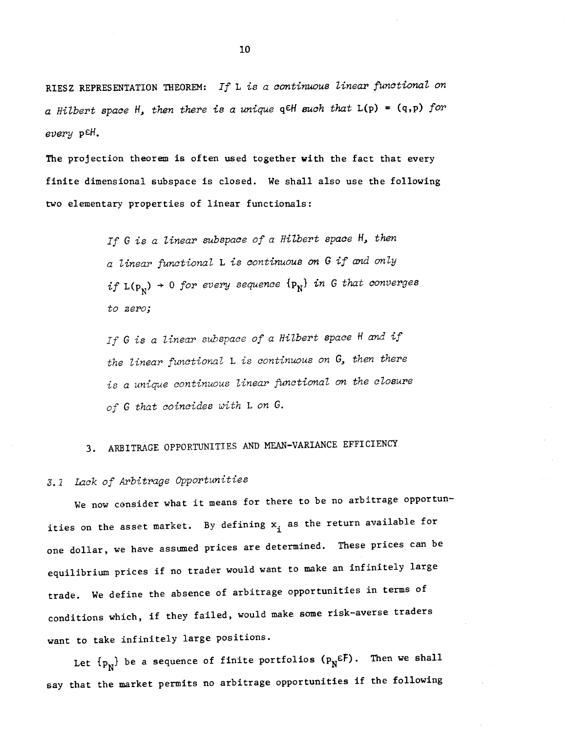RIESZ REPRESENTATION THEOREM: *If* L *is a continuous linear functional on a Hilbert space* $H$*, then there is a unique* $q \in H$ *such that* $L(p) = (q,p)$ *for every* $p \in H$.

The projection theorem is often used together with the fact that every finite dimensional subspace is closed. We shall also use the following two elementary properties of linear functionals:

> *If* $G$ *is a linear subspace of a Hilbert space* $H$*, then a linear functional* L *is continuous on* $G$ *if and only if* $L(p_N) \to 0$ *for every sequence* $\{p_N\}$ *in* $G$ *that converges to zero;*
>
> *If* $G$ *is a linear subspace of a Hilbert space* $H$ *and if the linear functional* L *is continuous on* $G$*, then there is a unique continuous linear functional on the closure of* $G$ *that coincides with* L *on* $G$.

## 3. ARBITRAGE OPPORTUNITIES AND MEAN-VARIANCE EFFICIENCY

### *3.1 Lack of Arbitrage Opportunities*

We now consider what it means for there to be no arbitrage opportunities on the asset market. By defining $x_i$ as the return available for one dollar, we have assumed prices are determined. These prices can be equilibrium prices if no trader would want to make an infinitely large trade. We define the absence of arbitrage opportunities in terms of conditions which, if they failed, would make some risk-averse traders want to take infinitely large positions.

Let $\{p_N\}$ be a sequence of finite portfolios ($p_N \in F$). Then we shall say that the market permits no arbitrage opportunities if the following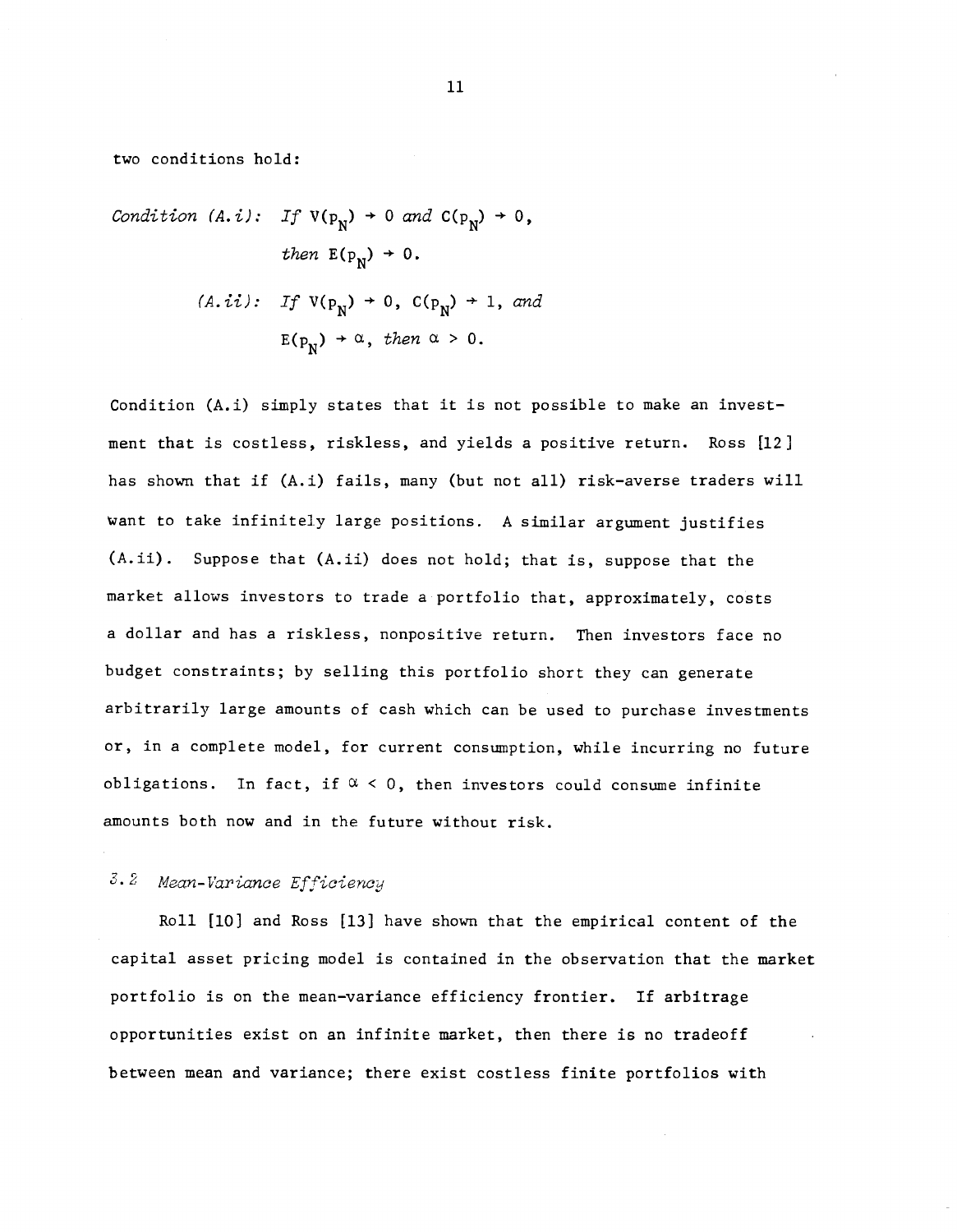two conditions hold:

*Condition (A.i):* *If* $V(p_N) \to 0$ *and* $C(p_N) \to 0$, *then* $E(p_N) \to 0$.

*(A.ii):* *If* $V(p_N) \to 0$, $C(p_N) \to 1$, *and* $E(p_N) \to \alpha$, *then* $\alpha > 0$.

Condition (A.i) simply states that it is not possible to make an investment that is costless, riskless, and yields a positive return. Ross [12] has shown that if (A.i) fails, many (but not all) risk-averse traders will want to take infinitely large positions. A similar argument justifies (A.ii). Suppose that (A.ii) does not hold; that is, suppose that the market allows investors to trade a portfolio that, approximately, costs a dollar and has a riskless, nonpositive return. Then investors face no budget constraints; by selling this portfolio short they can generate arbitrarily large amounts of cash which can be used to purchase investments or, in a complete model, for current consumption, while incurring no future obligations. In fact, if $\alpha < 0$, then investors could consume infinite amounts both now and in the future without risk.

### 3.2 *Mean-Variance Efficiency*

Roll [10] and Ross [13] have shown that the empirical content of the capital asset pricing model is contained in the observation that the market portfolio is on the mean-variance efficiency frontier. If arbitrage opportunities exist on an infinite market, then there is no tradeoff between mean and variance; there exist costless finite portfolios with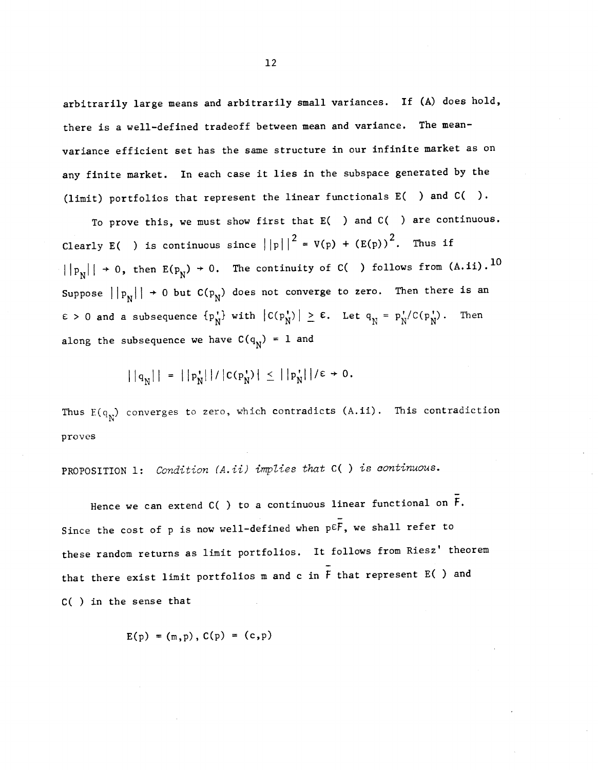arbitrarily large means and arbitrarily small variances. If (A) does hold, there is a well-defined tradeoff between mean and variance. The mean-variance efficient set has the same structure in our infinite market as on any finite market. In each case it lies in the subspace generated by the (limit) portfolios that represent the linear functionals E( ) and C( ).

To prove this, we must show first that E( ) and C( ) are continuous. Clearly E( ) is continuous since $||p||^2 = V(p) + (E(p))^2$. Thus if $||p_N|| \to 0$, then $E(p_N) \to 0$. The continuity of C( ) follows from (A.ii).[10] Suppose $||p_N|| \to 0$ but $C(p_N)$ does not converge to zero. Then there is an $\varepsilon > 0$ and a subsequence $\{p_N'\}$ with $|C(p_N')| \geq \varepsilon$. Let $q_N = p_N'/C(p_N')$. Then along the subsequence we have $C(q_N) = 1$ and

$$||q_N|| = ||p_N'||/|C(p_N')| \leq ||p_N'||/\varepsilon \to 0.$$

Thus $E(q_N)$ converges to zero, which contradicts (A.ii). This contradiction proves

PROPOSITION 1: *Condition (A.ii) implies that* C( ) *is continuous.*

Hence we can extend C( ) to a continuous linear functional on $\bar{F}$. Since the cost of p is now well-defined when $p \in \bar{F}$, we shall refer to these random returns as limit portfolios. It follows from Riesz' theorem that there exist limit portfolios m and c in $\bar{F}$ that represent E( ) and C( ) in the sense that

$$E(p) = (m,p), \; C(p) = (c,p)$$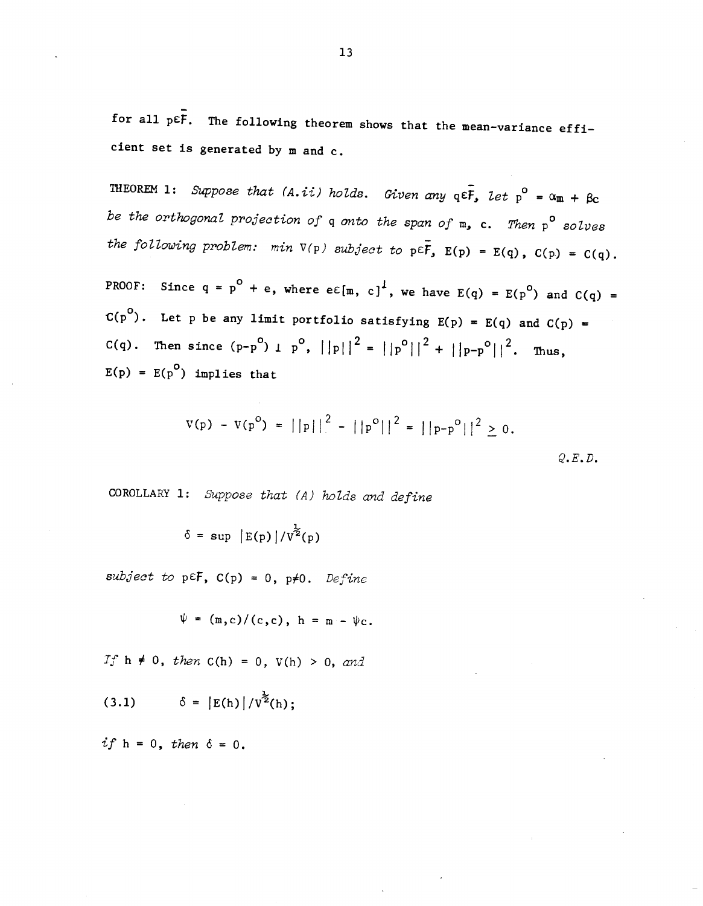for all $p \in \bar{F}$. The following theorem shows that the mean-variance efficient set is generated by m and c.

THEOREM 1: *Suppose that (A.ii) holds. Given any* $q \in \bar{F}$, *let* $p^o = \alpha m + \beta c$ *be the orthogonal projection of* q *onto the span of* m, c. *Then* $p^o$ *solves the following problem: min* $V(p)$ *subject to* $p \in \bar{F}$, $E(p) = E(q)$, $C(p) = C(q)$.

PROOF: Since $q = p^o + e$, where $e \in [m, c]^{\perp}$, we have $E(q) = E(p^o)$ and $C(q) = C(p^o)$. Let p be any limit portfolio satisfying $E(p) = E(q)$ and $C(p) = C(q)$. Then since $(p-p^o) \perp p^o$, $||p||^2 = ||p^o||^2 + ||p-p^o||^2$. Thus, $E(p) = E(p^o)$ implies that

$$V(p) - V(p^o) = ||p||^2 - ||p^o||^2 = ||p-p^o||^2 \geq 0.$$

*Q.E.D.*

COROLLARY 1: *Suppose that (A) holds and define*

$$\delta = \sup |E(p)|/V^{\frac{1}{2}}(p)$$

*subject to* $p \in F$, $C(p) = 0$, $p \neq 0$. *Define*

$$\psi = (m,c)/(c,c), \; h = m - \psi c.$$

*If* $h \neq 0$, *then* $C(h) = 0$, $V(h) > 0$, *and*

$$(3.1) \qquad \delta = |E(h)|/V^{\frac{1}{2}}(h);$$

*if* $h = 0$, *then* $\delta = 0$.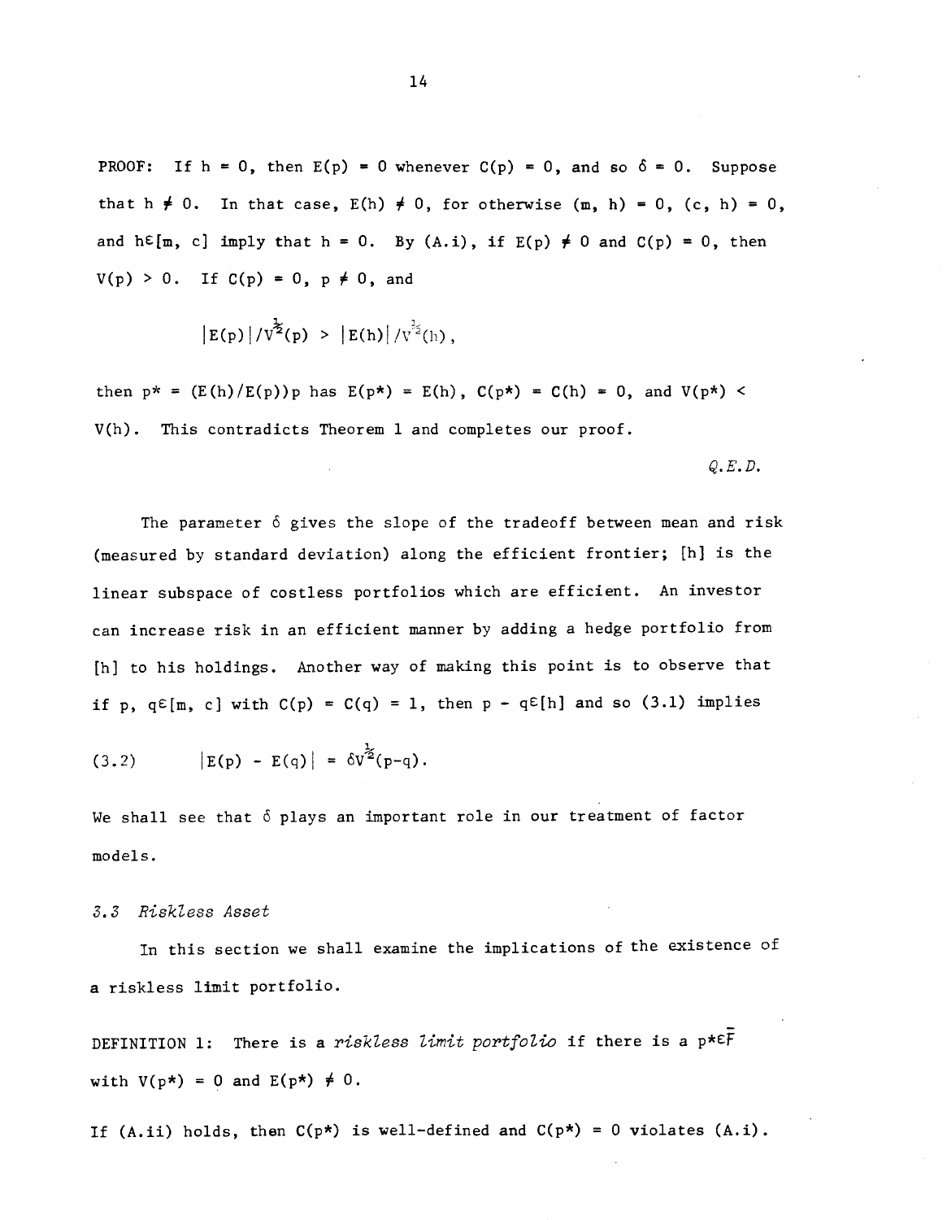PROOF: If $h = 0$, then $E(p) = 0$ whenever $C(p) = 0$, and so $\delta = 0$. Suppose that $h \neq 0$. In that case, $E(h) \neq 0$, for otherwise $(m, h) = 0$, $(c, h) = 0$, and $h \in [m, c]$ imply that $h = 0$. By (A.i), if $E(p) \neq 0$ and $C(p) = 0$, then $V(p) > 0$. If $C(p) = 0$, $p \neq 0$, and

$$|E(p)|/V^{\frac{1}{2}}(p) > |E(h)|/V^{\frac{1}{2}}(h),$$

then $p^* = (E(h)/E(p))p$ has $E(p^*) = E(h)$, $C(p^*) = C(h) = 0$, and $V(p^*) < V(h)$. This contradicts Theorem 1 and completes our proof.

*Q.E.D.*

The parameter $\delta$ gives the slope of the tradeoff between mean and risk (measured by standard deviation) along the efficient frontier; $[h]$ is the linear subspace of costless portfolios which are efficient. An investor can increase risk in an efficient manner by adding a hedge portfolio from $[h]$ to his holdings. Another way of making this point is to observe that if $p, q \in [m, c]$ with $C(p) = C(q) = 1$, then $p - q \in [h]$ and so (3.1) implies

$$|E(p) - E(q)| = \delta V^{\frac{1}{2}}(p-q). \tag{3.2}$$

We shall see that $\delta$ plays an important role in our treatment of factor models.

### *3.3 Riskless Asset*

In this section we shall examine the implications of the existence of a riskless limit portfolio.

DEFINITION 1: There is a *riskless limit portfolio* if there is a $p^* \in \bar{F}$ with $V(p^*) = 0$ and $E(p^*) \neq 0$.

If (A.ii) holds, then $C(p^*)$ is well-defined and $C(p^*) = 0$ violates (A.i).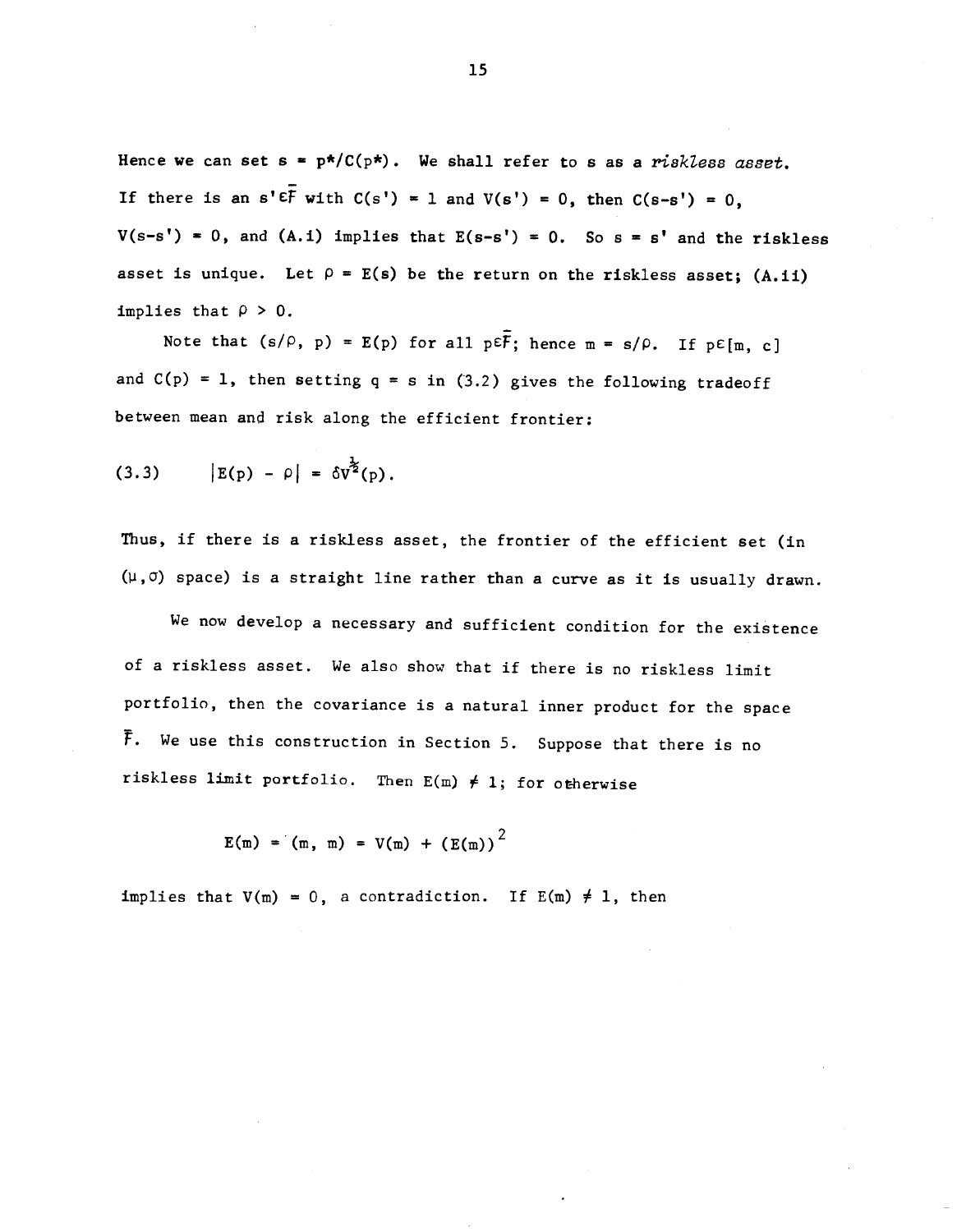Hence we can set $s = p^*/C(p^*)$. We shall refer to $s$ as a *riskless asset*. If there is an $s' \epsilon \bar{F}$ with $C(s') = 1$ and $V(s') = 0$, then $C(s-s') = 0$, $V(s-s') = 0$, and (A.i) implies that $E(s-s') = 0$. So $s = s'$ and the riskless asset is unique. Let $\rho = E(s)$ be the return on the riskless asset; (A.ii) implies that $\rho > 0$.

Note that $(s/\rho, p) = E(p)$ for all $p \epsilon \bar{F}$; hence $m = s/\rho$. If $p \epsilon [m, c]$ and $C(p) = 1$, then setting $q = s$ in (3.2) gives the following tradeoff between mean and risk along the efficient frontier:

$$(3.3) \qquad |E(p) - \rho| = \delta V^{\frac{1}{2}}(p).$$

Thus, if there is a riskless asset, the frontier of the efficient set (in $(\mu, \sigma)$ space) is a straight line rather than a curve as it is usually drawn.

We now develop a necessary and sufficient condition for the existence of a riskless asset. We also show that if there is no riskless limit portfolio, then the covariance is a natural inner product for the space $\bar{F}$. We use this construction in Section 5. Suppose that there is no riskless limit portfolio. Then $E(m) \neq 1$; for otherwise

$$E(m) = (m, m) = V(m) + (E(m))^2$$

implies that $V(m) = 0$, a contradiction. If $E(m) \neq 1$, then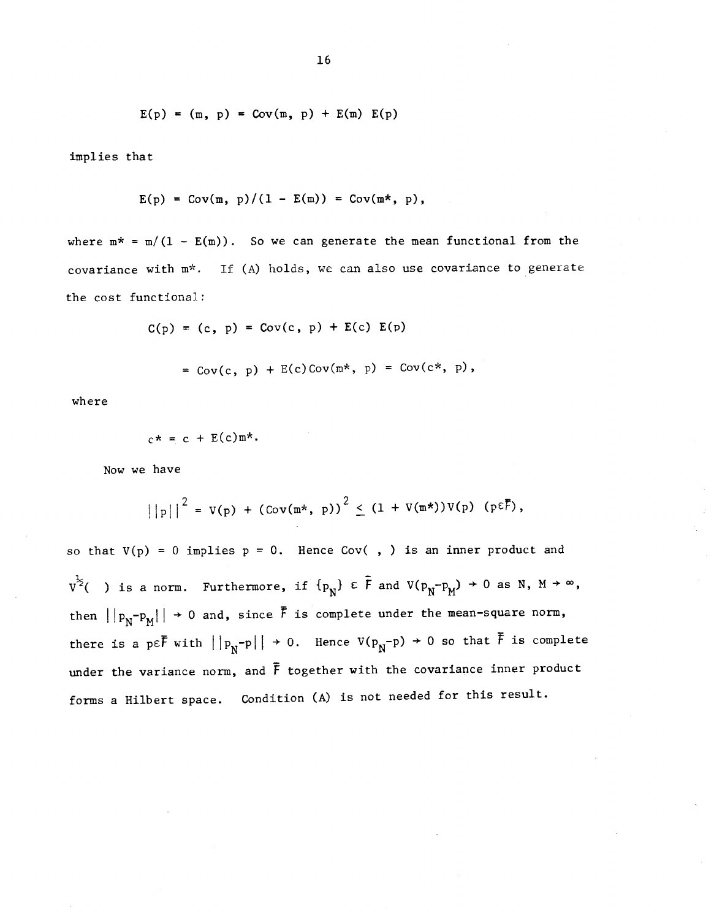$$E(p) = (m, p) = \text{Cov}(m, p) + E(m)\, E(p)$$

implies that

$$E(p) = \text{Cov}(m, p)/(1 - E(m)) = \text{Cov}(m^*, p),$$

where $m^* = m/(1 - E(m))$. So we can generate the mean functional from the covariance with $m^*$. If (A) holds, we can also use covariance to generate the cost functional:

$$C(p) = (c, p) = \text{Cov}(c, p) + E(c)\, E(p)$$

$$= \text{Cov}(c, p) + E(c)\text{Cov}(m^*, p) = \text{Cov}(c^*, p),$$

where

$$c^* = c + E(c)m^*.$$

Now we have

$$||p||^2 = V(p) + (\text{Cov}(m^*, p))^2 \leq (1 + V(m^*))V(p) \quad (p\varepsilon\bar{F}),$$

so that $V(p) = 0$ implies $p = 0$. Hence Cov( , ) is an inner product and $V^{1/2}(\ )$ is a norm. Furthermore, if $\{p_N\} \varepsilon \bar{F}$ and $V(p_N - p_M) \to 0$ as $N, M \to \infty$, then $||p_N - p_M|| \to 0$ and, since $\bar{F}$ is complete under the mean-square norm, there is a $p\varepsilon\bar{F}$ with $||p_N - p|| \to 0$. Hence $V(p_N - p) \to 0$ so that $\bar{F}$ is complete under the variance norm, and $\bar{F}$ together with the covariance inner product forms a Hilbert space. Condition (A) is not needed for this result.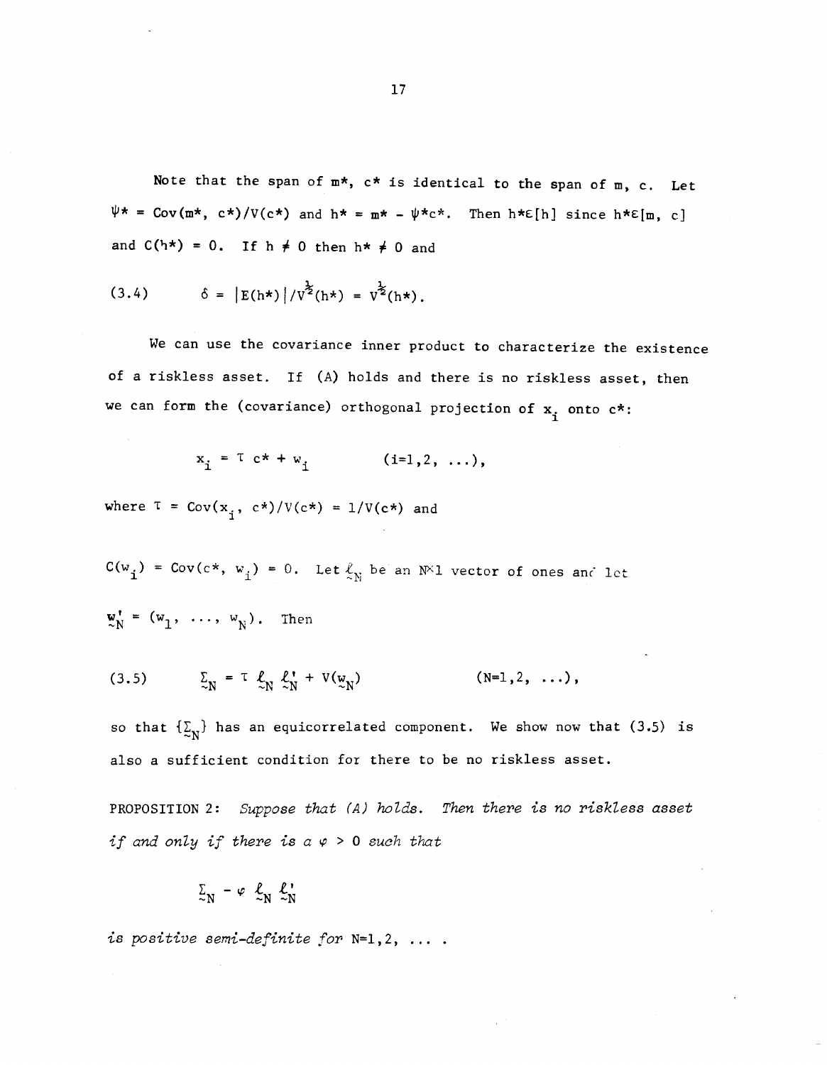Note that the span of $m^*$, $c^*$ is identical to the span of $m$, $c$. Let $\psi^* = \text{Cov}(m^*, c^*)/V(c^*)$ and $h^* = m^* - \psi^* c^*$. Then $h^* \varepsilon [h]$ since $h^* \varepsilon [m, c]$ and $C(h^*) = 0$. If $h \neq 0$ then $h^* \neq 0$ and

$$(3.4) \qquad \delta = |E(h^*)|/V^{\frac{1}{2}}(h^*) = V^{\frac{1}{2}}(h^*).$$

We can use the covariance inner product to characterize the existence of a riskless asset. If (A) holds and there is no riskless asset, then we can form the (covariance) orthogonal projection of $x_i$ onto $c^*$:

$$x_i = \tau\, c^* + w_i \qquad (i=1,2,\ \ldots),$$

where $\tau = \text{Cov}(x_i, c^*)/V(c^*) = 1/V(c^*)$ and

$C(w_i) = \text{Cov}(c^*, w_i) = 0$. Let $\underset{\sim}{\ell}_N$ be an $N{\times}1$ vector of ones and let $\underset{\sim}{w}'_N = (w_1, \ldots, w_N)$. Then

$$(3.5) \qquad \underset{\sim}{\Sigma}_N = \tau\, \underset{\sim}{\ell}_N\, \underset{\sim}{\ell}'_N + V(\underset{\sim}{w}_N) \qquad (N=1,2,\ \ldots),$$

so that $\{\underset{\sim}{\Sigma}_N\}$ has an equicorrelated component. We show now that (3.5) is also a sufficient condition for there to be no riskless asset.

PROPOSITION 2: *Suppose that (A) holds. Then there is no riskless asset if and only if there is a* $\varphi > 0$ *such that*

$$\underset{\sim}{\Sigma}_N - \varphi\, \underset{\sim}{\ell}_N\, \underset{\sim}{\ell}'_N$$

*is positive semi-definite for* $N=1,2,\ \ldots$ .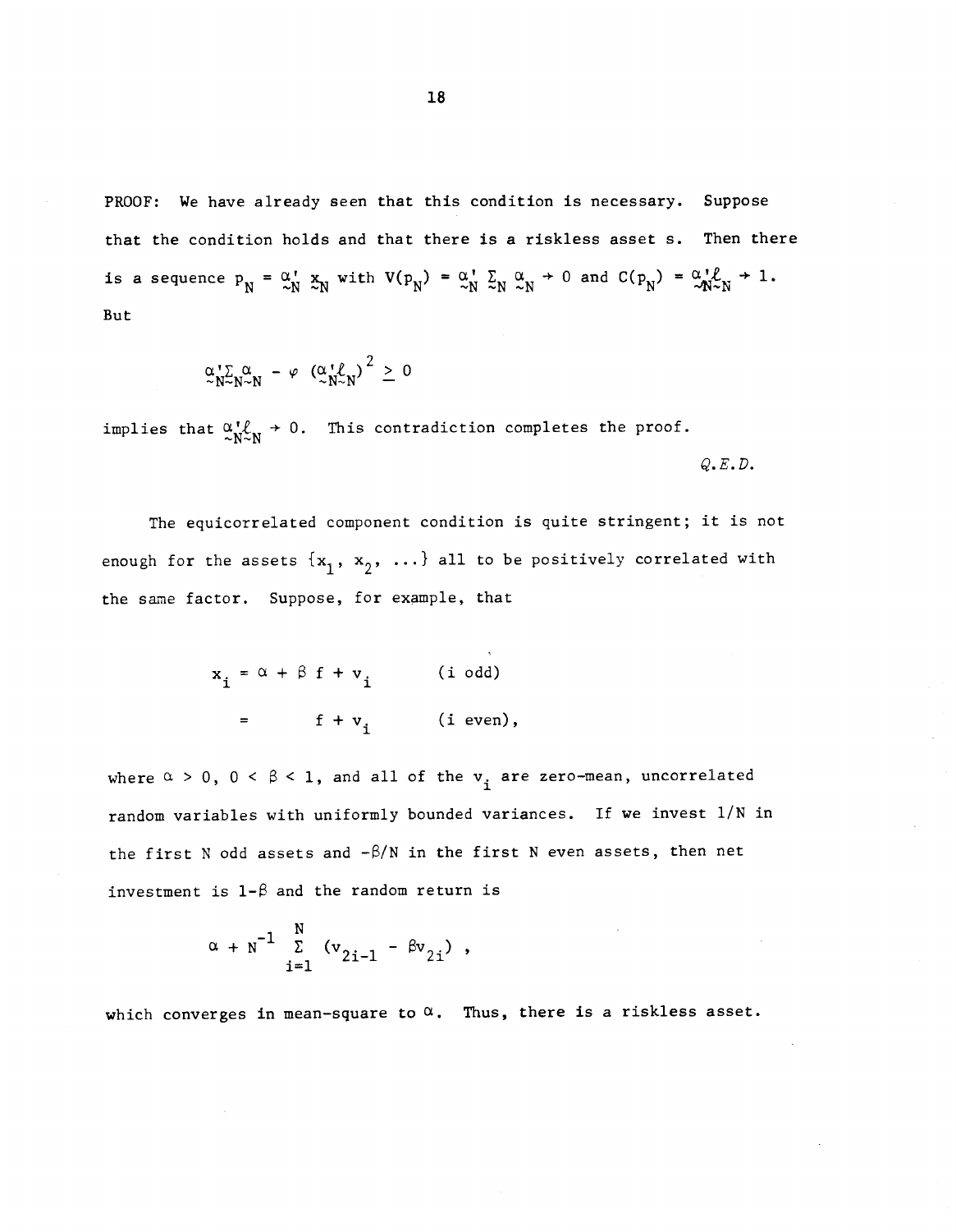PROOF: We have already seen that this condition is necessary. Suppose that the condition holds and that there is a riskless asset s. Then there is a sequence $p_N = \underset{\sim}{\alpha}'_N \underset{\sim}{x}_N$ with $V(p_N) = \underset{\sim}{\alpha}'_N \Sigma_N \underset{\sim}{\alpha}_N \rightarrow 0$ and $C(p_N) = \underset{\sim}{\alpha}'_N \underset{\sim}{\ell}_N \rightarrow 1$. But

$$\underset{\sim}{\alpha}'_N \Sigma_N \underset{\sim}{\alpha}_N - \varphi \, (\underset{\sim}{\alpha}'_N \underset{\sim}{\ell}_N)^2 \geq 0$$

implies that $\underset{\sim}{\alpha}'_N \underset{\sim}{\ell}_N \rightarrow 0$. This contradiction completes the proof.

*Q.E.D.*

The equicorrelated component condition is quite stringent; it is not enough for the assets $\{x_1, x_2, \ldots\}$ all to be positively correlated with the same factor. Suppose, for example, that

$$\begin{aligned} x_i &= \alpha + \beta f + v_i \qquad &\text{(i odd)} \\ &= f + v_i \qquad &\text{(i even)}, \end{aligned}$$

where $\alpha > 0$, $0 < \beta < 1$, and all of the $v_i$ are zero-mean, uncorrelated random variables with uniformly bounded variances. If we invest $1/N$ in the first N odd assets and $-\beta/N$ in the first N even assets, then net investment is $1-\beta$ and the random return is

$$\alpha + N^{-1} \sum_{i=1}^{N} (v_{2i-1} - \beta v_{2i}) \, ,$$

which converges in mean-square to $\alpha$. Thus, there is a riskless asset.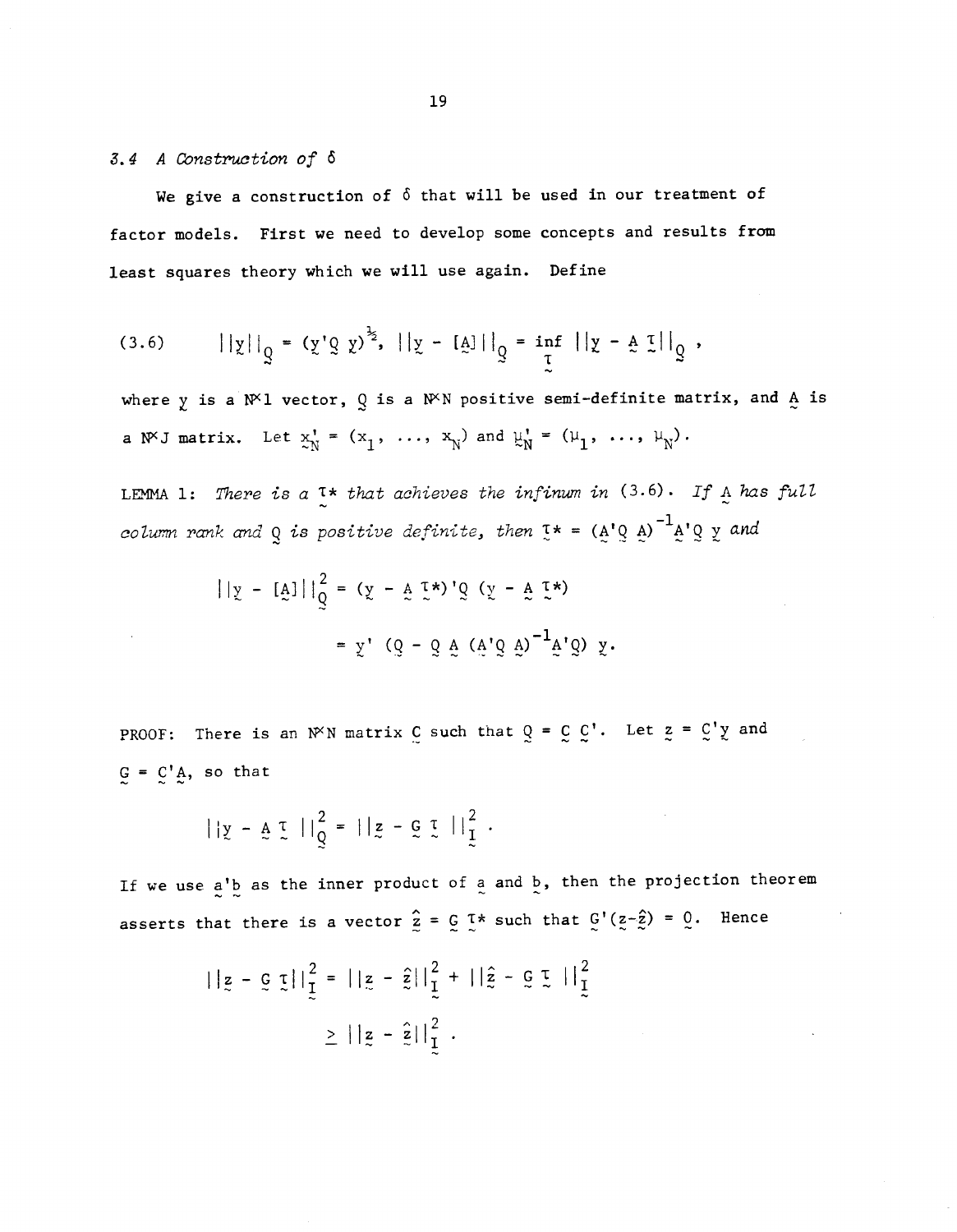### 3.4 *A Construction of* $\delta$

We give a construction of $\delta$ that will be used in our treatment of factor models. First we need to develop some concepts and results from least squares theory which we will use again. Define

$$(3.6) \qquad ||y||_Q = (y'Q\, y)^{\frac{1}{2}}, \; ||y - [A]||_Q = \inf_{\tau} ||y - A\,\tau||_Q \; ,$$

where $y$ is a $N\times 1$ vector, $Q$ is a $N\times N$ positive semi-definite matrix, and $A$ is a $N\times J$ matrix. Let $x_N' = (x_1, \ldots, x_N)$ and $\mu_N' = (\mu_1, \ldots, \mu_N)$.

LEMMA 1: *There is a* $\tau^*$ *that achieves the infimum in* (3.6). *If* $A$ *has full column rank and* $Q$ *is positive definite, then* $\tau^* = (A'Q\,A)^{-1}A'Q\,y$ *and*

$$||y - [A]||_Q^2 = (y - A\,\tau^*)'Q\,(y - A\,\tau^*)$$

$$= y'\,(Q - Q\,A\,(A'Q\,A)^{-1}A'Q)\,y.$$

PROOF: There is an $N\times N$ matrix $C$ such that $Q = C\,C'$. Let $z = C'y$ and $G = C'A$, so that

$$||y - A\,\tau\,||_Q^2 = ||z - G\,\tau\,||_I^2 \; .$$

If we use $a'b$ as the inner product of $a$ and $b$, then the projection theorem asserts that there is a vector $\hat{z} = G\,\tau^*$ such that $G'(z-\hat{z}) = 0$. Hence

$$||z - G\,\tau||_I^2 = ||z - \hat{z}||_I^2 + ||\hat{z} - G\,\tau\,||_I^2$$

$$\geq ||z - \hat{z}||_I^2 \; .$$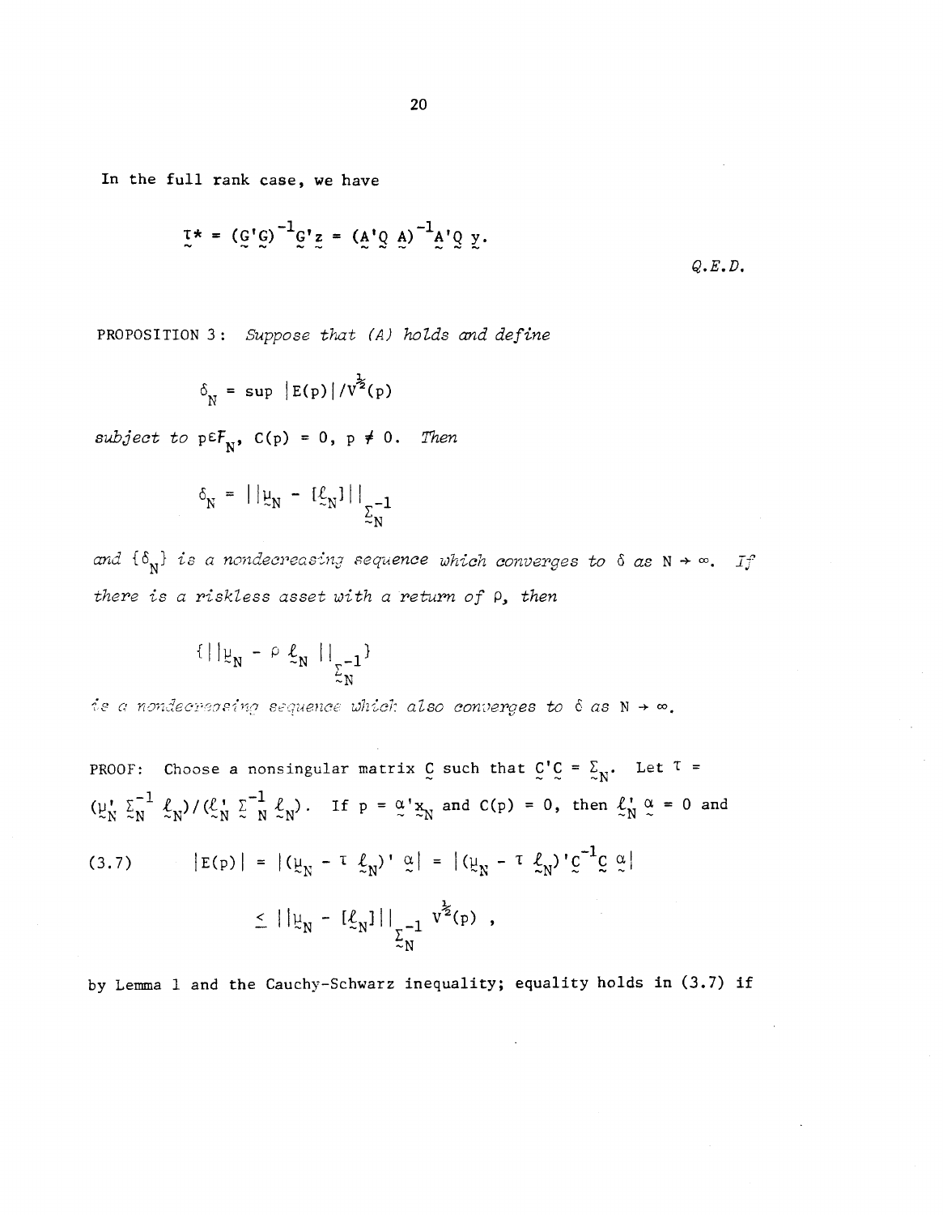In the full rank case, we have

$$\underset{\sim}{\tau}^* = (\underset{\sim}{G}'\underset{\sim}{G})^{-1}\underset{\sim}{G}'\underset{\sim}{z} = (\underset{\sim}{A}'\underset{\sim}{Q}\,\underset{\sim}{A})^{-1}\underset{\sim}{A}'\underset{\sim}{Q}\,\underset{\sim}{y}.$$

*Q.E.D.*

PROPOSITION 3: *Suppose that (A) holds and define*

$$\delta_N = \sup |E(p)|/V^{\frac{1}{2}}(p)$$

*subject to* $p \in F_N$, $C(p) = 0$, $p \neq 0$. *Then*

$$\delta_N = ||\underset{\sim}{\mu}_N - [\underset{\sim}{\ell}_N]||_{\underset{\sim}{\Sigma}_N^{-1}}$$

*and* $\{\delta_N\}$ *is a nondecreasing sequence which converges to* $\delta$ *as* $N \to \infty$. *If there is a riskless asset with a return of* $\rho$, *then*

$$\{||\underset{\sim}{\mu}_N - \rho\,\underset{\sim}{\ell}_N\,||_{\underset{\sim}{\Sigma}_N^{-1}}\}$$

*is a nondecreasing sequence which also converges to* $\delta$ *as* $N \to \infty$.

PROOF: Choose a nonsingular matrix $\underset{\sim}{C}$ such that $\underset{\sim}{C}'\underset{\sim}{C} = \underset{\sim}{\Sigma}_N$. Let $\tau = (\underset{\sim}{\mu}_N'\,\underset{\sim}{\Sigma}_N^{-1}\,\underset{\sim}{\ell}_N)/(\underset{\sim}{\ell}_N'\,\underset{\sim}{\Sigma}_N^{-1}\,\underset{\sim}{\ell}_N)$. If $p = \underset{\sim}{\alpha}'\underset{\sim}{x}_N$ and $C(p) = 0$, then $\underset{\sim}{\ell}_N'\,\underset{\sim}{\alpha} = 0$ and

$$
\begin{aligned}
(3.7) \qquad |E(p)| &= |(\underset{\sim}{\mu}_N - \tau\,\underset{\sim}{\ell}_N)'\,\underset{\sim}{\alpha}| = |(\underset{\sim}{\mu}_N - \tau\,\underset{\sim}{\ell}_N)'\underset{\sim}{C}^{-1}\underset{\sim}{C}\,\underset{\sim}{\alpha}| \\
&\leq ||\underset{\sim}{\mu}_N - [\underset{\sim}{\ell}_N]||_{\underset{\sim}{\Sigma}_N^{-1}}\,V^{\frac{1}{2}}(p)\ ,
\end{aligned}
$$

by Lemma 1 and the Cauchy-Schwarz inequality; equality holds in (3.7) if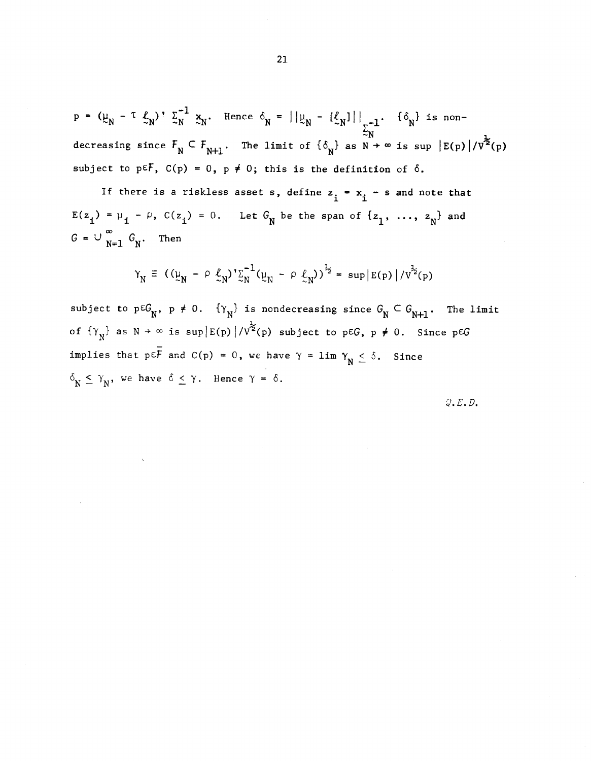$p = (\underset{\sim}{\mu}_N - \tau\, \underset{\sim}{\ell}_N)'\, \underset{\sim}{\Sigma}_N^{-1}\, \underset{\sim}{x}_N$. Hence $\delta_N = ||\underset{\sim}{\mu}_N - [\underset{\sim}{\ell}_N]||_{\underset{\sim}{\Sigma}_N^{-1}}$. $\{\delta_N\}$ is non-decreasing since $F_N \subset F_{N+1}$. The limit of $\{\delta_N\}$ as $N \to \infty$ is sup $|E(p)|/V^{\frac{1}{2}}(p)$ subject to $p \in F$, $C(p) = 0$, $p \neq 0$; this is the definition of $\delta$.

If there is a riskless asset s, define $z_i = x_i - s$ and note that $E(z_i) = \mu_i - \rho$, $C(z_i) = 0$. Let $G_N$ be the span of $\{z_1, \ldots, z_N\}$ and $G = \cup_{N=1}^{\infty} G_N$. Then

$$\gamma_N \equiv ((\underset{\sim}{\mu}_N - \rho\, \underset{\sim}{\ell}_N)'\underset{\sim}{\Sigma}_N^{-1}(\underset{\sim}{\mu}_N - \rho\, \underset{\sim}{\ell}_N))^{\frac{1}{2}} = \sup|E(p)|/V^{\frac{1}{2}}(p)$$

subject to $p \in G_N$, $p \neq 0$. $\{\gamma_N\}$ is nondecreasing since $G_N \subset G_{N+1}$. The limit of $\{\gamma_N\}$ as $N \to \infty$ is $\sup|E(p)|/V^{\frac{1}{2}}(p)$ subject to $p \in G$, $p \neq 0$. Since $p \in G$ implies that $p \in \bar{F}$ and $C(p) = 0$, we have $\gamma = \lim \gamma_N \leq \delta$. Since $\delta_N \leq \gamma_N$, we have $\delta \leq \gamma$. Hence $\gamma = \delta$.

*Q.E.D.*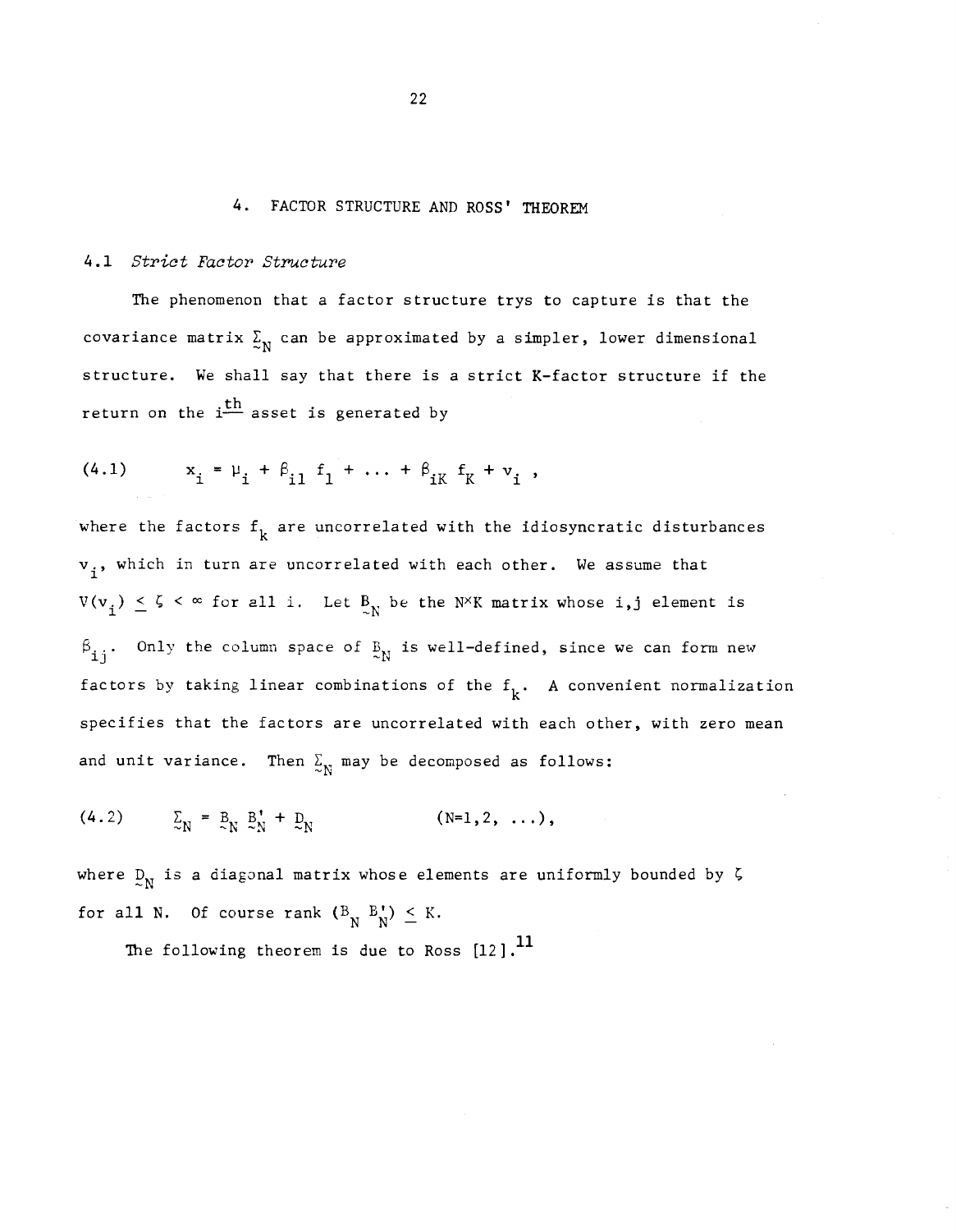## 4. FACTOR STRUCTURE AND ROSS' THEOREM

### 4.1 *Strict Factor Structure*

The phenomenon that a factor structure trys to capture is that the covariance matrix $\underset{\sim}{\Sigma}_N$ can be approximated by a simpler, lower dimensional structure. We shall say that there is a strict K-factor structure if the return on the $i^{\text{th}}$ asset is generated by

$$x_i = \mu_i + \beta_{i1} f_1 + \ldots + \beta_{iK} f_K + v_i \ , \tag{4.1}$$

where the factors $f_k$ are uncorrelated with the idiosyncratic disturbances $v_i$, which in turn are uncorrelated with each other. We assume that $V(v_i) \leq \zeta < \infty$ for all i. Let $\underset{\sim}{B}_N$ be the N×K matrix whose i,j element is $\beta_{ij}$. Only the column space of $\underset{\sim}{B}_N$ is well-defined, since we can form new factors by taking linear combinations of the $f_k$. A convenient normalization specifies that the factors are uncorrelated with each other, with zero mean and unit variance. Then $\underset{\sim}{\Sigma}_N$ may be decomposed as follows:

$$\underset{\sim}{\Sigma}_N = \underset{\sim}{B}_N \underset{\sim}{B}_N' + \underset{\sim}{D}_N \qquad\qquad (N=1,2, \ldots), \tag{4.2}$$

where $\underset{\sim}{D}_N$ is a diagonal matrix whose elements are uniformly bounded by $\zeta$ for all N. Of course rank $(B_N \, B_N') \leq K$.

The following theorem is due to Ross [12].[11]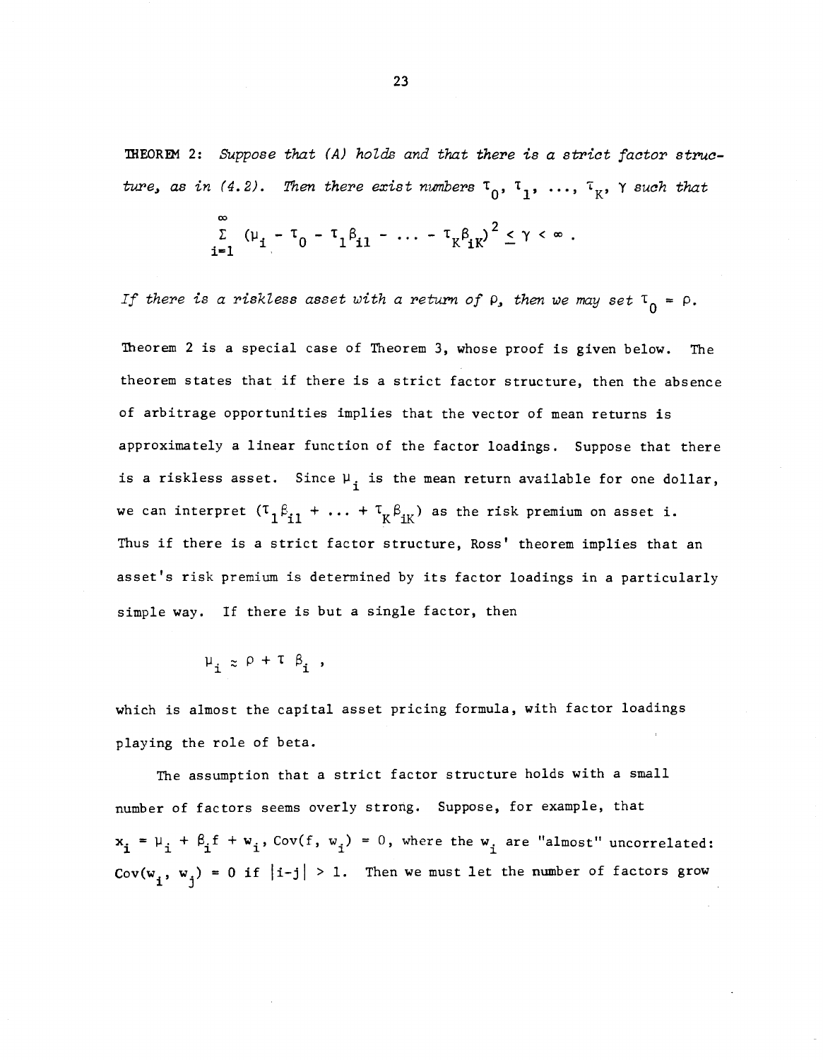THEOREM 2: *Suppose that (A) holds and that there is a strict factor structure, as in (4.2). Then there exist numbers* $\tau_0, \tau_1, \ldots, \tau_K, \gamma$ *such that*

$$\sum_{i=1}^{\infty} (\mu_i - \tau_0 - \tau_1\beta_{i1} - \ldots - \tau_K\beta_{iK})^2 \leq \gamma < \infty .$$

*If there is a riskless asset with a return of* $\rho$, *then we may set* $\tau_0 = \rho$.

Theorem 2 is a special case of Theorem 3, whose proof is given below. The theorem states that if there is a strict factor structure, then the absence of arbitrage opportunities implies that the vector of mean returns is approximately a linear function of the factor loadings. Suppose that there is a riskless asset. Since $\mu_i$ is the mean return available for one dollar, we can interpret $(\tau_1\beta_{i1} + \ldots + \tau_K\beta_{iK})$ as the risk premium on asset i. Thus if there is a strict factor structure, Ross' theorem implies that an asset's risk premium is determined by its factor loadings in a particularly simple way. If there is but a single factor, then

$$\mu_i \approx \rho + \tau\, \beta_i ,$$

which is almost the capital asset pricing formula, with factor loadings playing the role of beta.

The assumption that a strict factor structure holds with a small number of factors seems overly strong. Suppose, for example, that $x_i = \mu_i + \beta_i f + w_i$, $\text{Cov}(f, w_i) = 0$, where the $w_i$ are "almost" uncorrelated: $\text{Cov}(w_i, w_j) = 0$ if $|i-j| > 1$. Then we must let the number of factors grow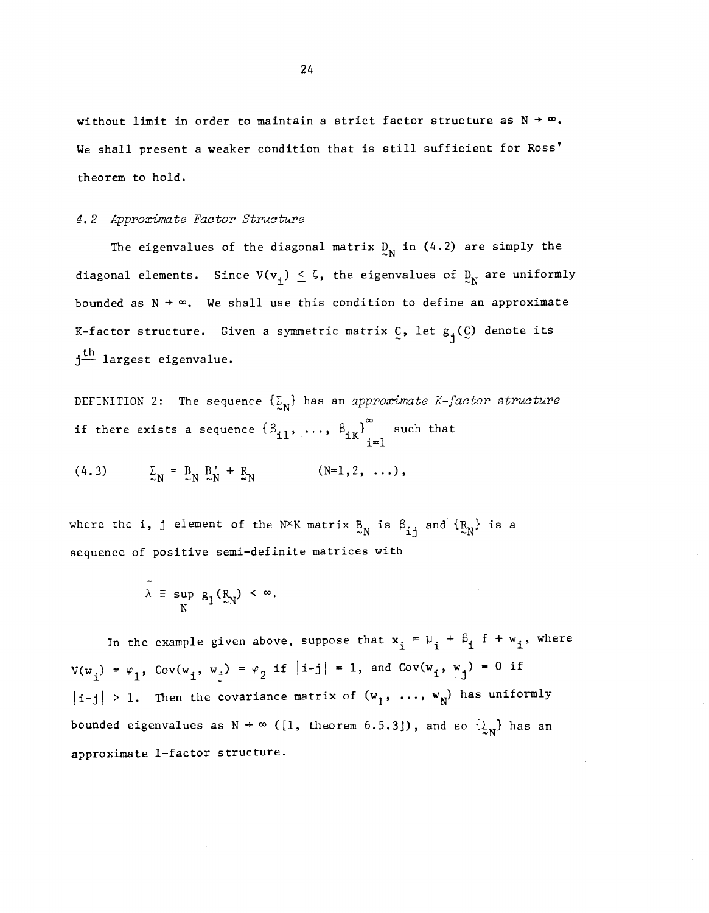without limit in order to maintain a strict factor structure as $N \to \infty$. We shall present a weaker condition that is still sufficient for Ross' theorem to hold.

### 4.2 *Approximate Factor Structure*

The eigenvalues of the diagonal matrix $\underset{\sim}{D}_N$ in (4.2) are simply the diagonal elements. Since $V(v_i) \leq \zeta$, the eigenvalues of $\underset{\sim}{D}_N$ are uniformly bounded as $N \to \infty$. We shall use this condition to define an approximate K-factor structure. Given a symmetric matrix $\underset{\sim}{C}$, let $g_j(\underset{\sim}{C})$ denote its $j^{\underline{th}}$ largest eigenvalue.

DEFINITION 2: The sequence $\{\underset{\sim}{\Sigma}_N\}$ has an *approximate K-factor structure* if there exists a sequence $\{\beta_{i1}, \ldots, \beta_{iK}\}_{i=1}^{\infty}$ such that

$$\underset{\sim}{\Sigma}_N = \underset{\sim}{B}_N \underset{\sim}{B}_N' + \underset{\sim}{R}_N \qquad (N=1,2, \ldots), \tag{4.3}$$

where the i, j element of the N×K matrix $\underset{\sim}{B}_N$ is $\beta_{ij}$ and $\{\underset{\sim}{R}_N\}$ is a sequence of positive semi-definite matrices with

$$\bar{\lambda} \equiv \sup_N g_1(\underset{\sim}{R}_N) < \infty.$$

In the example given above, suppose that $x_i = \mu_i + \beta_i f + w_i$, where $V(w_i) = \varphi_1$, $\text{Cov}(w_i, w_j) = \varphi_2$ if $|i-j| = 1$, and $\text{Cov}(w_i, w_j) = 0$ if $|i-j| > 1$. Then the covariance matrix of $(w_1, \ldots, w_N)$ has uniformly bounded eigenvalues as $N \to \infty$ ([1, theorem 6.5.3]), and so $\{\underset{\sim}{\Sigma}_N\}$ has an approximate 1-factor structure.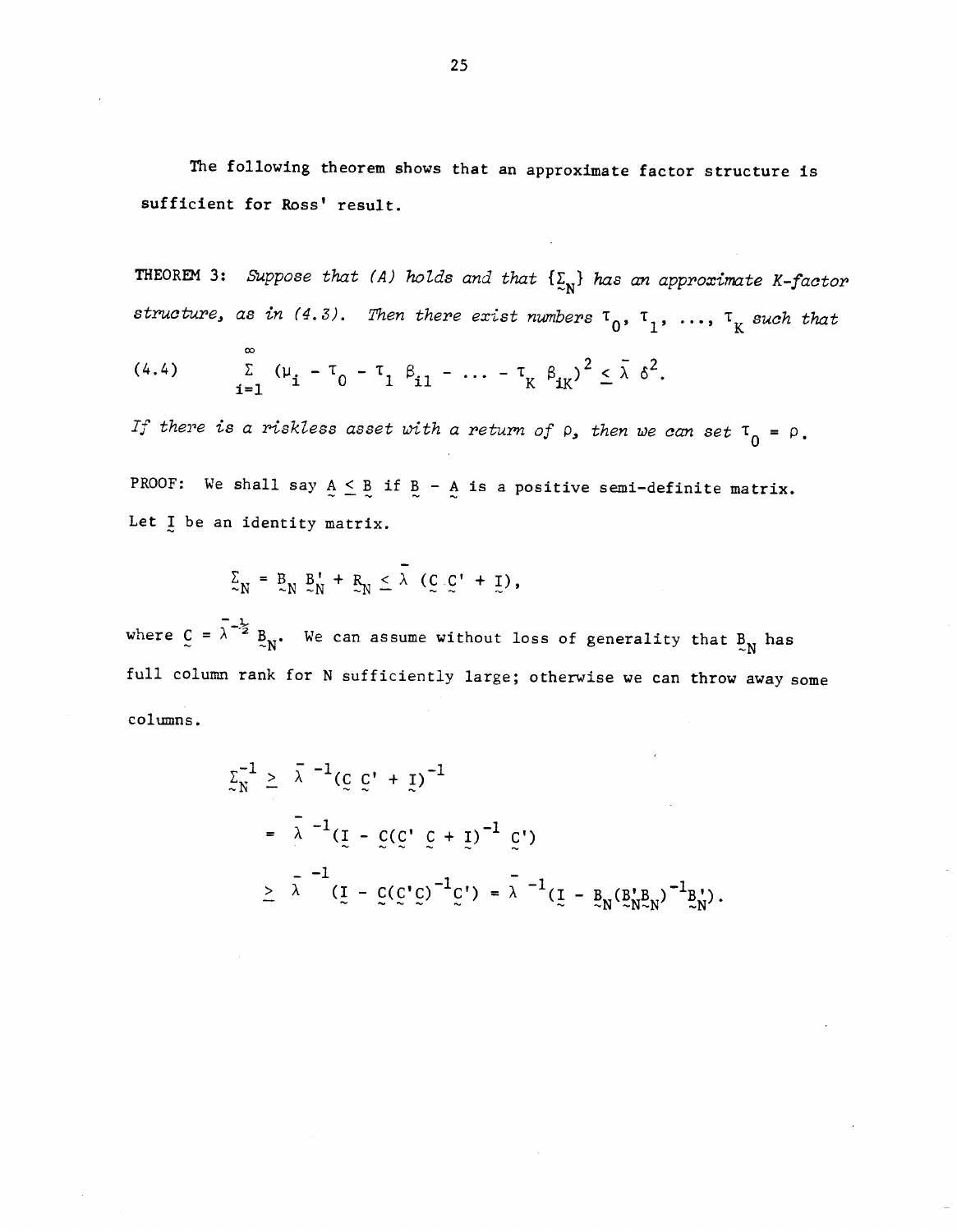The following theorem shows that an approximate factor structure is sufficient for Ross' result.

**THEOREM 3:** *Suppose that (A) holds and that $\{\Sigma_N\}$ has an approximate K-factor structure, as in (4.3). Then there exist numbers $\tau_0, \tau_1, \ldots, \tau_K$ such that*

$$(4.4) \qquad \sum_{i=1}^{\infty} (\mu_i - \tau_0 - \tau_1 \beta_{i1} - \ldots - \tau_K \beta_{iK})^2 \leq \bar{\lambda}\, \delta^2.$$

*If there is a riskless asset with a return of $\rho$, then we can set $\tau_0 = \rho$.*

PROOF: We shall say $A \leq B$ if $B - A$ is a positive semi-definite matrix. Let $I$ be an identity matrix.

$$\Sigma_N = B_N B_N' + R_N \leq \bar{\lambda}\,(C\,C' + I),$$

where $C = \bar{\lambda}^{-\frac{1}{2}} B_N$. We can assume without loss of generality that $B_N$ has full column rank for N sufficiently large; otherwise we can throw away some columns.

$$\begin{aligned}
\Sigma_N^{-1} &\geq \bar{\lambda}^{-1}(C\,C' + I)^{-1} \\
&= \bar{\lambda}^{-1}(I - C(C'\,C + I)^{-1}\,C') \\
&\geq \bar{\lambda}^{-1}(I - C(C'C)^{-1}C') = \bar{\lambda}^{-1}(I - B_N(B_N'B_N)^{-1}B_N').
\end{aligned}$$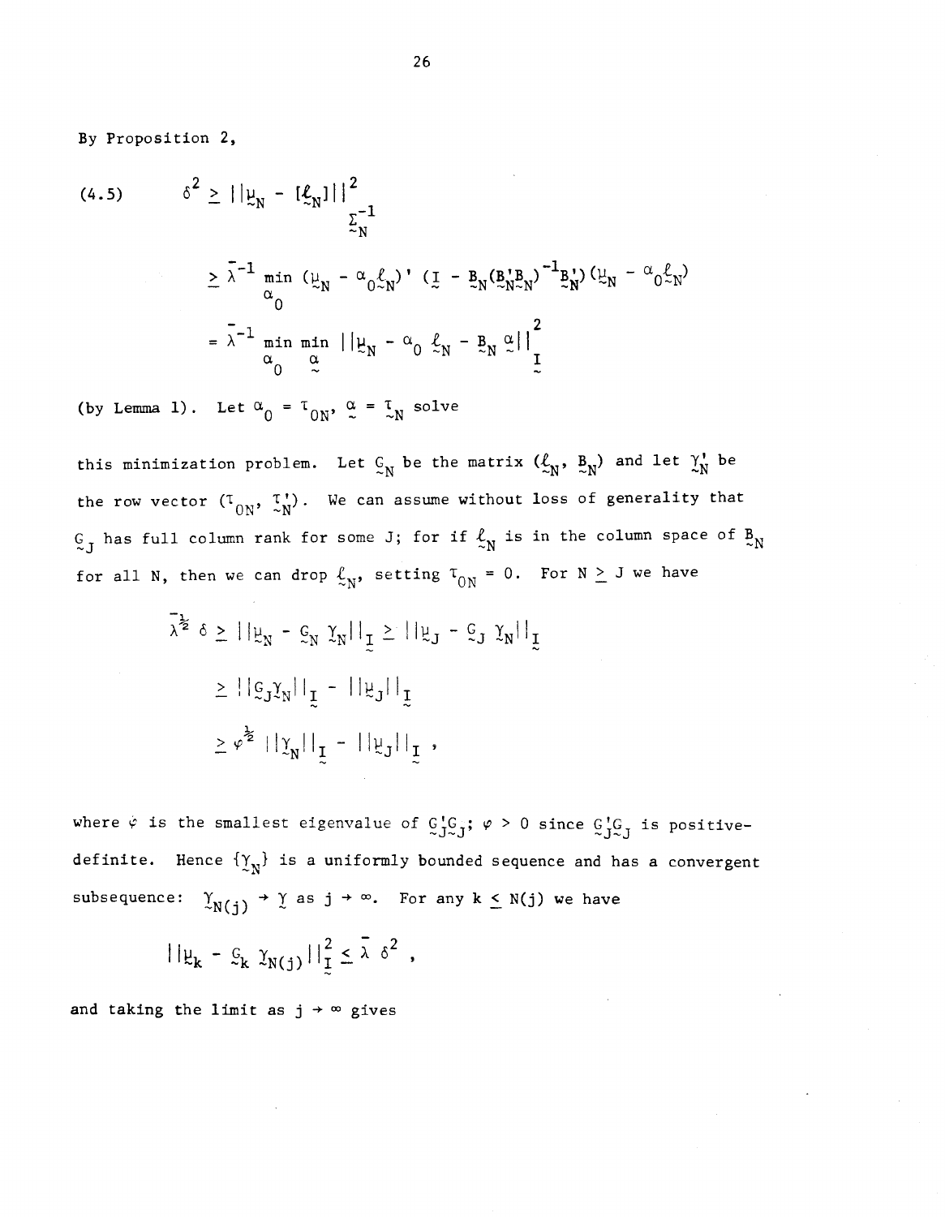By Proposition 2,

$$(4.5) \qquad \delta^2 \geq ||\underset{\sim}{\mu}_N - [\underset{\sim}{\ell}_N]||^2_{\underset{\sim}{\Sigma}_N^{-1}}$$

$$\geq \bar{\lambda}^{-1} \min_{\alpha_0} (\underset{\sim}{\mu}_N - \alpha_0 \underset{\sim}{\ell}_N)' (\underset{\sim}{I} - \underset{\sim}{B}_N (\underset{\sim}{B}_N' \underset{\sim}{B}_N)^{-1} \underset{\sim}{B}_N')(\underset{\sim}{\mu}_N - \alpha_0 \underset{\sim}{\ell}_N)$$

$$= \bar{\lambda}^{-1} \min_{\alpha_0} \min_{\underset{\sim}{\alpha}} ||\underset{\sim}{\mu}_N - \alpha_0 \underset{\sim}{\ell}_N - \underset{\sim}{B}_N \underset{\sim}{\alpha}||^2_{\underset{\sim}{I}}$$

(by Lemma 1). Let $\alpha_0 = \tau_{0N}$, $\underset{\sim}{\alpha} = \underset{\sim}{\tau}_N$ solve this minimization problem. Let $\underset{\sim}{G}_N$ be the matrix $(\underset{\sim}{\ell}_N, \underset{\sim}{B}_N)$ and let $\underset{\sim}{\gamma}_N'$ be the row vector $(\tau_{0N}, \underset{\sim}{\tau}_N')$. We can assume without loss of generality that $\underset{\sim}{G}_J$ has full column rank for some J; for if $\underset{\sim}{\ell}_N$ is in the column space of $\underset{\sim}{B}_N$ for all N, then we can drop $\underset{\sim}{\ell}_N$, setting $\tau_{0N} = 0$. For $N \geq J$ we have

$$\bar{\lambda}^{\frac{1}{2}} \delta \geq ||\underset{\sim}{\mu}_N - \underset{\sim}{G}_N \underset{\sim}{\gamma}_N||_{\underset{\sim}{I}} \geq ||\underset{\sim}{\mu}_J - \underset{\sim}{G}_J \underset{\sim}{\gamma}_N||_{\underset{\sim}{I}}$$

$$\geq ||\underset{\sim}{G}_J \underset{\sim}{\gamma}_N||_{\underset{\sim}{I}} - ||\underset{\sim}{\mu}_J||_{\underset{\sim}{I}}$$

$$\geq \varphi^{\frac{1}{2}} ||\underset{\sim}{\gamma}_N||_{\underset{\sim}{I}} - ||\underset{\sim}{\mu}_J||_{\underset{\sim}{I}} ,$$

where $\varphi$ is the smallest eigenvalue of $\underset{\sim}{G}_J' \underset{\sim}{G}_J$; $\varphi > 0$ since $\underset{\sim}{G}_J' \underset{\sim}{G}_J$ is positive-definite. Hence $\{\underset{\sim}{\gamma}_N\}$ is a uniformly bounded sequence and has a convergent subsequence: $\underset{\sim}{\gamma}_{N(j)} \to \underset{\sim}{\gamma}$ as $j \to \infty$. For any $k \leq N(j)$ we have

$$||\underset{\sim}{\mu}_k - \underset{\sim}{G}_k \underset{\sim}{\gamma}_{N(j)}||^2_{\underset{\sim}{I}} \leq \bar{\lambda}\, \delta^2 ,$$

and taking the limit as $j \to \infty$ gives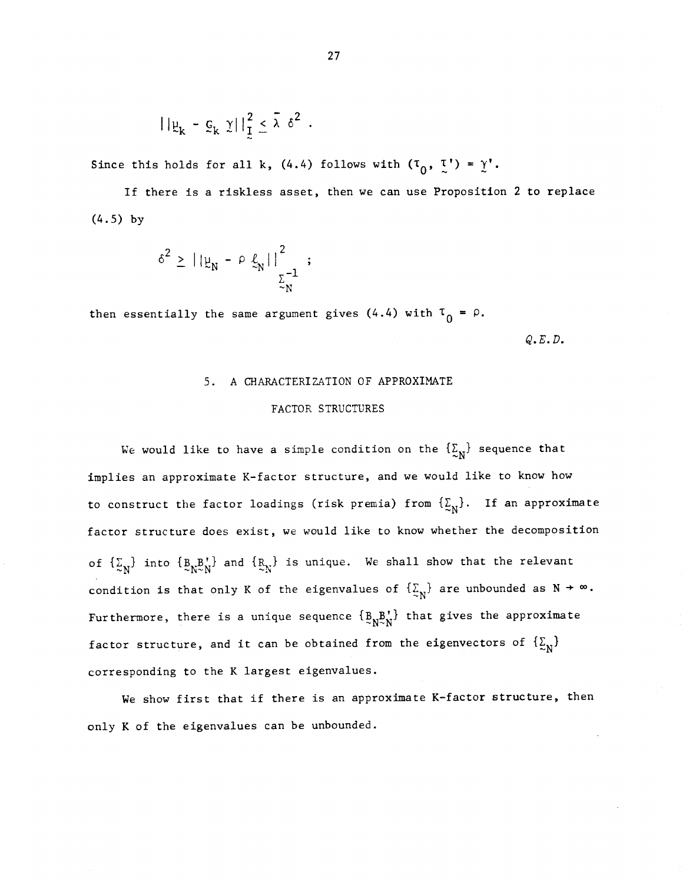$$||\underset{\sim}{\mu}_k - \underset{\sim}{c}_k \underset{\sim}{\gamma}||^2_{\underset{\sim}{I}} \leq \bar{\lambda}\, \delta^2 .$$

Since this holds for all k, (4.4) follows with $(\tau_0, \underset{\sim}{\tau}') = \underset{\sim}{\gamma}'$.

If there is a riskless asset, then we can use Proposition 2 to replace (4.5) by

$$\delta^2 \geq ||\underset{\sim}{\mu}_N - \rho\, \underset{\sim}{\ell}_N||^2_{\underset{\sim}{\Sigma}_N^{-1}} ;$$

then essentially the same argument gives (4.4) with $\tau_0 = \rho$.

*Q.E.D.*

## 5. A CHARACTERIZATION OF APPROXIMATE FACTOR STRUCTURES

We would like to have a simple condition on the $\{\underset{\sim}{\Sigma}_N\}$ sequence that implies an approximate K-factor structure, and we would like to know how to construct the factor loadings (risk premia) from $\{\underset{\sim}{\Sigma}_N\}$. If an approximate factor structure does exist, we would like to know whether the decomposition of $\{\underset{\sim}{\Sigma}_N\}$ into $\{\underset{\sim}{B}_N\underset{\sim}{B}_N'\}$ and $\{\underset{\sim}{R}_N\}$ is unique. We shall show that the relevant condition is that only K of the eigenvalues of $\{\underset{\sim}{\Sigma}_N\}$ are unbounded as $N \to \infty$. Furthermore, there is a unique sequence $\{\underset{\sim}{B}_N\underset{\sim}{B}_N'\}$ that gives the approximate factor structure, and it can be obtained from the eigenvectors of $\{\underset{\sim}{\Sigma}_N\}$ corresponding to the K largest eigenvalues.

We show first that if there is an approximate K-factor structure, then only K of the eigenvalues can be unbounded.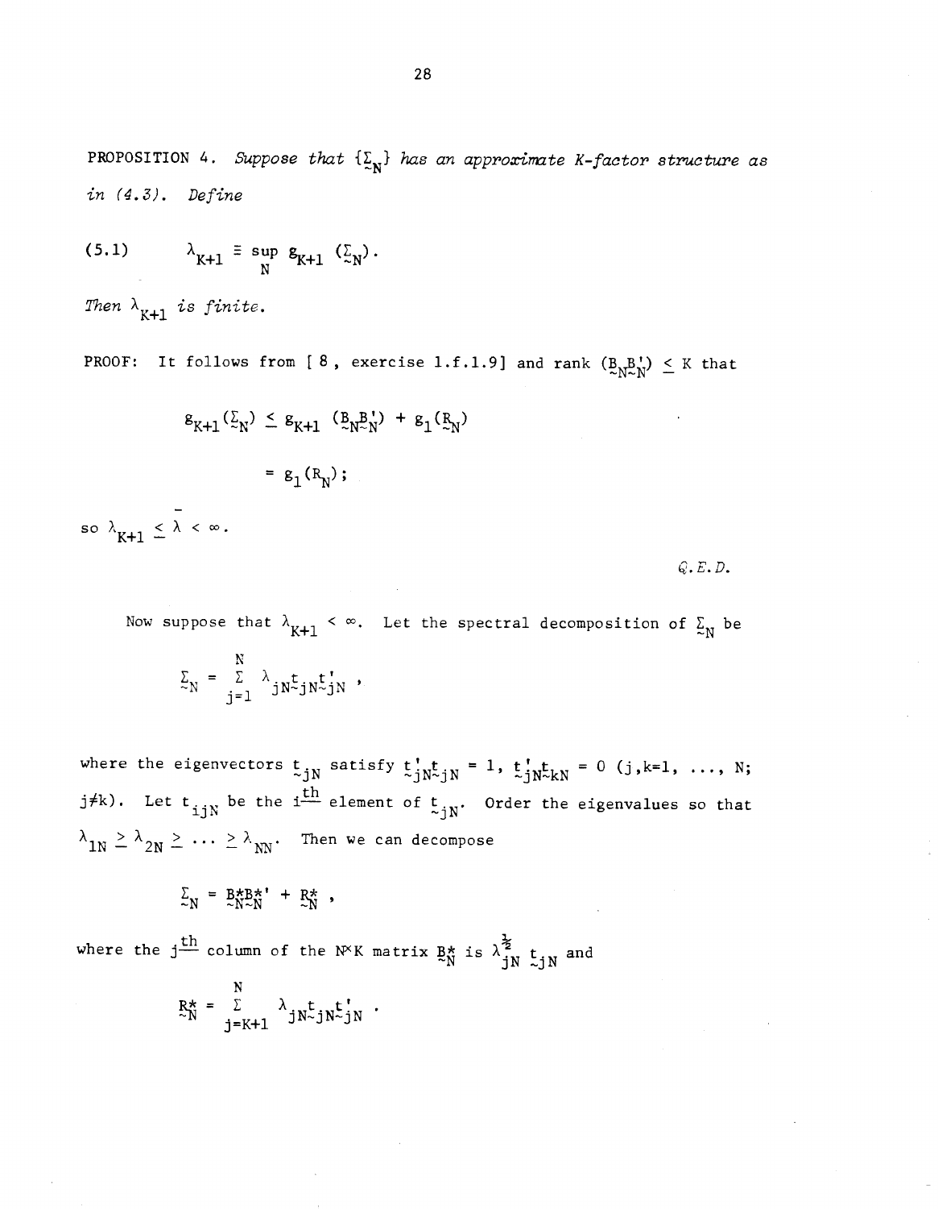PROPOSITION 4. *Suppose that* $\{\underset{\sim}{\Sigma}_N\}$ *has an approximate K-factor structure as in (4.3). Define*

$$\lambda_{K+1} \equiv \sup_N g_{K+1}(\underset{\sim}{\Sigma}_N). \tag{5.1}$$

*Then* $\lambda_{K+1}$ *is finite.*

PROOF: It follows from [8, exercise 1.f.1.9] and rank $(\underset{\sim}{B}_N\underset{\sim}{B}_N') \leq K$ that

$$g_{K+1}(\underset{\sim}{\Sigma}_N) \leq g_{K+1}(\underset{\sim}{B}_N\underset{\sim}{B}_N') + g_1(\underset{\sim}{R}_N)$$

$$= g_1(\underset{\sim}{R}_N);$$

so $\lambda_{K+1} \leq \bar{\lambda} < \infty$.

*Q.E.D.*

Now suppose that $\lambda_{K+1} < \infty$. Let the spectral decomposition of $\underset{\sim}{\Sigma}_N$ be

$$\underset{\sim}{\Sigma}_N = \sum_{j=1}^{N} \lambda_{jN}\underset{\sim}{t}_{jN}\underset{\sim}{t}_{jN}',$$

where the eigenvectors $\underset{\sim}{t}_{jN}$ satisfy $\underset{\sim}{t}_{jN}'\underset{\sim}{t}_{jN} = 1$, $\underset{\sim}{t}_{jN}'\underset{\sim}{t}_{kN} = 0$ $(j,k=1, \ldots, N; j\neq k)$. Let $t_{ijN}$ be the $i^{\text{th}}$ element of $\underset{\sim}{t}_{jN}$. Order the eigenvalues so that $\lambda_{1N} \geq \lambda_{2N} \geq \cdots \geq \lambda_{NN}$. Then we can decompose

$$\underset{\sim}{\Sigma}_N = \underset{\sim}{B}_N^*\underset{\sim}{B}_N^{*\prime} + \underset{\sim}{R}_N^*,$$

where the $j^{\text{th}}$ column of the $N\times K$ matrix $\underset{\sim}{B}_N^*$ is $\lambda_{jN}^{\frac{1}{2}}\underset{\sim}{t}_{jN}$ and

$$\underset{\sim}{R}_N^* = \sum_{j=K+1}^{N} \lambda_{jN}\underset{\sim}{t}_{jN}\underset{\sim}{t}_{jN}'.$$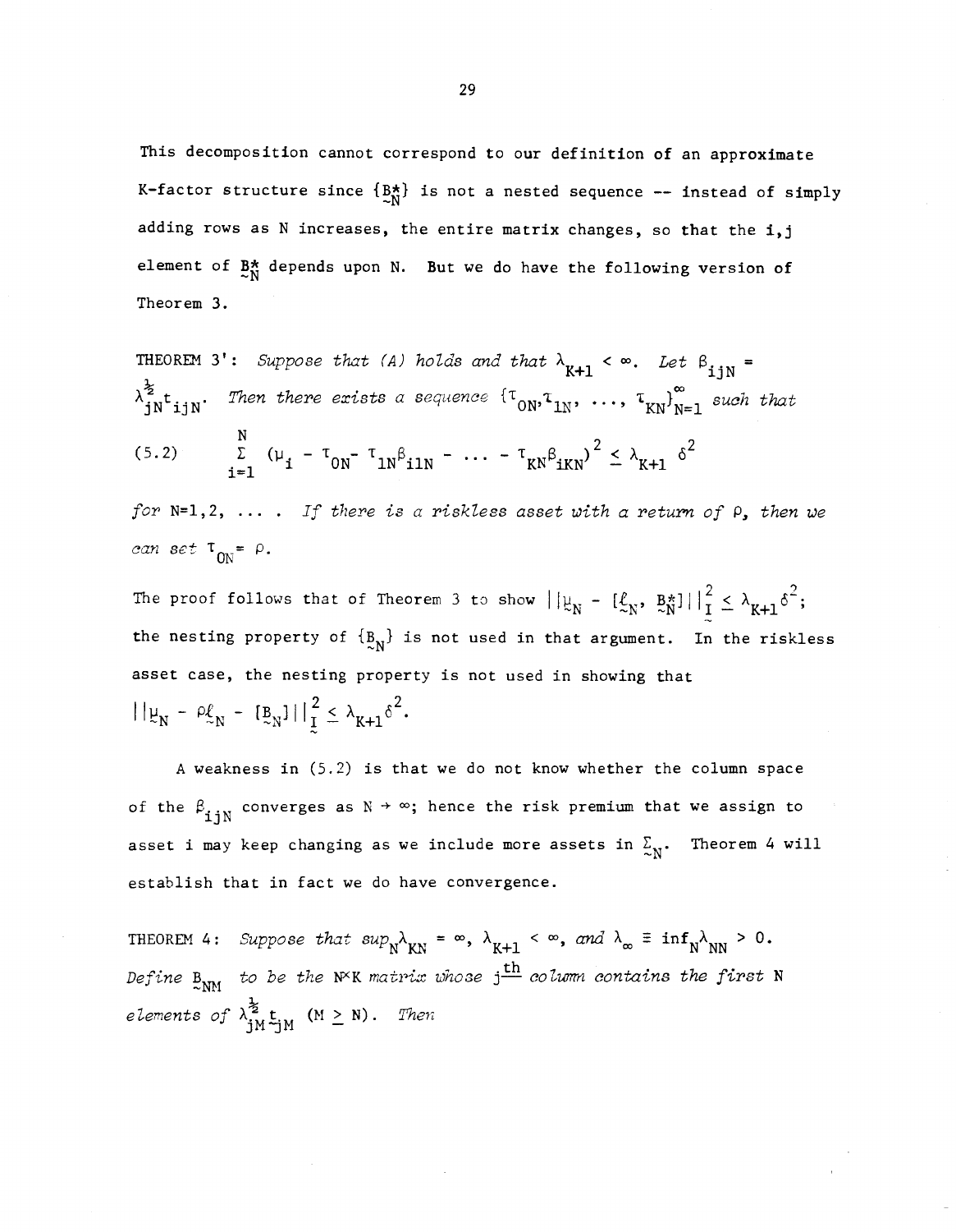This decomposition cannot correspond to our definition of an approximate K-factor structure since $\{\underset{\sim}{B}^*_N\}$ is not a nested sequence -- instead of simply adding rows as N increases, the entire matrix changes, so that the i,j element of $\underset{\sim}{B}^*_N$ depends upon N. But we do have the following version of Theorem 3.

THEOREM 3': *Suppose that (A) holds and that* $\lambda_{K+1} < \infty$. *Let* $\beta_{ijN} = \lambda^{\frac{1}{2}}_{jN} t_{ijN}$. *Then there exists a sequence* $\{\tau_{0N}, \tau_{1N}, \ldots, \tau_{KN}\}^{\infty}_{N=1}$ *such that*

$$(5.2) \qquad \sum_{i=1}^{N} (\mu_i - \tau_{0N} - \tau_{1N}\beta_{i1N} - \cdots - \tau_{KN}\beta_{iKN})^2 \leq \lambda_{K+1}\,\delta^2$$

*for* N=1,2, ... . *If there is a riskless asset with a return of* $\rho$, *then we can set* $\tau_{0N} = \rho$.

The proof follows that of Theorem 3 to show $\|\underset{\sim}{\mu}_N - [\underset{\sim}{\ell}_N, \underset{\sim}{B}^*_N]\|^2_{\underset{\sim}{I}} \leq \lambda_{K+1}\delta^2$; the nesting property of $\{\underset{\sim}{B}_N\}$ is not used in that argument. In the riskless asset case, the nesting property is not used in showing that $\|\underset{\sim}{\mu}_N - \rho\underset{\sim}{\ell}_N - [\underset{\sim}{B}_N]\|^2_{\underset{\sim}{I}} \leq \lambda_{K+1}\delta^2$.

A weakness in (5.2) is that we do not know whether the column space of the $\beta_{ijN}$ converges as $N \to \infty$; hence the risk premium that we assign to asset i may keep changing as we include more assets in $\underset{\sim}{\Sigma}_N$. Theorem 4 will establish that in fact we do have convergence.

THEOREM 4: *Suppose that* $\sup_N \lambda_{KN} = \infty$, $\lambda_{K+1} < \infty$, *and* $\lambda_\infty \equiv \inf_N \lambda_{NN} > 0$. *Define* $\underset{\sim}{B}_{NM}$ *to be the* N×K *matrix whose* $j^{\text{th}}$ *column contains the first* N *elements of* $\lambda^{\frac{1}{2}}_{jM} \underset{\sim}{t}_{jM}$ $(M \geq N)$. *Then*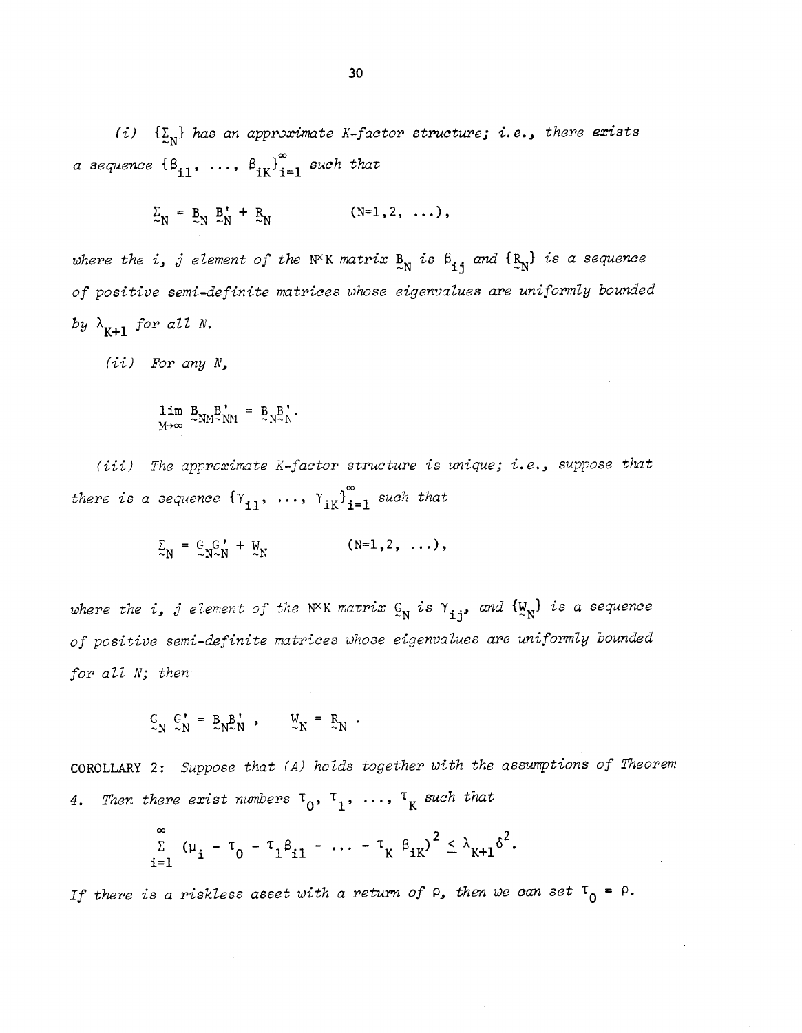*(i)* $\{\Sigma_N\}$ *has an approximate K-factor structure; i.e., there exists a sequence* $\{\beta_{i1}, \ldots, \beta_{iK}\}_{i=1}^{\infty}$ *such that*

$$\Sigma_N = B_N B_N' + R_N \qquad (N=1,2, \ldots),$$

*where the i, j element of the* $N \times K$ *matrix* $B_N$ *is* $\beta_{ij}$ *and* $\{R_N\}$ *is a sequence of positive semi-definite matrices whose eigenvalues are uniformly bounded by* $\lambda_{K+1}$ *for all N.*

*(ii)* *For any N,*

$$\lim_{M\to\infty} B_{NM} B_{NM}' = B_N B_N'.$$

*(iii)* *The approximate K-factor structure is unique; i.e., suppose that there is a sequence* $\{\gamma_{i1}, \ldots, \gamma_{iK}\}_{i=1}^{\infty}$ *such that*

$$\Sigma_N = G_N G_N' + W_N \qquad (N=1,2, \ldots),$$

*where the i, j element of the* $N \times K$ *matrix* $G_N$ *is* $\gamma_{ij}$, *and* $\{W_N\}$ *is a sequence of positive semi-definite matrices whose eigenvalues are uniformly bounded for all N; then*

$$G_N G_N' = B_N B_N', \qquad W_N = R_N.$$

COROLLARY 2: *Suppose that (A) holds together with the assumptions of Theorem 4. Then there exist numbers* $\tau_0, \tau_1, \ldots, \tau_K$ *such that*

$$\sum_{i=1}^{\infty} (\mu_i - \tau_0 - \tau_1 \beta_{i1} - \ldots - \tau_K \beta_{iK})^2 \leq \lambda_{K+1} \delta^2.$$

*If there is a riskless asset with a return of* $\rho$, *then we can set* $\tau_0 = \rho$.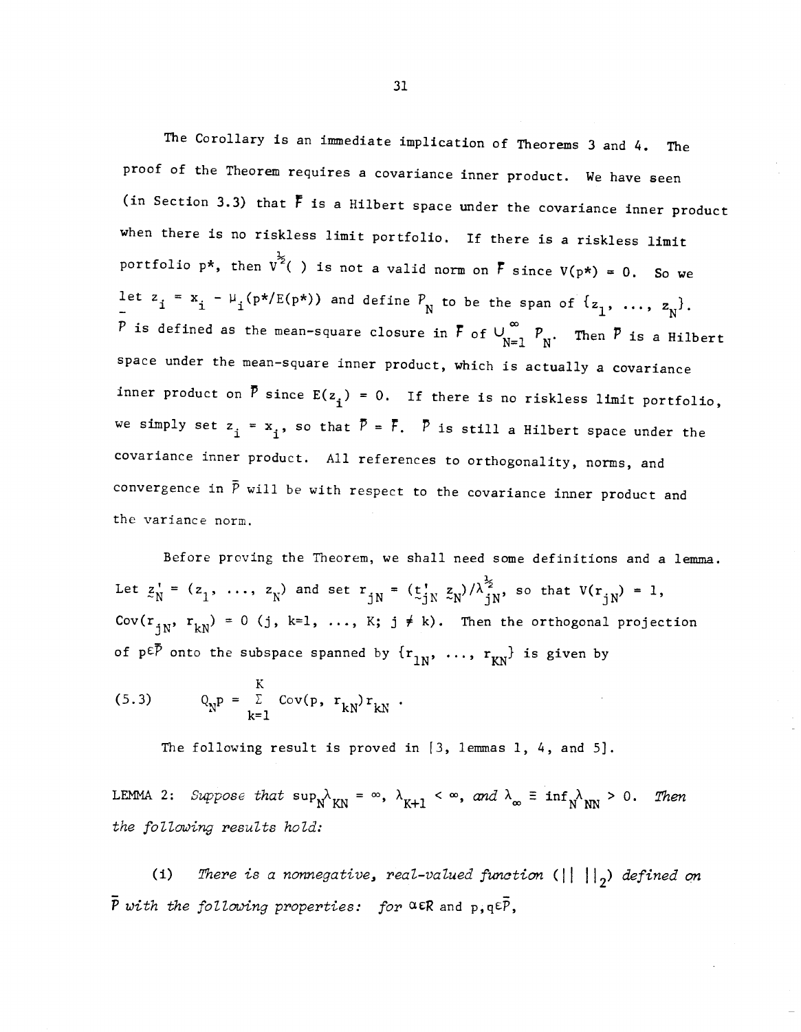The Corollary is an immediate implication of Theorems 3 and 4. The proof of the Theorem requires a covariance inner product. We have seen (in Section 3.3) that $\mathcal{F}$ is a Hilbert space under the covariance inner product when there is no riskless limit portfolio. If there is a riskless limit portfolio $p^*$, then $V^{\frac{1}{2}}(\ )$ is not a valid norm on $\mathcal{F}$ since $V(p^*) = 0$. So we let $z_i = x_i - \mu_i(p^*/E(p^*))$ and define $\mathcal{P}_N$ to be the span of $\{z_1, \ldots, z_N\}$. $\bar{\mathcal{P}}$ is defined as the mean-square closure in $\mathcal{F}$ of $\bigcup_{N=1}^{\infty} \mathcal{P}_N$. Then $\bar{\mathcal{P}}$ is a Hilbert space under the mean-square inner product, which is actually a covariance inner product on $\bar{\mathcal{P}}$ since $E(z_i) = 0$. If there is no riskless limit portfolio, we simply set $z_i = x_i$, so that $\bar{\mathcal{P}} = \mathcal{F}$. $\bar{\mathcal{P}}$ is still a Hilbert space under the covariance inner product. All references to orthogonality, norms, and convergence in $\bar{\mathcal{P}}$ will be with respect to the covariance inner product and the variance norm.

Before proving the Theorem, we shall need some definitions and a lemma. Let $\underset{\sim}{z}_N' = (z_1, \ldots, z_N)$ and set $r_{jN} = (\underset{\sim}{t}_{jN}' \underset{\sim}{z}_N)/\lambda_{jN}^{\frac{1}{2}}$, so that $V(r_{jN}) = 1$, $\text{Cov}(r_{jN}, r_{kN}) = 0$ $(j, k=1, \ldots, K;\ j \neq k)$. Then the orthogonal projection of $p \in \bar{\mathcal{P}}$ onto the subspace spanned by $\{r_{1N}, \ldots, r_{KN}\}$ is given by

$$(5.3) \qquad Q_N p = \sum_{k=1}^{K} \text{Cov}(p, r_{kN}) r_{kN}\ .$$

The following result is proved in [3, lemmas 1, 4, and 5].

LEMMA 2: *Suppose that* $\sup_N \lambda_{KN} = \infty$, $\lambda_{K+1} < \infty$, *and* $\lambda_\infty \equiv \inf_N \lambda_{NN} > 0$. *Then the following results hold:*

(i) *There is a nonnegative, real-valued function* $(\|\ \|_2)$ *defined on* $\bar{\mathcal{P}}$ *with the following properties: for* $\alpha \in R$ and $p, q \in \bar{\mathcal{P}}$,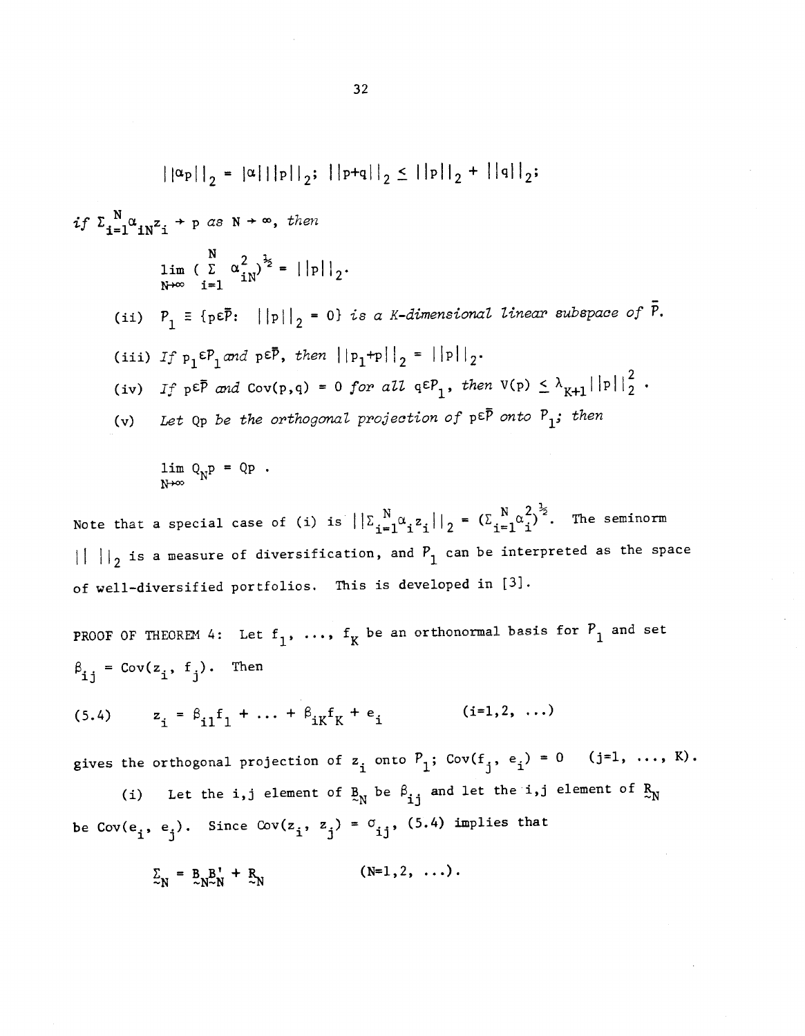$$||\alpha p||_2 = |\alpha| \, ||p||_2; \; ||p+q||_2 \leq ||p||_2 + ||q||_2;$$

*if* $\Sigma_{i=1}^{N} \alpha_{iN} z_i \to p$ *as* $N \to \infty$, *then*

$$\lim_{N\to\infty} \left( \sum_{i=1}^{N} \alpha_{iN}^2 \right)^{\frac{1}{2}} = ||p||_2.$$

(ii) $P_1 \equiv \{p \in \bar{P}: \; ||p||_2 = 0\}$ *is a K-dimensional linear subspace of* $\bar{P}$.

(iii) *If* $p_1 \in P_1$ *and* $p \in \bar{P}$, *then* $||p_1 + p||_2 = ||p||_2$.

(iv) *If* $p \in \bar{P}$ *and* $\text{Cov}(p,q) = 0$ *for all* $q \in P_1$, *then* $V(p) \leq \lambda_{K+1} ||p||_2^2$.

(v) *Let* $Qp$ *be the orthogonal projection of* $p \in \bar{P}$ *onto* $P_1$; *then*

$$\lim_{N\to\infty} Q_N p = Qp .$$

Note that a special case of (i) is $||\Sigma_{i=1}^{N} \alpha_i z_i||_2 = (\Sigma_{i=1}^{N} \alpha_i^2)^{\frac{1}{2}}$. The seminorm $|| \; ||_2$ is a measure of diversification, and $P_1$ can be interpreted as the space of well-diversified portfolios. This is developed in [3].

PROOF OF THEOREM 4: Let $f_1, \ldots, f_K$ be an orthonormal basis for $P_1$ and set $\beta_{ij} = \text{Cov}(z_i, f_j)$. Then

$$z_i = \beta_{i1} f_1 + \ldots + \beta_{iK} f_K + e_i \qquad (i=1,2, \ldots) \tag{5.4}$$

gives the orthogonal projection of $z_i$ onto $P_1$; $\text{Cov}(f_j, e_i) = 0 \quad (j=1, \ldots, K)$.

(i) Let the i,j element of $\underset{\sim}{B}_N$ be $\beta_{ij}$ and let the i,j element of $\underset{\sim}{R}_N$ be $\text{Cov}(e_i, e_j)$. Since $\text{Cov}(z_i, z_j) = \sigma_{ij}$, (5.4) implies that

$$\underset{\sim}{\Sigma}_N = \underset{\sim}{B}_N \underset{\sim}{B}_N' + \underset{\sim}{R}_N \qquad (N=1,2, \ldots).$$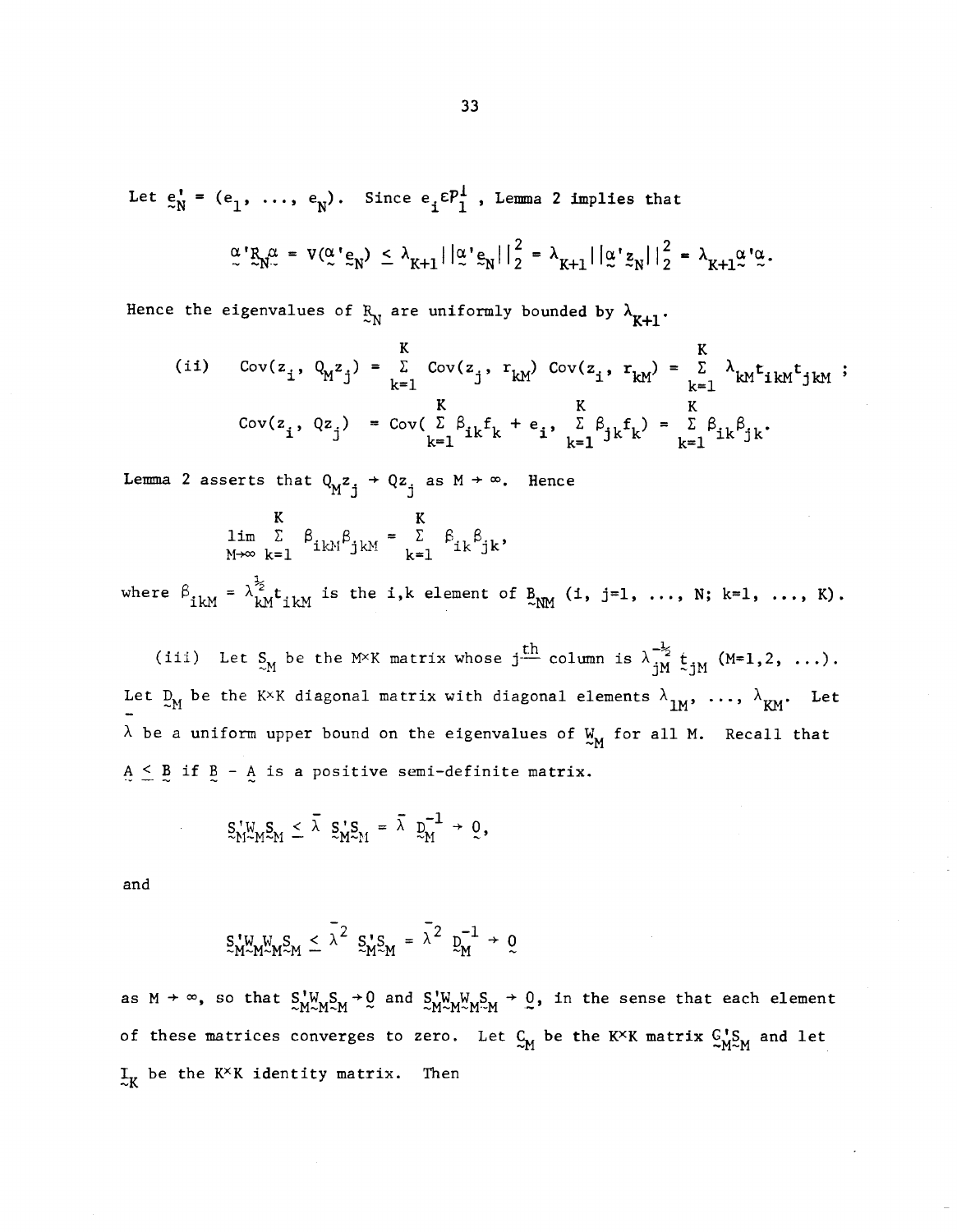Let $\underset{\sim}{e}_N' = (e_1, \ldots, e_N)$. Since $e_i \varepsilon P_1^{\perp}$, Lemma 2 implies that

$$\underset{\sim}{\alpha}'\underset{\sim}{R}_N\underset{\sim}{\alpha} = V(\underset{\sim}{\alpha}'\underset{\sim}{e}_N) \leq \lambda_{K+1}||\underset{\sim}{\alpha}'\underset{\sim}{e}_N||_2^2 = \lambda_{K+1}||\underset{\sim}{\alpha}'\underset{\sim}{z}_N||_2^2 = \lambda_{K+1}\underset{\sim}{\alpha}'\underset{\sim}{\alpha}.$$

Hence the eigenvalues of $\underset{\sim}{R}_N$ are uniformly bounded by $\lambda_{K+1}$.

(ii) $$\text{Cov}(z_i, Q_M z_j) = \sum_{k=1}^{K} \text{Cov}(z_j, r_{kM}) \text{Cov}(z_i, r_{kM}) = \sum_{k=1}^{K} \lambda_{kM} t_{ikM} t_{jkM} ;$$

$$\text{Cov}(z_i, Qz_j) = \text{Cov}(\sum_{k=1}^{K} \beta_{ik} f_k + e_i, \sum_{k=1}^{K} \beta_{jk} f_k) = \sum_{k=1}^{K} \beta_{ik}\beta_{jk}.$$

Lemma 2 asserts that $Q_M z_j \rightarrow Qz_j$ as $M \rightarrow \infty$. Hence

$$\lim_{M\rightarrow\infty} \sum_{k=1}^{K} \beta_{ikM}\beta_{jkM} = \sum_{k=1}^{K} \beta_{ik}\beta_{jk},$$

where $\beta_{ikM} = \lambda_{kM}^{\frac{1}{2}} t_{ikM}$ is the i,k element of $\underset{\sim}{B}_{NM}$ ($i, j=1, \ldots, N$; $k=1, \ldots, K$).

(iii) Let $\underset{\sim}{S}_M$ be the M×K matrix whose $j^{\text{th}}$ column is $\lambda_{jM}^{-\frac{1}{2}} \underset{\sim}{t}_{jM}$ ($M=1,2, \ldots$). Let $\underset{\sim}{D}_M$ be the K×K diagonal matrix with diagonal elements $\lambda_{1M}, \ldots, \lambda_{KM}$. Let $\bar{\lambda}$ be a uniform upper bound on the eigenvalues of $\underset{\sim}{W}_M$ for all M. Recall that $\underset{\sim}{A} \leq \underset{\sim}{B}$ if $\underset{\sim}{B} - \underset{\sim}{A}$ is a positive semi-definite matrix.

$$\underset{\sim}{S}_M'\underset{\sim}{W}_M\underset{\sim}{S}_M \leq \bar{\lambda}\, \underset{\sim}{S}_M'\underset{\sim}{S}_M = \bar{\lambda}\, \underset{\sim}{D}_M^{-1} \rightarrow \underset{\sim}{0},$$

and

$$\underset{\sim}{S}_M'\underset{\sim}{W}_M\underset{\sim}{W}_M\underset{\sim}{S}_M \leq \bar{\lambda}^2\, \underset{\sim}{S}_M'\underset{\sim}{S}_M = \bar{\lambda}^2\, \underset{\sim}{D}_M^{-1} \rightarrow \underset{\sim}{0}$$

as $M \rightarrow \infty$, so that $\underset{\sim}{S}_M'\underset{\sim}{W}_M\underset{\sim}{S}_M \rightarrow \underset{\sim}{0}$ and $\underset{\sim}{S}_M'\underset{\sim}{W}_M\underset{\sim}{W}_M\underset{\sim}{S}_M \rightarrow \underset{\sim}{0}$, in the sense that each element of these matrices converges to zero. Let $\underset{\sim}{C}_M$ be the K×K matrix $\underset{\sim}{G}_M'\underset{\sim}{S}_M$ and let $\underset{\sim}{I}_K$ be the K×K identity matrix. Then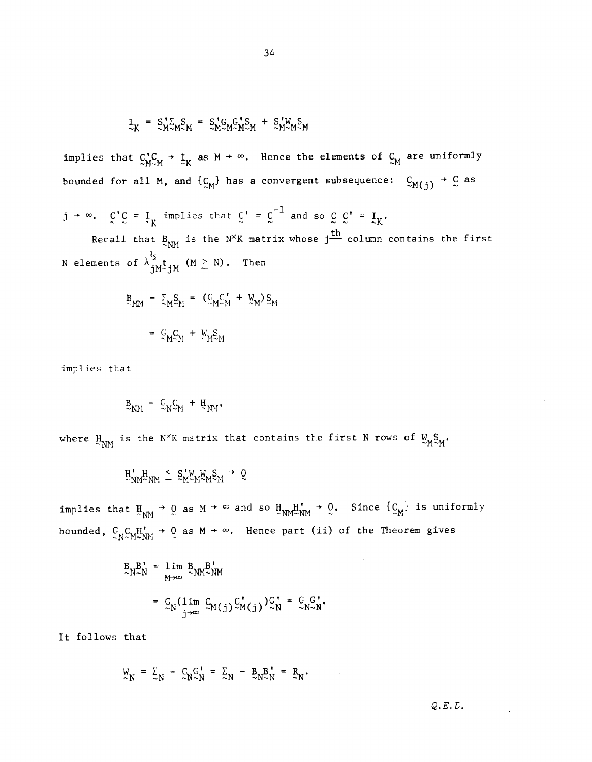$$\underset{\sim}{I}_K = \underset{\sim}{S}_M'\underset{\sim}{\Sigma}_M\underset{\sim}{S}_M = \underset{\sim}{S}_M'\underset{\sim}{G}_M\underset{\sim}{G}_M'\underset{\sim}{S}_M + \underset{\sim}{S}_M'\underset{\sim}{W}_M\underset{\sim}{S}_M$$

implies that $\underset{\sim}{C}_M'\underset{\sim}{C}_M \rightarrow \underset{\sim}{I}_K$ as $M \rightarrow \infty$. Hence the elements of $\underset{\sim}{C}_M$ are uniformly bounded for all M, and $\{\underset{\sim}{C}_M\}$ has a convergent subsequence: $\underset{\sim}{C}_{M(j)} \rightarrow \underset{\sim}{C}$ as $j \rightarrow \infty$. $\underset{\sim}{C}'\underset{\sim}{C} = \underset{\sim}{I}_K$ implies that $\underset{\sim}{C}' = \underset{\sim}{C}^{-1}$ and so $\underset{\sim}{C}\,\underset{\sim}{C}' = \underset{\sim}{I}_K$.

Recall that $\underset{\sim}{B}_{NM}$ is the N×K matrix whose $j^{\underline{th}}$ column contains the first N elements of $\lambda_{jM}^{\frac{1}{2}}\underset{\sim}{t}_{jM}$ $(M \geq N)$. Then

$$\underset{\sim}{B}_{MM} = \underset{\sim}{\Sigma}_M\underset{\sim}{S}_M = (\underset{\sim}{G}_M\underset{\sim}{G}_M' + \underset{\sim}{W}_M)\underset{\sim}{S}_M$$

$$= \underset{\sim}{G}_M\underset{\sim}{C}_M + \underset{\sim}{W}_M\underset{\sim}{S}_M$$

implies that

$$\underset{\sim}{B}_{NM} = \underset{\sim}{G}_N\underset{\sim}{C}_M + \underset{\sim}{H}_{NM},$$

where $\underset{\sim}{H}_{NM}$ is the N×K matrix that contains the first N rows of $\underset{\sim}{W}_M\underset{\sim}{S}_M$.

$$\underset{\sim}{H}_{NM}'\underset{\sim}{H}_{NM} \leq \underset{\sim}{S}_M'\underset{\sim}{W}_M\underset{\sim}{W}_M\underset{\sim}{S}_M \rightarrow \underset{\sim}{0}$$

implies that $\underset{\sim}{H}_{NM} \rightarrow \underset{\sim}{0}$ as $M \rightarrow \infty$ and so $\underset{\sim}{H}_{NM}\underset{\sim}{H}_{NM}' \rightarrow \underset{\sim}{0}$. Since $\{\underset{\sim}{C}_M\}$ is uniformly bounded, $\underset{\sim}{G}_N\underset{\sim}{C}_M\underset{\sim}{H}_{NM}' \rightarrow \underset{\sim}{0}$ as $M \rightarrow \infty$. Hence part (ii) of the Theorem gives

$$\underset{\sim}{B}_N\underset{\sim}{B}_N' = \lim_{M\to\infty} \underset{\sim}{B}_{NM}\underset{\sim}{B}_{NM}'$$

$$= \underset{\sim}{G}_N(\lim_{j\to\infty} \underset{\sim}{C}_{M(j)}\underset{\sim}{C}_{M(j)}')\underset{\sim}{G}_N' = \underset{\sim}{G}_N\underset{\sim}{G}_N'.$$

It follows that

$$\underset{\sim}{W}_N = \underset{\sim}{\Sigma}_N - \underset{\sim}{G}_N\underset{\sim}{G}_N' = \underset{\sim}{\Sigma}_N - \underset{\sim}{B}_N\underset{\sim}{B}_N' = \underset{\sim}{R}_N.$$

*Q.E.D.*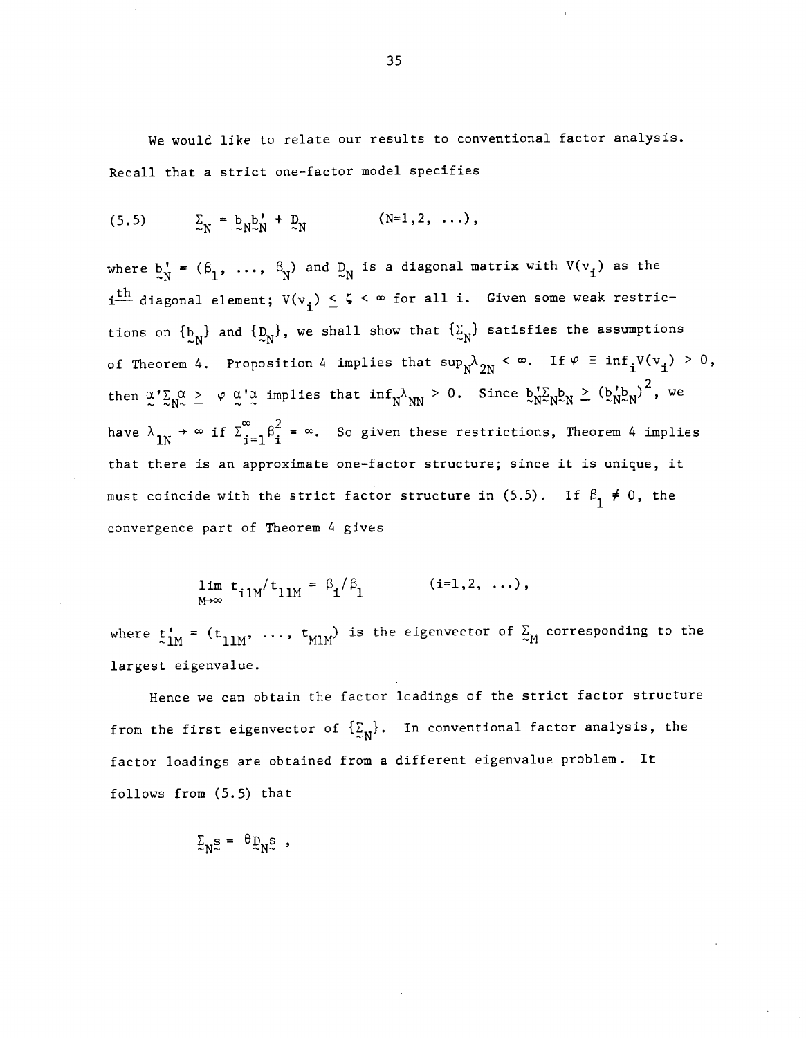We would like to relate our results to conventional factor analysis. Recall that a strict one-factor model specifies

$$\Sigma_N = b_N b_N' + D_N \qquad (N=1,2, \ldots), \tag{5.5}$$

where $b_N' = (\beta_1, \ldots, \beta_N)$ and $D_N$ is a diagonal matrix with $V(v_i)$ as the $i^{\underline{th}}$ diagonal element; $V(v_i) \leq \zeta < \infty$ for all i. Given some weak restrictions on $\{b_N\}$ and $\{D_N\}$, we shall show that $\{\Sigma_N\}$ satisfies the assumptions of Theorem 4. Proposition 4 implies that $\sup_N \lambda_{2N} < \infty$. If $\varphi \equiv \inf_i V(v_i) > 0$, then $\alpha' \Sigma_N \alpha \geq \varphi\, \alpha' \alpha$ implies that $\inf_N \lambda_{NN} > 0$. Since $b_N' \Sigma_N b_N \geq (b_N' b_N)^2$, we have $\lambda_{1N} \to \infty$ if $\Sigma_{i=1}^{\infty} \beta_i^2 = \infty$. So given these restrictions, Theorem 4 implies that there is an approximate one-factor structure; since it is unique, it must coincide with the strict factor structure in (5.5). If $\beta_1 \neq 0$, the convergence part of Theorem 4 gives

$$\lim_{M \to \infty} t_{i1M}/t_{11M} = \beta_i/\beta_1 \qquad (i=1,2, \ldots),$$

where $t_{1M}' = (t_{11M}, \ldots, t_{M1M})$ is the eigenvector of $\Sigma_M$ corresponding to the largest eigenvalue.

Hence we can obtain the factor loadings of the strict factor structure from the first eigenvector of $\{\Sigma_N\}$. In conventional factor analysis, the factor loadings are obtained from a different eigenvalue problem. It follows from (5.5) that

$$\Sigma_N s = \theta D_N s \, ,$$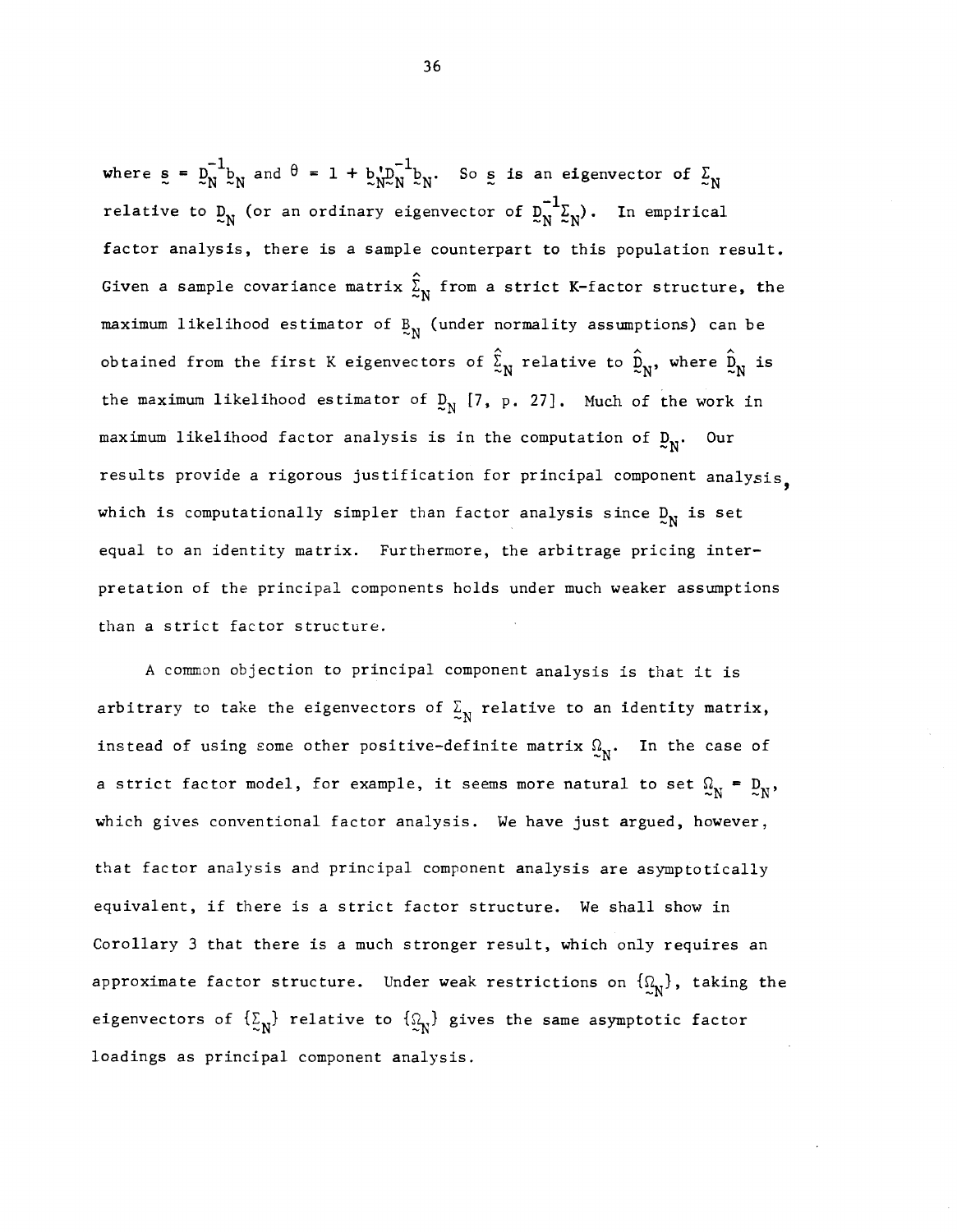where $\underset{\sim}{s} = \underset{\sim}{D}_N^{-1} \underset{\sim}{b}_N$ and $\theta = 1 + \underset{\sim}{b}_N' \underset{\sim}{D}_N^{-1} \underset{\sim}{b}_N$. So $\underset{\sim}{s}$ is an eigenvector of $\underset{\sim}{\Sigma}_N$ relative to $\underset{\sim}{D}_N$ (or an ordinary eigenvector of $\underset{\sim}{D}_N^{-1} \underset{\sim}{\Sigma}_N$). In empirical factor analysis, there is a sample counterpart to this population result. Given a sample covariance matrix $\hat{\underset{\sim}{\Sigma}}_N$ from a strict K-factor structure, the maximum likelihood estimator of $\underset{\sim}{B}_N$ (under normality assumptions) can be obtained from the first K eigenvectors of $\hat{\underset{\sim}{\Sigma}}_N$ relative to $\hat{\underset{\sim}{D}}_N$, where $\hat{\underset{\sim}{D}}_N$ is the maximum likelihood estimator of $\underset{\sim}{D}_N$ [7, p. 27]. Much of the work in maximum likelihood factor analysis is in the computation of $\underset{\sim}{D}_N$. Our results provide a rigorous justification for principal component analysis, which is computationally simpler than factor analysis since $\underset{\sim}{D}_N$ is set equal to an identity matrix. Furthermore, the arbitrage pricing interpretation of the principal components holds under much weaker assumptions than a strict factor structure.

A common objection to principal component analysis is that it is arbitrary to take the eigenvectors of $\underset{\sim}{\Sigma}_N$ relative to an identity matrix, instead of using some other positive-definite matrix $\underset{\sim}{\Omega}_N$. In the case of a strict factor model, for example, it seems more natural to set $\underset{\sim}{\Omega}_N = \underset{\sim}{D}_N$, which gives conventional factor analysis. We have just argued, however, that factor analysis and principal component analysis are asymptotically equivalent, if there is a strict factor structure. We shall show in Corollary 3 that there is a much stronger result, which only requires an approximate factor structure. Under weak restrictions on $\{\underset{\sim}{\Omega}_N\}$, taking the eigenvectors of $\{\underset{\sim}{\Sigma}_N\}$ relative to $\{\underset{\sim}{\Omega}_N\}$ gives the same asymptotic factor loadings as principal component analysis.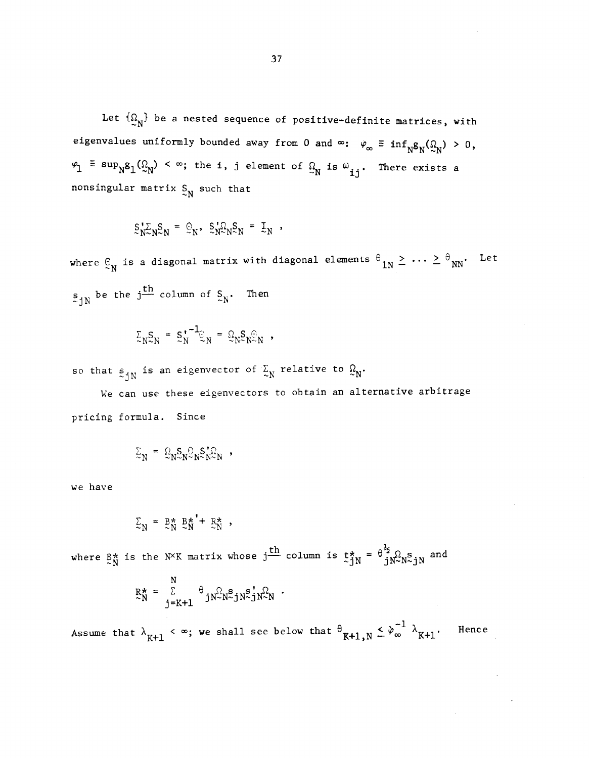Let $\{\underset{\sim}{\Omega}_N\}$ be a nested sequence of positive-definite matrices, with eigenvalues uniformly bounded away from 0 and $\infty$: $\varphi_\infty \equiv \inf_N g_N(\underset{\sim}{\Omega}_N) > 0$, $\varphi_1 \equiv \sup_N g_1(\underset{\sim}{\Omega}_N) < \infty$; the i, j element of $\underset{\sim}{\Omega}_N$ is $\omega_{ij}$. There exists a nonsingular matrix $\underset{\sim}{S}_N$ such that

$$\underset{\sim}{S}_N' \underset{\sim}{\Sigma}_N \underset{\sim}{S}_N = \underset{\sim}{\Theta}_N, \; \underset{\sim}{S}_N' \underset{\sim}{\Omega}_N \underset{\sim}{S}_N = \underset{\sim}{I}_N \; ,$$

where $\underset{\sim}{\Theta}_N$ is a diagonal matrix with diagonal elements $\theta_{1N} \geq \cdots \geq \theta_{NN}$. Let $\underset{\sim}{s}_{jN}$ be the $j^{\underline{th}}$ column of $\underset{\sim}{S}_N$. Then

$$\underset{\sim}{\Sigma}_N \underset{\sim}{S}_N = \underset{\sim}{S}_N'^{-1} \underset{\sim}{\Theta}_N = \underset{\sim}{\Omega}_N \underset{\sim}{S}_N \underset{\sim}{\Theta}_N \; ,$$

so that $\underset{\sim}{s}_{jN}$ is an eigenvector of $\underset{\sim}{\Sigma}_N$ relative to $\underset{\sim}{\Omega}_N$.

We can use these eigenvectors to obtain an alternative arbitrage pricing formula. Since

$$\underset{\sim}{\Sigma}_N = \underset{\sim}{\Omega}_N \underset{\sim}{S}_N \underset{\sim}{\Theta}_N \underset{\sim}{S}_N' \underset{\sim}{\Omega}_N \; ,$$

we have

$$\underset{\sim}{\Sigma}_N = \underset{\sim}{B}_N^* \underset{\sim}{B}_N^{*\prime} + \underset{\sim}{R}_N^* \; ,$$

where $\underset{\sim}{B}_N^*$ is the N×K matrix whose $j^{\underline{th}}$ column is $\underset{\sim}{t}_{jN}^* = \theta_{jN}^{\frac{1}{2}} \underset{\sim}{\Omega}_N \underset{\sim}{s}_{jN}$ and

$$\underset{\sim}{R}_N^* = \sum_{j=K+1}^{N} \theta_{jN} \underset{\sim}{\Omega}_N \underset{\sim}{s}_{jN} \underset{\sim}{s}_{jN}' \underset{\sim}{\Omega}_N \; .$$

Assume that $\lambda_{K+1} < \infty$; we shall see below that $\theta_{K+1,N} \leq \varphi_\infty^{-1} \lambda_{K+1}$. Hence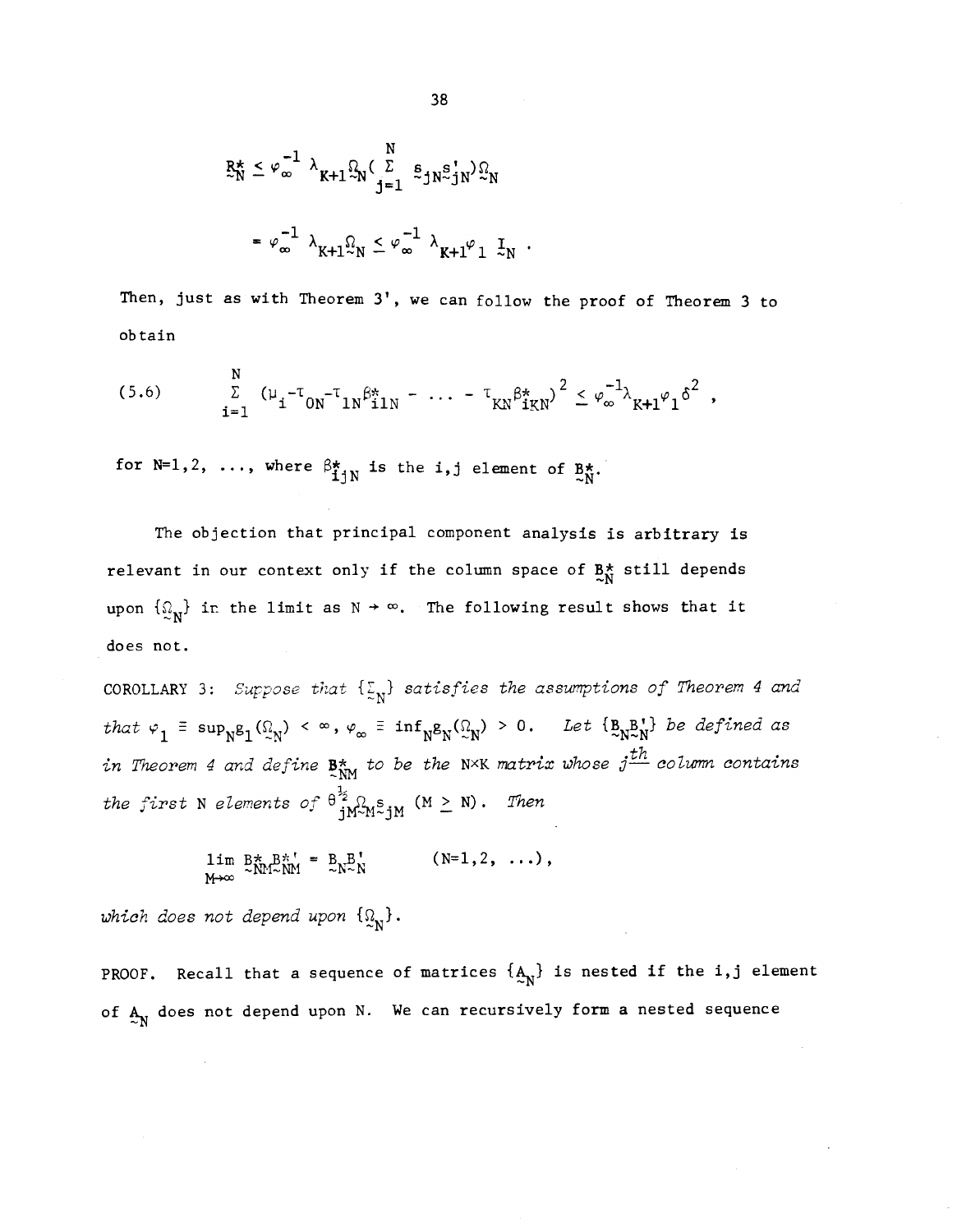$$R^*_N \leq \varphi_\infty^{-1} \lambda_{K+1} \Omega_N \left( \sum_{j=1}^{N} s_{jN} s'_{jN} \right) \Omega_N$$

$$= \varphi_\infty^{-1} \lambda_{K+1} \Omega_N \leq \varphi_\infty^{-1} \lambda_{K+1} \varphi_1 I_N .$$

Then, just as with Theorem 3', we can follow the proof of Theorem 3 to obtain

$$\sum_{i=1}^{N} (\mu_i - \tau_{0N} - \tau_{1N}\beta^*_{i1N} - \ldots - \tau_{KN}\beta^*_{iKN})^2 \leq \varphi_\infty^{-1} \lambda_{K+1} \varphi_1 \delta^2 , \tag{5.6}$$

for $N=1,2, \ldots,$ where $\beta^*_{ijN}$ is the i,j element of $B^*_N$.

The objection that principal component analysis is arbitrary is relevant in our context only if the column space of $B^*_N$ still depends upon $\{\Omega_N\}$ in the limit as $N \to \infty$. The following result shows that it does not.

COROLLARY 3: *Suppose that $\{\Sigma_N\}$ satisfies the assumptions of Theorem 4 and that $\varphi_1 \equiv \sup_N g_1(\Omega_N) < \infty$, $\varphi_\infty \equiv \inf_N g_N(\Omega_N) > 0$. Let $\{B_N B'_N\}$ be defined as in Theorem 4 and define $B^*_{NM}$ to be the N×K matrix whose $j^{th}$ column contains the first N elements of $\theta^{\frac{1}{2}}_{jM} \Omega_M s_{jM}$ $(M \geq N)$. Then*

$$\lim_{M \to \infty} B^*_{NM} B^{*\prime}_{NM} = B_N B'_N \qquad (N=1,2, \ldots),$$

*which does not depend upon $\{\Omega_N\}$.*

PROOF. Recall that a sequence of matrices $\{A_N\}$ is nested if the i,j element of $A_N$ does not depend upon N. We can recursively form a nested sequence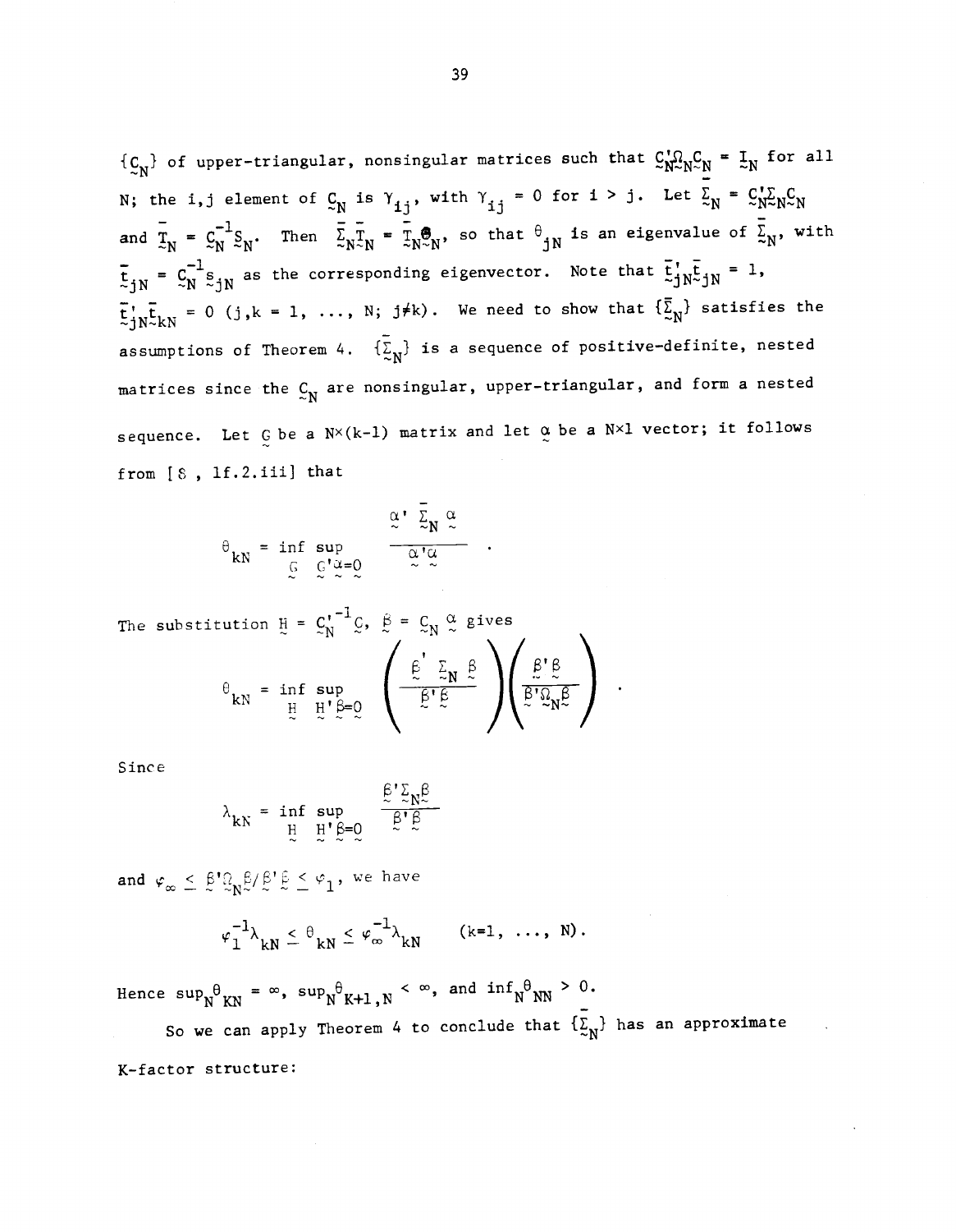$\{\underset{\sim}{C}_N\}$ of upper-triangular, nonsingular matrices such that $\underset{\sim}{C}_N'\underset{\sim}{\Omega}_N\underset{\sim}{C}_N = \underset{\sim}{I}_N$ for all $N$; the i,j element of $\underset{\sim}{C}_N$ is $\gamma_{ij}$, with $\gamma_{ij} = 0$ for $i > j$. Let $\bar{\underset{\sim}{\Sigma}}_N = \underset{\sim}{C}_N'\underset{\sim}{\Sigma}_N\underset{\sim}{C}_N$ and $\bar{\underset{\sim}{T}}_N = \underset{\sim}{C}_N^{-1}\underset{\sim}{S}_N$. Then $\bar{\underset{\sim}{\Sigma}}_N\bar{\underset{\sim}{T}}_N = \bar{\underset{\sim}{T}}_N\underset{\sim}{\Theta}_N$, so that $\theta_{jN}$ is an eigenvalue of $\bar{\underset{\sim}{\Sigma}}_N$, with $\bar{\underset{\sim}{t}}_{jN} = \underset{\sim}{C}_N^{-1}\underset{\sim}{s}_{jN}$ as the corresponding eigenvector. Note that $\bar{\underset{\sim}{t}}_{jN}'\bar{\underset{\sim}{t}}_{jN} = 1$, $\bar{\underset{\sim}{t}}_{jN}'\bar{\underset{\sim}{t}}_{kN} = 0$ $(j,k = 1, \ldots, N;\ j \neq k)$. We need to show that $\{\bar{\underset{\sim}{\Sigma}}_N\}$ satisfies the assumptions of Theorem 4. $\{\bar{\underset{\sim}{\Sigma}}_N\}$ is a sequence of positive-definite, nested matrices since the $\underset{\sim}{C}_N$ are nonsingular, upper-triangular, and form a nested sequence. Let $\underset{\sim}{G}$ be a $N\times(k-1)$ matrix and let $\underset{\sim}{\alpha}$ be a $N\times 1$ vector; it follows from [8, 1f.2.iii] that

$$\theta_{kN} = \inf_{\underset{\sim}{G}} \sup_{\underset{\sim}{G}'\underset{\sim}{\alpha}=\underset{\sim}{0}} \frac{\underset{\sim}{\alpha}'\bar{\underset{\sim}{\Sigma}}_N\underset{\sim}{\alpha}}{\underset{\sim}{\alpha}'\underset{\sim}{\alpha}} .$$

The substitution $\underset{\sim}{H} = \underset{\sim}{C}_N'^{-1}\underset{\sim}{G}$, $\underset{\sim}{\beta} = \underset{\sim}{C}_N\underset{\sim}{\alpha}$ gives

$$\theta_{kN} = \inf_{\underset{\sim}{H}} \sup_{\underset{\sim}{H}'\underset{\sim}{\beta}=\underset{\sim}{0}} \left(\frac{\underset{\sim}{\beta}'\underset{\sim}{\Sigma}_N\underset{\sim}{\beta}}{\underset{\sim}{\beta}'\underset{\sim}{\beta}}\right)\left(\frac{\underset{\sim}{\beta}'\underset{\sim}{\beta}}{\underset{\sim}{\beta}'\underset{\sim}{\Omega}_N\underset{\sim}{\beta}}\right) .$$

Since

$$\lambda_{kN} = \inf_{\underset{\sim}{H}} \sup_{\underset{\sim}{H}'\underset{\sim}{\beta}=\underset{\sim}{0}} \frac{\underset{\sim}{\beta}'\underset{\sim}{\Sigma}_N\underset{\sim}{\beta}}{\underset{\sim}{\beta}'\underset{\sim}{\beta}}$$

and $\varphi_\infty \leq \underset{\sim}{\beta}'\underset{\sim}{\Omega}_N\underset{\sim}{\beta}/\underset{\sim}{\beta}'\underset{\sim}{\beta} \leq \varphi_1$, we have

$$\varphi_1^{-1}\lambda_{kN} \leq \theta_{kN} \leq \varphi_\infty^{-1}\lambda_{kN} \qquad (k=1, \ldots, N).$$

Hence $\sup_N\theta_{KN} = \infty$, $\sup_N\theta_{K+1,N} < \infty$, and $\inf_N\theta_{NN} > 0$.

So we can apply Theorem 4 to conclude that $\{\bar{\underset{\sim}{\Sigma}}_N\}$ has an approximate K-factor structure: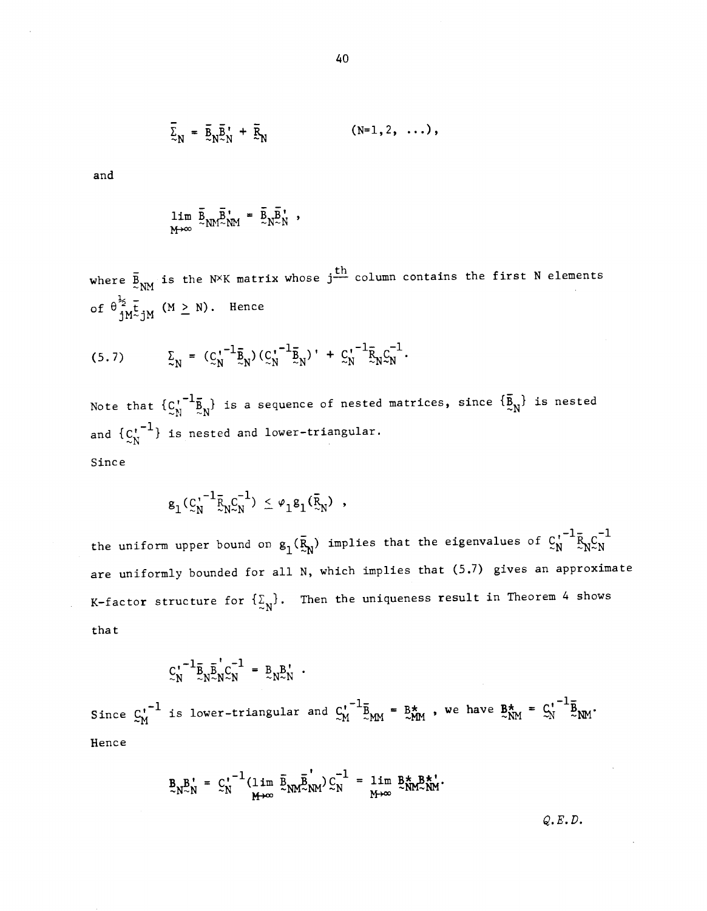$$\bar{\Sigma}_N = \bar{B}_N \bar{B}_N' + \bar{R}_N \qquad (N=1,2, \ldots),$$

and

$$\lim_{M\to\infty} \bar{B}_{NM} \bar{B}_{NM}' = \bar{B}_N \bar{B}_N' ,$$

where $\bar{B}_{NM}$ is the N×K matrix whose $j^{\underline{th}}$ column contains the first N elements of $\theta_{jM}^{\frac{1}{2}} \bar{t}_{jM}$ $(M \geq N)$. Hence

$$(5.7) \qquad \Sigma_N = (C_N'^{-1} \bar{B}_N)(C_N'^{-1} \bar{B}_N)' + C_N'^{-1} \bar{R}_N C_N^{-1}.$$

Note that $\{C_N'^{-1} \bar{B}_N\}$ is a sequence of nested matrices, since $\{\bar{B}_N\}$ is nested and $\{C_N'^{-1}\}$ is nested and lower-triangular.

Since

$$g_1(C_N'^{-1} \bar{R}_N C_N^{-1}) \leq \varphi_1 g_1(\bar{R}_N) ,$$

the uniform upper bound on $g_1(\bar{R}_N)$ implies that the eigenvalues of $C_N'^{-1} \bar{R}_N C_N^{-1}$ are uniformly bounded for all N, which implies that (5.7) gives an approximate K-factor structure for $\{\Sigma_N\}$. Then the uniqueness result in Theorem 4 shows that

$$C_N'^{-1} \bar{B}_N \bar{B}_N' C_N^{-1} = B_N B_N' .$$

Since $C_M'^{-1}$ is lower-triangular and $C_M'^{-1} \bar{B}_{MM} = B_{MM}^*$, we have $B_{NM}^* = C_N'^{-1} \bar{B}_{NM}$.

Hence

$$B_N B_N' = C_N'^{-1} (\lim_{M\to\infty} \bar{B}_{NM} \bar{B}_{NM}') C_N^{-1} = \lim_{M\to\infty} B_{NM}^* B_{NM}^{*\prime}.$$

*Q.E.D.*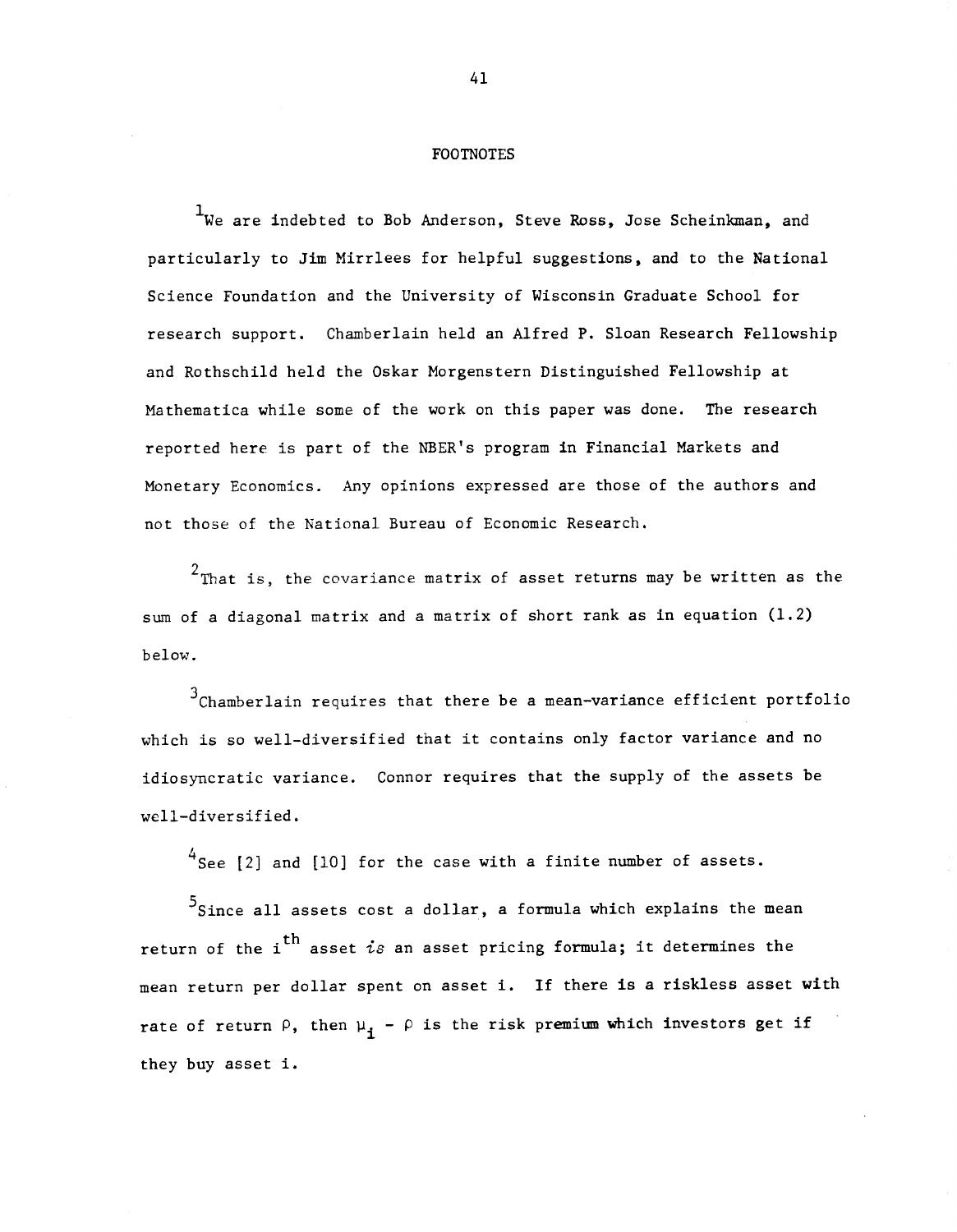# FOOTNOTES

[1]We are indebted to Bob Anderson, Steve Ross, Jose Scheinkman, and particularly to Jim Mirrlees for helpful suggestions, and to the National Science Foundation and the University of Wisconsin Graduate School for research support. Chamberlain held an Alfred P. Sloan Research Fellowship and Rothschild held the Oskar Morgenstern Distinguished Fellowship at Mathematica while some of the work on this paper was done. The research reported here is part of the NBER's program in Financial Markets and Monetary Economics. Any opinions expressed are those of the authors and not those of the National Bureau of Economic Research.

[2]That is, the covariance matrix of asset returns may be written as the sum of a diagonal matrix and a matrix of short rank as in equation (1.2) below.

[3]Chamberlain requires that there be a mean-variance efficient portfolio which is so well-diversified that it contains only factor variance and no idiosyncratic variance. Connor requires that the supply of the assets be well-diversified.

[4]See [2] and [10] for the case with a finite number of assets.

[5]Since all assets cost a dollar, a formula which explains the mean return of the $i^{th}$ asset *is* an asset pricing formula; it determines the mean return per dollar spent on asset i. If there is a riskless asset with rate of return $\rho$, then $\mu_i - \rho$ is the risk premium which investors get if they buy asset i.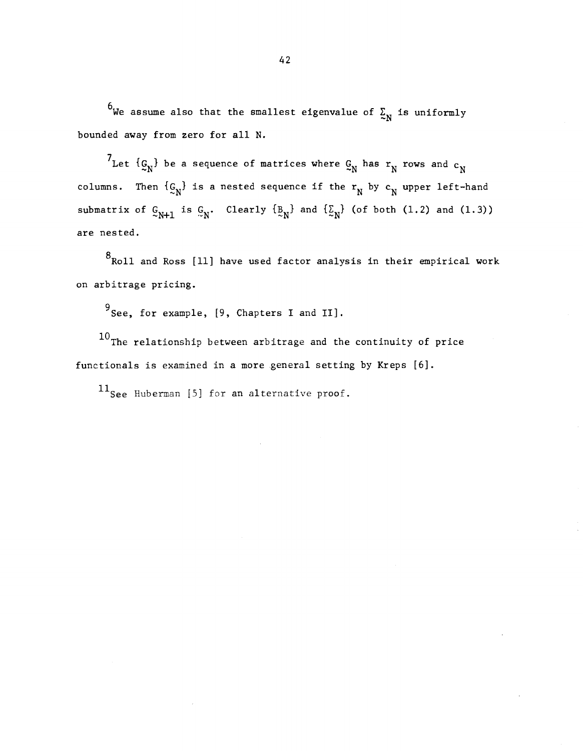[6]We assume also that the smallest eigenvalue of $\underset{\sim}{\Sigma}_N$ is uniformly bounded away from zero for all N.

[7]Let $\{\underset{\sim}{G}_N\}$ be a sequence of matrices where $\underset{\sim}{G}_N$ has $r_N$ rows and $c_N$ columns. Then $\{\underset{\sim}{G}_N\}$ is a nested sequence if the $r_N$ by $c_N$ upper left-hand submatrix of $\underset{\sim}{G}_{N+1}$ is $\underset{\sim}{G}_N$. Clearly $\{\underset{\sim}{B}_N\}$ and $\{\underset{\sim}{\Sigma}_N\}$ (of both (1.2) and (1.3)) are nested.

[8]Roll and Ross [11] have used factor analysis in their empirical work on arbitrage pricing.

[9]See, for example, [9, Chapters I and II].

[10]The relationship between arbitrage and the continuity of price functionals is examined in a more general setting by Kreps [6].

[11]See Huberman [5] for an alternative proof.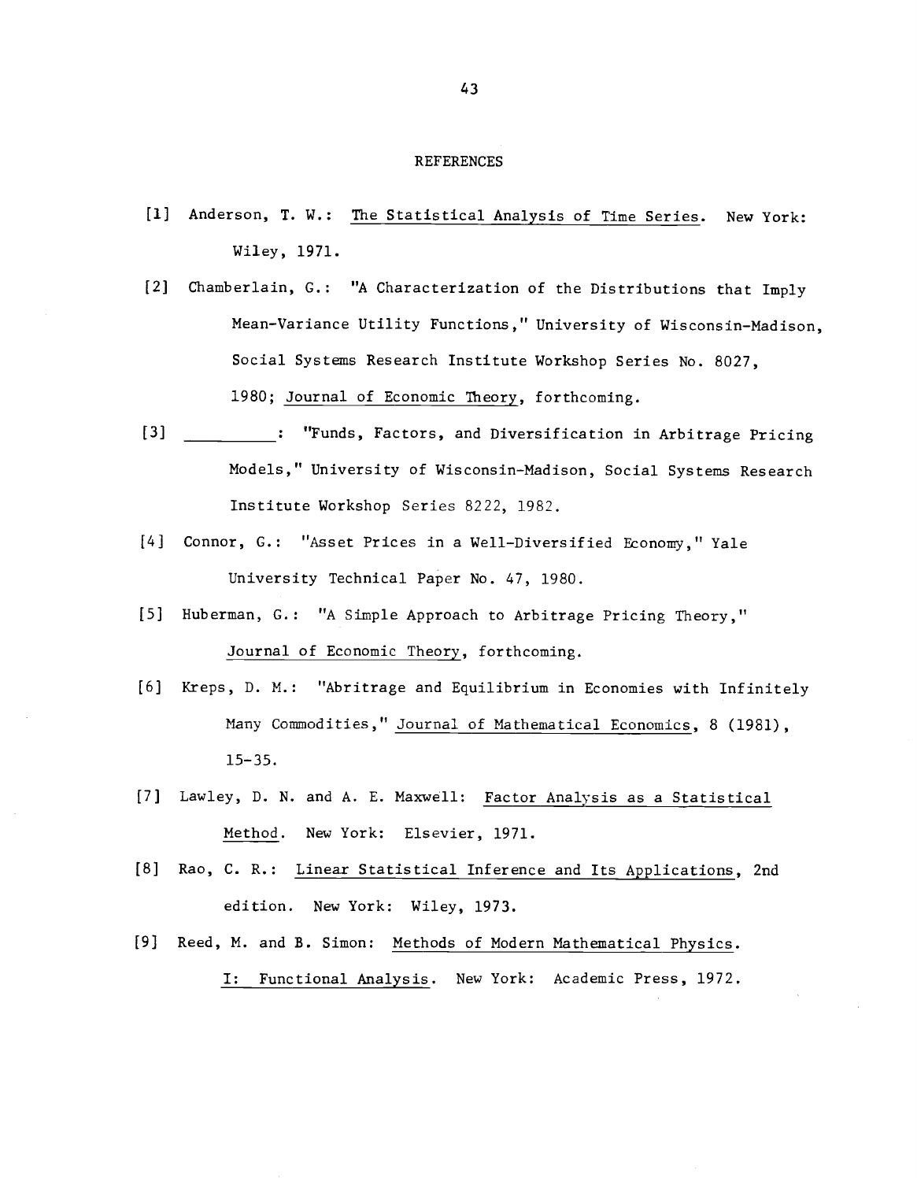# REFERENCES

[1] Anderson, T. W.: The Statistical Analysis of Time Series. New York: Wiley, 1971.

[2] Chamberlain, G.: "A Characterization of the Distributions that Imply Mean-Variance Utility Functions," University of Wisconsin-Madison, Social Systems Research Institute Workshop Series No. 8027, 1980; Journal of Economic Theory, forthcoming.

[3] __________: "Funds, Factors, and Diversification in Arbitrage Pricing Models," University of Wisconsin-Madison, Social Systems Research Institute Workshop Series 8222, 1982.

[4] Connor, G.: "Asset Prices in a Well-Diversified Economy," Yale University Technical Paper No. 47, 1980.

[5] Huberman, G.: "A Simple Approach to Arbitrage Pricing Theory," Journal of Economic Theory, forthcoming.

[6] Kreps, D. M.: "Abritrage and Equilibrium in Economies with Infinitely Many Commodities," Journal of Mathematical Economics, 8 (1981), 15-35.

[7] Lawley, D. N. and A. E. Maxwell: Factor Analysis as a Statistical Method. New York: Elsevier, 1971.

[8] Rao, C. R.: Linear Statistical Inference and Its Applications, 2nd edition. New York: Wiley, 1973.

[9] Reed, M. and B. Simon: Methods of Modern Mathematical Physics. I: Functional Analysis. New York: Academic Press, 1972.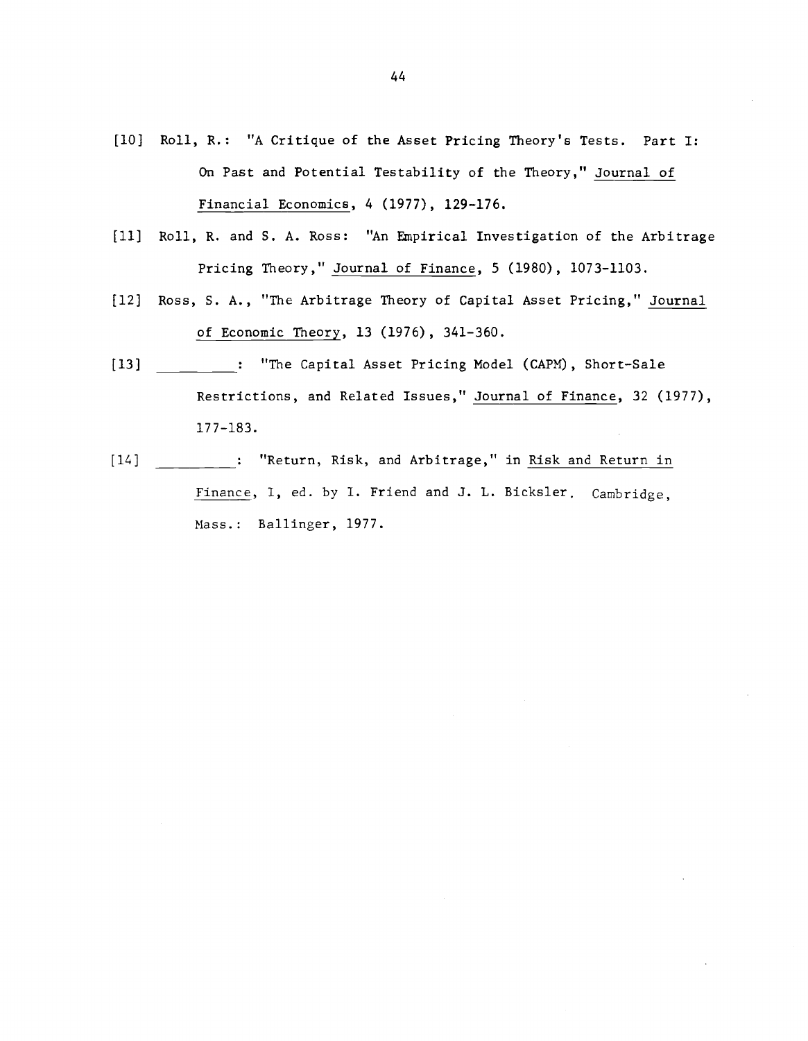[10] Roll, R.: "A Critique of the Asset Pricing Theory's Tests. Part I: On Past and Potential Testability of the Theory," Journal of Financial Economics, 4 (1977), 129-176.

[11] Roll, R. and S. A. Ross: "An Empirical Investigation of the Arbitrage Pricing Theory," Journal of Finance, 5 (1980), 1073-1103.

[12] Ross, S. A., "The Arbitrage Theory of Capital Asset Pricing," Journal of Economic Theory, 13 (1976), 341-360.

[13] ________: "The Capital Asset Pricing Model (CAPM), Short-Sale Restrictions, and Related Issues," Journal of Finance, 32 (1977), 177-183.

[14] ________: "Return, Risk, and Arbitrage," in Risk and Return in Finance, I, ed. by I. Friend and J. L. Bicksler. Cambridge, Mass.: Ballinger, 1977.